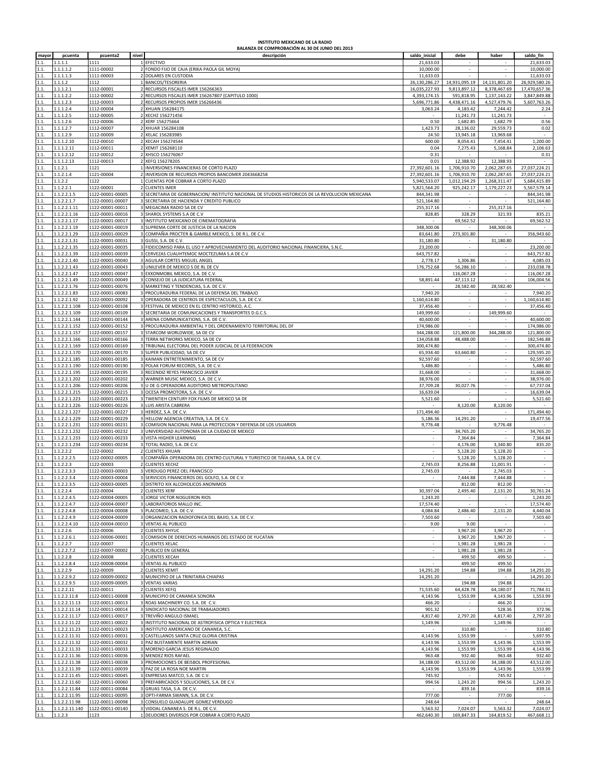**INSTITUTO MEXICANO DE LA RADIO**
**BALANZA DE COMPROBACIÓN AL 30 DE JUNIO DEL 2013**

| mayor | pcuenta | pcuenta2 | nivel | descripción | saldo_inicial | debe | haber | saldo_fin |
|---|---|---|---|---|---|---|---|---|
| 1.1. | 1.1.1.1 | 1111 | 1 | EFECTIVO | 21,633.03 | - | - | 21,633.03 |
| 1.1. | 1.1.1.1.2 | 1111-00002 | 2 | FONDO FIJO DE CAJA (ERIKA PAOLA GIL MOYA) | 10,000.00 | - | - | 10,000.00 |
| 1.1. | 1.1.1.1.3 | 1111-00003 | 2 | DOLARES EN CUSTODIA | 11,633.03 | - | - | 11,633.03 |
| 1.1. | 1.1.1.2 | 1112 | 1 | BANCOS/TESORERIA | 26,130,286.27 | 14,931,095.19 | 14,131,801.20 | 26,929,580.26 |
| 1.1. | 1.1.1.2.1 | 1112-00001 | 2 | RECURSOS FISCALES IMER 156266363 | 16,035,227.93 | 9,813,897.12 | 8,378,467.69 | 17,470,657.36 |
| 1.1. | 1.1.1.2.2 | 1112-00002 | 2 | RECURSOS FISCALES IMER 156267807 (CAPITULO 1000) | 4,393,174.15 | 591,818.95 | 1,137,143.22 | 3,847,849.88 |
| 1.1. | 1.1.1.2.3 | 1112-00003 | 2 | RECURSOS PROPIOS IMER 156266436 | 5,696,771.86 | 4,438,471.16 | 4,527,479.76 | 5,607,763.26 |
| 1.1. | 1.1.1.2.4 | 1112-00004 | 2 | XHUAN 156284175 | 3,063.24 | 4,183.42 | 7,244.42 | 2.24 |
| 1.1. | 1.1.1.2.5 | 1112-00005 | 2 | XECHZ 156271456 | - | 11,241.73 | 11,241.73 | - |
| 1.1. | 1.1.1.2.6 | 1112-00006 | 2 | XERF 156275664 | 0.50 | 1,682.85 | 1,682.79 | 0.56 |
| 1.1. | 1.1.1.2.7 | 1112-00007 | 2 | XHUAR 156284108 | 1,423.73 | 28,136.02 | 29,559.73 | 0.02 |
| 1.1. | 1.1.1.2.9 | 1112-00009 | 2 | XELAC 156283985 | 24.50 | 13,945.18 | 13,969.68 | - |
| 1.1. | 1.1.1.2.10 | 1112-00010 | 2 | XECAH 156274544 | 600.00 | 8,054.41 | 7,454.41 | 1,200.00 |
| 1.1. | 1.1.1.2.11 | 1112-00011 | 2 | XEMIT 156268110 | 0.04 | 7,275.43 | 5,168.84 | 2,106.63 |
| 1.1. | 1.1.1.2.12 | 1112-00012 | 2 | XHSCO 156276067 | 0.31 | - | - | 0.31 |
| 1.1. | 1.1.1.2.13 | 1112-00013 | 2 | XEFQ 156278205 | 0.01 | 12,388.92 | 12,388.93 | - |
| 1.1. | 1.1.2.1 | 1121 | 1 | INVERSIONES FINANCIERAS DE CORTO PLAZO | 27,392,601.16 | 1,706,910.70 | 2,062,287.65 | 27,037,224.21 |
| 1.1. | 1.1.2.1.4 | 1121-00004 | 2 | INVERSION DE RECURSOS PROPIOS BANCOMER 2043668258 | 27,392,601.16 | 1,706,910.70 | 2,062,287.65 | 27,037,224.21 |
| 1.1. | 1.1.2.2 | 1122 | 1 | CUENTAS POR COBRAR A CORTO PLAZO | 5,940,533.07 | 1,012,194.29 | 1,268,311.47 | 5,684,415.89 |
| 1.1. | 1.1.2.2.1 | 1122-00001 | 2 | CLIENTES IMER | 5,821,564.20 | 925,242.17 | 1,179,227.23 | 5,567,579.14 |
| 1.1. | 1.1.2.2.1.5 | 1122-00001-00005 | 3 | SECRETARIA DE GOBERNACION/ INSTITUTO NACIONAL DE STUDIOS HISTORICOS DE LA REVOLUCION MEXICANA | 844,341.98 | - | - | 844,341.98 |
| 1.1. | 1.1.2.2.1.7 | 1122-00001-00007 | 3 | SECRETARIA DE HACIENDA Y CREDITO PUBLICO | 521,164.80 | - | - | 521,164.80 |
| 1.1. | 1.1.2.2.1.11 | 1122-00001-00011 | 3 | MEGACIMA RADIO SA DE CV | 255,317.16 | - | 255,317.16 | - |
| 1.1. | 1.1.2.2.1.16 | 1122-00001-00016 | 3 | SHAROL SYSTEMS S.A DE C.V | 828.85 | 328.29 | 321.93 | 835.21 |
| 1.1. | 1.1.2.2.1.17 | 1122-00001-00017 | 3 | INSTITUTO MEXICANO DE CINEMATOGRAFIA | - | 69,562.52 | - | 69,562.52 |
| 1.1. | 1.1.2.2.1.19 | 1122-00001-00019 | 3 | SUPREMA CORTE DE JUSTICIA DE LA NACION | 348,300.06 | - | 348,300.06 | - |
| 1.1. | 1.1.2.2.1.29 | 1122-00001-00029 | 3 | COMPAÑIA PROCTER & GAMBLE MEXICO, S. DE R.L. DE C.V. | 83,641.80 | 273,301.80 | - | 356,943.60 |
| 1.1. | 1.1.2.2.1.31 | 1122-00001-00031 | 3 | GUSSI, S.A. DE C.V. | 31,180.80 | - | 31,180.80 | - |
| 1.1. | 1.1.2.2.1.35 | 1122-00001-00035 | 3 | FIDEICOMISO PARA EL USO Y APROVECHAMIENTO DEL AUDITORIO NACIONAL FINANCIERA, S.N.C. | 23,200.00 | - | - | 23,200.00 |
| 1.1. | 1.1.2.2.1.39 | 1122-00001-00039 | 3 | CERVEZAS CUAUHTEMOC MOCTEZUMA S.A DE C.V | 643,757.82 | - | - | 643,757.82 |
| 1.1. | 1.1.2.2.1.40 | 1122-00001-00040 | 3 | AGUILAR CORTES MIGUEL ANGEL | 2,778.17 | 1,306.86 | - | 4,085.03 |
| 1.1. | 1.1.2.2.1.43 | 1122-00001-00043 | 3 | UNILEVER DE MEXICO S DE RL DE CV | 176,752.68 | 56,286.10 | - | 233,038.78 |
| 1.1. | 1.1.2.2.1.47 | 1122-00001-00047 | 3 | EXXONMOBIL MEXICO, S.A. DE C.V. | - | 116,067.28 | - | 116,067.28 |
| 1.1. | 1.1.2.2.1.49 | 1122-00001-00049 | 3 | CONSEJO DE LA JUDICATURA FEDERAL | 58,891.44 | 47,113.12 | - | 106,004.56 |
| 1.1. | 1.1.2.2.1.76 | 1122-00001-00076 | 3 | MARKETING Y TENDENCIAS, S.A. DE C.V. | - | 28,582.40 | 28,582.40 | - |
| 1.1. | 1.1.2.2.1.83 | 1122-00001-00083 | 3 | PROCURADURIA FEDERAL DE LA DEFENSA DEL TRABAJO | 7,940.20 | - | - | 7,940.20 |
| 1.1. | 1.1.2.2.1.92 | 1122-00001-00092 | 3 | OPERADORA DE CENTROS DE ESPECTACULOS, S.A. DE C.V. | 1,160,614.80 | - | - | 1,160,614.80 |
| 1.1. | 1.1.2.2.1.108 | 1122-00001-00108 | 3 | FESTIVAL DE MEXICO EN EL CENTRO HISTORICO, A.C. | 37,456.40 | - | - | 37,456.40 |
| 1.1. | 1.1.2.2.1.109 | 1122-00001-00109 | 3 | SECRETARIA DE COMUNICACIONES Y TRANSPORTES D.G.C.S. | 149,999.60 | - | 149,999.60 | - |
| 1.1. | 1.1.2.2.1.144 | 1122-00001-00144 | 3 | ARENA COMMUNICATIONS, S.A. DE C.V. | 40,600.00 | - | - | 40,600.00 |
| 1.1. | 1.1.2.2.1.152 | 1122-00001-00152 | 3 | PROCURADURIA AMBIENTAL Y DEL ORDENAMIENTO TERRITORIAL DEL DF | 174,986.00 | - | - | 174,986.00 |
| 1.1. | 1.1.2.2.1.157 | 1122-00001-00157 | 3 | STARCOM WORLDWIDE, SA DE CV | 344,288.00 | 121,800.00 | 344,288.00 | 121,800.00 |
| 1.1. | 1.1.2.2.1.166 | 1122-00001-00166 | 3 | TERRA NETWORKS MEXICO, SA DE CV | 134,058.88 | 48,488.00 | - | 182,546.88 |
| 1.1. | 1.1.2.2.1.169 | 1122-00001-00169 | 3 | TRIBUNAL ELECTORAL DEL PODER JUDICIAL DE LA FEDERACION | 300,474.80 | - | - | 300,474.80 |
| 1.1. | 1.1.2.2.1.170 | 1122-00001-00170 | 3 | SUPER PUBLICIDAD, SA DE CV | 65,934.40 | 63,660.80 | - | 129,595.20 |
| 1.1. | 1.1.2.2.1.185 | 1122-00001-00185 | 3 | KAIMAN ENTRETENIMIENTO, SA DE CV | 92,597.60 | - | - | 92,597.60 |
| 1.1. | 1.1.2.2.1.190 | 1122-00001-00190 | 3 | POLAK FORUM RECORDS, S.A. DE C.V. | 5,486.80 | - | - | 5,486.80 |
| 1.1. | 1.1.2.2.1.195 | 1122-00001-00195 | 3 | RECENDIZ REYES FRANCISCO JAVIER | 31,668.00 | - | - | 31,668.00 |
| 1.1. | 1.1.2.2.1.202 | 1122-00001-00202 | 3 | WARNER MUSIC MEXICO, S.A. DE C.V. | 38,976.00 | - | - | 38,976.00 |
| 1.1. | 1.1.2.2.1.206 | 1122-00001-00206 | 3 | U DE G OPERADORA AUDITORIO METROPOLITANO | 37,709.28 | 30,027.76 | - | 67,737.04 |
| 1.1. | 1.1.2.2.1.215 | 1122-00001-00215 | 3 | OCESA PROMOTORA, S.A. DE C.V | 16,639.04 | - | - | 16,639.04 |
| 1.1. | 1.1.2.2.1.223 | 1122-00001-00223 | 3 | TWENTIEH CENTURY FOX FILMS DE MEXICO SA DE | 5,521.60 | - | - | 5,521.60 |
| 1.1. | 1.1.2.2.1.226 | 1122-00001-00226 | 3 | LUIS ARISTA CABRERA | - | 8,120.00 | 8,120.00 | - |
| 1.1. | 1.1.2.2.1.227 | 1122-00001-00227 | 3 | HERDEZ, S.A. DE C.V. | 171,494.40 | - | - | 171,494.40 |
| 1.1. | 1.1.2.2.1.229 | 1122-00001-00229 | 3 | HELLOW AGENCIA CREATIVA, S.A. DE C.V. | 5,186.36 | 14,291.20 | - | 19,477.56 |
| 1.1. | 1.1.2.2.1.231 | 1122-00001-00231 | 3 | COMISION NACIONAL PARA LA PROTECCION Y DEFENSA DE LOS USUARIOS | 9,776.48 | - | 9,776.48 | - |
| 1.1. | 1.1.2.2.1.232 | 1122-00001-00232 | 3 | UNIVERSIDAD AUTONOMA DE LA CIUDAD DE MEXICO | - | 34,765.20 | - | 34,765.20 |
| 1.1. | 1.1.2.2.1.233 | 1122-00001-00233 | 3 | VISTA HIGHER LEARNING | - | 7,364.84 | - | 7,364.84 |
| 1.1. | 1.1.2.2.1.234 | 1122-00001-00234 | 3 | TOTAL RADIO, S.A. DE C.V. | - | 4,176.00 | 3,340.80 | 835.20 |
| 1.1. | 1.1.2.2.2 | 1122-00002 | 2 | CLIENTES XHUAN | - | 5,128.20 | 5,128.20 | - |
| 1.1. | 1.1.2.2.2.5 | 1122-00002-00005 | 3 | COMPAÑÍA OPERADORA DEL CENTRO CULTURAL Y TURISTICO DE TIJUANA, S.A. DE C.V. | - | 5,128.20 | 5,128.20 | - |
| 1.1. | 1.1.2.2.3 | 1122-00003 | 2 | CLIENTES XECHZ | 2,745.03 | 8,256.88 | 11,001.91 | - |
| 1.1. | 1.1.2.2.3.3 | 1122-00003-00003 | 3 | VERDUGO PEREZ DEL FRANCISCO | 2,745.03 | - | 2,745.03 | - |
| 1.1. | 1.1.2.2.3.4 | 1122-00003-00004 | 3 | SERVICIOS FINANCIEROS DEL GOLFO, S.A. DE C.V. | - | 7,444.88 | 7,444.88 | - |
| 1.1. | 1.1.2.2.3.5 | 1122-00003-00005 | 3 | DISTRITO XIX ALCOHOLICOS ANONIMOS | - | 812.00 | 812.00 | - |
| 1.1. | 1.1.2.2.4 | 1122-00004 | 2 | CLIENTES XERF | 30,397.04 | 2,495.40 | 2,131.20 | 30,761.24 |
| 1.1. | 1.1.2.2.4.5 | 1122-00004-00005 | 3 | JORGE VICTOR NOGUERON RIOS | 1,243.20 | - | - | 1,243.20 |
| 1.1. | 1.1.2.2.4.7 | 1122-00004-00007 | 3 | LABORATORIOS MALLO INC. | 17,574.40 | - | - | 17,574.40 |
| 1.1. | 1.1.2.2.4.8 | 1122-00004-00008 | 3 | PLACOMED, S.A. DE C.V. | 4,084.84 | 2,486.40 | 2,131.20 | 4,440.04 |
| 1.1. | 1.1.2.2.4.9 | 1122-00004-00009 | 3 | ORGANIZACION RADIOFONICA DEL BAJIO, S.A. DE C.V. | 7,503.60 | - | - | 7,503.60 |
| 1.1. | 1.1.2.2.4.10 | 1122-00004-00010 | 3 | VENTAS AL PUBLICO | - 9.00 | 9.00 | - | - |
| 1.1. | 1.1.2.2.6 | 1122-00006 | 2 | CLIENTES XHYUC | - | 3,967.20 | 3,967.20 | - |
| 1.1. | 1.1.2.2.6.1 | 1122-00006-00001 | 3 | COMISION DE DERECHOS HUMANOS DEL ESTADO DE YUCATAN | - | 3,967.20 | 3,967.20 | - |
| 1.1. | 1.1.2.2.7 | 1122-00007 | 2 | CLIENTES XELAC | - | 1,981.28 | 1,981.28 | - |
| 1.1. | 1.1.2.2.7.2 | 1122-00007-00002 | 3 | PUBLICO EN GENERAL | - | 1,981.28 | 1,981.28 | - |
| 1.1. | 1.1.2.2.8 | 1122-00008 | 2 | CLIENTES XECAH | - | 499.50 | 499.50 | - |
| 1.1. | 1.1.2.2.8.4 | 1122-00008-00004 | 3 | VENTAS AL PUBLICO | - | 499.50 | 499.50 | - |
| 1.1. | 1.1.2.2.9 | 1122-00009 | 2 | CLIENTES XEMIT | 14,291.20 | 194.88 | 194.88 | 14,291.20 |
| 1.1. | 1.1.2.2.9.2 | 1122-00009-00002 | 3 | MUNICIPIO DE LA TRINITARIA CHIAPAS | 14,291.20 | - | - | 14,291.20 |
| 1.1. | 1.1.2.2.9.5 | 1122-00009-00005 | 3 | VENTAS VARIAS | - | 194.88 | 194.88 | - |
| 1.1. | 1.1.2.2.11 | 1122-00011 | 2 | CLIENTES XEFQ | 71,535.60 | 64,428.78 | 64,180.07 | 71,784.31 |
| 1.1. | 1.1.2.2.11.8 | 1122-00011-00008 | 3 | MUNICIPIO DE CANANEA SONORA | 4,143.96 | 1,553.99 | 4,143.96 | 1,553.99 |
| 1.1. | 1.1.2.2.11.13 | 1122-00011-00013 | 3 | ROAS MACHINERY CO. S.A. DE C.V. | 466.20 | - | 466.20 | - |
| 1.1. | 1.1.2.2.11.14 | 1122-00011-00014 | 3 | SINDICATO NACIONAL DE TRABAJADORES | 901.32 | - | 528.36 | 372.96 |
| 1.1. | 1.1.2.2.11.17 | 1122-00011-00017 | 3 | TREVIÑO ANGULO ISMAEL | 4,817.40 | 2,797.20 | 4,817.40 | 2,797.20 |
| 1.1. | 1.1.2.2.11.22 | 1122-00011-00022 | 3 | INSTITUTO NACIONAL DE ASTROFISICA OPTICA Y ELECTRICA | 1,149.96 | - | 1,149.96 | - |
| 1.1. | 1.1.2.2.11.23 | 1122-00011-00023 | 3 | INSTITUTO AMERICANO DE CANANEA, S.C. | - | 310.80 | - | 310.80 |
| 1.1. | 1.1.2.2.11.31 | 1122-00011-00031 | 3 | CASTELLANOS SANTA CRUZ GLORIA CRISTINA | 4,143.96 | 1,553.99 | - | 5,697.95 |
| 1.1. | 1.1.2.2.11.32 | 1122-00011-00032 | 3 | PAZ BUSTAMENTE MARTIN ADRIAN | 4,143.96 | 1,553.99 | 4,143.96 | 1,553.99 |
| 1.1. | 1.1.2.2.11.33 | 1122-00011-00033 | 3 | MORENO GARCIA JESUS REGINALDO | 4,143.96 | 1,553.99 | 1,553.99 | 4,143.96 |
| 1.1. | 1.1.2.2.11.36 | 1122-00011-00036 | 3 | MENDEZ RIOS RAFAEL | 963.48 | 932.40 | 963.48 | 932.40 |
| 1.1. | 1.1.2.2.11.38 | 1122-00011-00038 | 3 | PROMOCIONES DE BEISBOL PROFESIONAL | 34,188.00 | 43,512.00 | 34,188.00 | 43,512.00 |
| 1.1. | 1.1.2.2.11.39 | 1122-00011-00039 | 3 | PAZ DE LA ROSA NOE MARTIN | 4,143.96 | 1,553.99 | 4,143.96 | 1,553.99 |
| 1.1. | 1.1.2.2.11.45 | 1122-00011-00045 | 3 | EMPRESAS MATCO, S.A. DE C.V. | 745.92 | - | 745.92 | - |
| 1.1. | 1.1.2.2.11.60 | 1122-00011-00060 | 3 | PREFABRICADOS Y SOLUCIONES, S.A. DE C.V. | 994.56 | 1,243.20 | 994.56 | 1,243.20 |
| 1.1. | 1.1.2.2.11.84 | 1122-00011-00084 | 3 | GRUAS TASA, S.A. DE C.V. | - | 839.16 | - | 839.16 |
| 1.1. | 1.1.2.2.11.95 | 1122-00011-00095 | 3 | OPTI-FARMA SWANN, S.A. DE C.V. | 777.00 | - | 777.00 | - |
| 1.1. | 1.1.2.2.11.98 | 1122-00011-00098 | 3 | CONSUELO GUADALUPE GOMEZ VERDUGO | 248.64 | - | - | 248.64 |
| 1.1. | 1.1.2.2.11.140 | 1122-00011-00140 | 3 | VIDOAL CANANEA S. DE R.L. DE C.V. | 5,563.32 | 7,024.07 | 5,563.32 | 7,024.07 |
| 1.1. | 1.1.2.3 | 1123 | 1 | DEUDORES DIVERSOS POR COBRAR A CORTO PLAZO | 462,640.30 | 169,847.33 | 164,819.52 | 467,668.11 |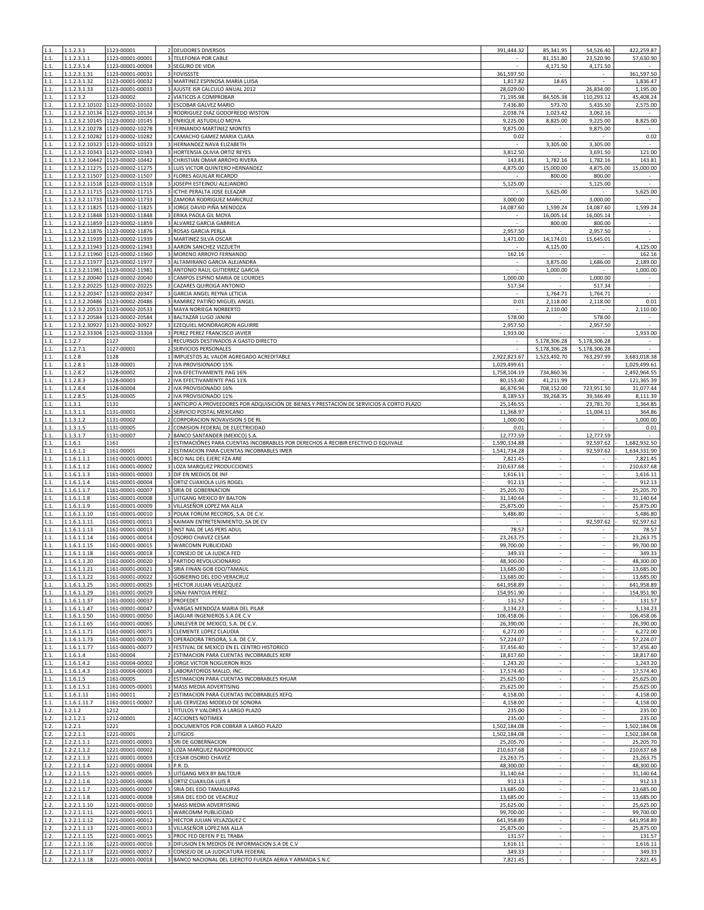| | | | | | | | | |
|---|---|---|---|---|---|---|---|---|
| 1.1. | 1.1.2.3.1 | 1123-00001 | 2 | DEUDORES DIVERSOS | 391,444.32 | 85,341.95 | 54,526.40 | 422,259.87 |
| 1.1. | 1.1.2.3.1.1 | 1123-00001-00001 | 3 | TELEFONIA POR CABLE | - | 81,151.80 | 23,520.90 | 57,630.90 |
| 1.1. | 1.1.2.3.1.4 | 1123-00001-00004 | 3 | SEGURO DE VIDA | - | 4,171.50 | 4,171.50 | - |
| 1.1. | 1.1.2.3.1.31 | 1123-00001-00031 | 3 | FOVISSSTE | 361,597.50 | - | - | 361,597.50 |
| 1.1. | 1.1.2.3.1.32 | 1123-00001-00032 | 3 | MARTINEZ ESPINOSA MARIA LUISA | 1,817.82 | 18.65 | - | 1,836.47 |
| 1.1. | 1.1.2.3.1.33 | 1123-00001-00033 | 3 | AJUSTE ISR CALCULO ANUAL 2012 | 28,029.00 | - | 26,834.00 | 1,195.00 |
| 1.1. | 1.1.2.3.2 | 1123-00002 | 2 | VIATICOS A COMPROBAR | 71,195.98 | 84,505.38 | 110,293.12 | 45,408.24 |
| 1.1. | 1.1.2.3.2.10102 | 1123-00002-10102 | 3 | ESCOBAR GALVEZ MARIO | 7,436.80 | 573.70 | 5,435.50 | 2,575.00 |
| 1.1. | 1.1.2.3.2.10134 | 1123-00002-10134 | 3 | RODRIGUEZ DIAZ GODOFREDO WISTON | 2,038.74 | 1,023.42 | 3,062.16 | - |
| 1.1. | 1.1.2.3.2.10145 | 1123-00002-10145 | 3 | ENRIQUE ASTUDILLO MOYA | 9,225.00 | 8,825.00 | 9,225.00 | 8,825.00 |
| 1.1. | 1.1.2.3.2.10278 | 1123-00002-10278 | 3 | FERNANDO MARTINEZ MONTES | 9,875.00 | - | 9,875.00 | - |
| 1.1. | 1.1.2.3.2.10282 | 1123-00002-10282 | 3 | CAMACHO GAMEZ MARIA CLARA | 0.02 | - | - | 0.02 |
| 1.1. | 1.1.2.3.2.10323 | 1123-00002-10323 | 3 | HERNANDEZ NAVA ELIZABETH | - | 3,305.00 | 3,305.00 | - |
| 1.1. | 1.1.2.3.2.10343 | 1123-00002-10343 | 3 | HORTENSIA OLIVIA ORTIZ REYES | 3,812.50 | - | 3,691.50 | 121.00 |
| 1.1. | 1.1.2.3.2.10442 | 1123-00002-10442 | 3 | CHRISTIAN OMAR ARROYO RIVERA | 143.81 | 1,782.16 | 1,782.16 | 143.81 |
| 1.1. | 1.1.2.3.2.11275 | 1123-00002-11275 | 3 | LUIS VICTOR QUINTERO HERNANDEZ | 4,875.00 | 15,000.00 | 4,875.00 | 15,000.00 |
| 1.1. | 1.1.2.3.2.11507 | 1123-00002-11507 | 3 | FLORES AGUILAR RICARDO | - | 800.00 | 800.00 | - |
| 1.1. | 1.1.2.3.2.11518 | 1123-00002-11518 | 3 | JOSEPH ESTEINOU ALEJANDRO | 5,125.00 | - | 5,125.00 | - |
| 1.1. | 1.1.2.3.2.11715 | 1123-00002-11715 | 3 | ICTHE PERALTA JOSE ELEAZAR | - | 5,625.00 | - | 5,625.00 |
| 1.1. | 1.1.2.3.2.11733 | 1123-00002-11733 | 3 | ZAMORA RODRIGUEZ MARICRUZ | 3,000.00 | - | 3,000.00 | - |
| 1.1. | 1.1.2.3.2.11825 | 1123-00002-11825 | 3 | JORGE DAVID PIÑA MENDOZA | 14,087.60 | 1,599.24 | 14,087.60 | 1,599.24 |
| 1.1. | 1.1.2.3.2.11848 | 1123-00002-11848 | 3 | ERIKA PAOLA GIL MOYA | - | 16,005.14 | 16,005.14 | - |
| 1.1. | 1.1.2.3.2.11859 | 1123-00002-11859 | 3 | ALVAREZ GARCIA GABRIELA | - | 800.00 | 800.00 | - |
| 1.1. | 1.1.2.3.2.11876 | 1123-00002-11876 | 3 | ROSAS GARCIA PERLA | 2,957.50 | - | 2,957.50 | - |
| 1.1. | 1.1.2.3.2.11939 | 1123-00002-11939 | 3 | MARTINEZ SILVA OSCAR | 1,471.00 | 14,174.01 | 15,645.01 | - |
| 1.1. | 1.1.2.3.2.11943 | 1123-00002-11943 | 3 | AARON SANCHEZ VIZZUETH | - | 4,125.00 | - | 4,125.00 |
| 1.1. | 1.1.2.3.2.11960 | 1123-00002-11960 | 3 | MORENO ARROYO FERNANDO | 162.16 | - | - | 162.16 |
| 1.1. | 1.1.2.3.2.11977 | 1123-00002-11977 | 3 | ALTAMIRANO GARCIA ALEJANDRA | - | 3,875.00 | 1,686.00 | 2,189.00 |
| 1.1. | 1.1.2.3.2.11981 | 1123-00002-11981 | 3 | ANTONIO RAUL GUTIERREZ GARCIA | - | 1,000.00 | - | 1,000.00 |
| 1.1. | 1.1.2.3.2.20040 | 1123-00002-20040 | 3 | CAMPOS ESPINO MARIA DE LOURDES | 1,000.00 | - | 1,000.00 | - |
| 1.1. | 1.1.2.3.2.20225 | 1123-00002-20225 | 3 | CAZARES QUIROGA ANTONIO | 517.34 | - | 517.34 | - |
| 1.1. | 1.1.2.3.2.20347 | 1123-00002-20347 | 3 | GARCIA ANGEL REYNA LETICIA | - | 1,764.71 | 1,764.71 | - |
| 1.1. | 1.1.2.3.2.20486 | 1123-00002-20486 | 3 | RAMIREZ PATIÑO MIGUEL ANGEL | 0.01 | 2,118.00 | 2,118.00 | 0.01 |
| 1.1. | 1.1.2.3.2.20533 | 1123-00002-20533 | 3 | MAYA NORIEGA NORBERTO | - | 2,110.00 | - | 2,110.00 |
| 1.1. | 1.1.2.3.2.20584 | 1123-00002-20584 | 3 | BALTAZAR LUGO JANINI | 578.00 | - | 578.00 | - |
| 1.1. | 1.1.2.3.2.30927 | 1123-00002-30927 | 3 | EZEQUIEL MONDRAGRON AGUIRRE | 2,957.50 | - | 2,957.50 | - |
| 1.1. | 1.1.2.3.2.33304 | 1123-00002-33304 | 3 | PEREZ PEREZ FRANCISCO JAVIER | 1,933.00 | - | - | 1,933.00 |
| 1.1. | 1.1.2.7 | 1127 | 1 | RECURSOS DESTINADOS A GASTO DIRECTO | - | 5,178,306.28 | 5,178,306.28 | - |
| 1.1. | 1.1.2.7.1 | 1127-00001 | 2 | SERVICIOS PERSONALES | - | 5,178,306.28 | 5,178,306.28 | - |
| 1.1. | 1.1.2.8 | 1128 | 1 | IMPUESTOS AL VALOR AGREGADO ACREDITABLE | 2,922,823.67 | 1,523,492.70 | 763,297.99 | 3,683,018.38 |
| 1.1. | 1.1.2.8.1 | 1128-00001 | 2 | IVA PROVISIONADO 15% | 1,029,499.61 | - | - | 1,029,499.61 |
| 1.1. | 1.1.2.8.2 | 1128-00002 | 2 | IVA EFECTIVAMENTE PAG 16% | 1,758,104.19 | 734,860.36 | - | 2,492,964.55 |
| 1.1. | 1.1.2.8.3 | 1128-00003 | 2 | IVA EFECTIVAMENTE PAG 11% | 80,153.40 | 41,211.99 | - | 121,365.39 |
| 1.1. | 1.1.2.8.4 | 1128-00004 | 2 | IVA PROVISIONADO 16% | 46,876.94 | 708,152.00 | 723,951.50 | 31,077.44 |
| 1.1. | 1.1.2.8.5 | 1128-00005 | 2 | IVA PROVISIONADO 11% | 8,189.53 | 39,268.35 | 39,346.49 | 8,111.39 |
| 1.1. | 1.1.3.1 | 1131 | 1 | ANTICIPO A PROVEEDORES POR ADQUISICIÓN DE BIENES Y PRESTACIÓN DE SERVICIOS A CORTO PLAZO | 25,146.55 | - | 23,781.70 | 1,364.85 |
| 1.1. | 1.1.3.1.1 | 1131-00001 | 2 | SERVICIO POSTAL MEXICANO | 11,368.97 | - | 11,004.11 | 364.86 |
| 1.1. | 1.1.3.1.2 | 1131-00002 | 2 | CORPORACION NOVAVISION S DE RL | 1,000.00 | - | - | 1,000.00 |
| 1.1. | 1.1.3.1.5 | 1131-00005 | 2 | COMISION FEDERAL DE ELECTRICIDAD | 0.01 | - | - | 0.01 |
| 1.1. | 1.1.3.1.7 | 1131-00007 | 2 | BANCO SANTANDER (MEXICO) S.A. | 12,777.59 | - | 12,777.59 | - |
| 1.1. | 1.1.6.1 | 1161 | 1 | ESTIMACIÓNES PARA CUENTAS INCOBRABLES POR DERECHOS A RECIBIR EFECTIVO O EQUIVALE | -1,590,334.88 | - | 92,597.62 | -1,682,932.50 |
| 1.1. | 1.1.6.1.1 | 1161-00001 | 2 | ESTIMACION PARA CUENTAS INCOBRABLES IMER | -1,541,734.28 | - | 92,597.62 | -1,634,331.90 |
| 1.1. | 1.1.6.1.1.1 | 1161-00001-00001 | 3 | BCO NAL DEL EJERC FZA ARE | -7,821.45 | - | - | -7,821.45 |
| 1.1. | 1.1.6.1.1.2 | 1161-00001-00002 | 3 | LOZA MARQUEZ PRODUCCIONES | -210,637.68 | - | - | -210,637.68 |
| 1.1. | 1.1.6.1.1.3 | 1161-00001-00003 | 3 | DIF EN MEDIOS DE INF | -1,616.11 | - | - | -1,616.11 |
| 1.1. | 1.1.6.1.1.4 | 1161-00001-00004 | 3 | ORTIZ CUAXIOLA LUIS ROGEL | -912.13 | - | - | -912.13 |
| 1.1. | 1.1.6.1.1.7 | 1161-00001-00007 | 3 | SRIA DE GOBERNACION | -25,205.70 | - | - | -25,205.70 |
| 1.1. | 1.1.6.1.1.8 | 1161-00001-00008 | 3 | UITGANG MEXICO BY BALTON | -31,140.64 | - | - | -31,140.64 |
| 1.1. | 1.1.6.1.1.9 | 1161-00001-00009 | 3 | VILLASEÑOR LOPEZ MA ALLA | -25,875.00 | - | - | -25,875.00 |
| 1.1. | 1.1.6.1.1.10 | 1161-00001-00010 | 3 | POLAK FORUM RECORDS, S.A. DE C.V. | -5,486.80 | - | - | -5,486.80 |
| 1.1. | 1.1.6.1.1.11 | 1161-00001-00011 | 3 | KAIMAN ENTRETENIMIENTO, SA DE CV | - | - | 92,597.62 | -92,597.62 |
| 1.1. | 1.1.6.1.1.13 | 1161-00001-00013 | 3 | INST NAL DE LAS PERS ADUL | -78.57 | - | - | -78.57 |
| 1.1. | 1.1.6.1.1.14 | 1161-00001-00014 | 3 | OSORIO CHAVEZ CESAR | -23,263.75 | - | - | -23,263.75 |
| 1.1. | 1.1.6.1.1.15 | 1161-00001-00015 | 3 | WARCOMN PUBLICIDAD | -99,700.00 | - | - | -99,700.00 |
| 1.1. | 1.1.6.1.1.18 | 1161-00001-00018 | 3 | CONSEJO DE LA JUDICA FED | -349.33 | - | - | -349.33 |
| 1.1. | 1.1.6.1.1.20 | 1161-00001-00020 | 3 | PARTIDO REVOLUCIONARIO | -48,300.00 | - | - | -48,300.00 |
| 1.1. | 1.1.6.1.1.21 | 1161-00001-00021 | 3 | SRIA FINAN GOB EDO/TAMAUL | -13,685.00 | - | - | -13,685.00 |
| 1.1. | 1.1.6.1.1.22 | 1161-00001-00022 | 3 | GOBIERNO DEL EDO VERACRUZ | -13,685.00 | - | - | -13,685.00 |
| 1.1. | 1.1.6.1.1.25 | 1161-00001-00025 | 3 | HECTOR JULIAN VELAZQUEZ | -641,958.89 | - | - | -641,958.89 |
| 1.1. | 1.1.6.1.1.29 | 1161-00001-00029 | 3 | SINAI PANTOJA PEREZ | -154,951.90 | - | - | -154,951.90 |
| 1.1. | 1.1.6.1.1.37 | 1161-00001-00037 | 3 | PROFEDET | -131.57 | - | - | -131.57 |
| 1.1. | 1.1.6.1.1.47 | 1161-00001-00047 | 3 | VARGAS MENDOZA MARIA DEL PILAR | -3,134.23 | - | - | -3,134.23 |
| 1.1. | 1.1.6.1.1.50 | 1161-00001-00050 | 3 | JAGUAR INGENIEROS S.A DE C.V | -106,458.06 | - | - | -106,458.06 |
| 1.1. | 1.1.6.1.1.65 | 1161-00001-00065 | 3 | UNILEVER DE MEXICO, S.A. DE C.V. | -26,390.00 | - | - | -26,390.00 |
| 1.1. | 1.1.6.1.1.71 | 1161-00001-00071 | 3 | CLEMENTE LOPEZ CLAUDIA | -6,272.00 | - | - | -6,272.00 |
| 1.1. | 1.1.6.1.1.73 | 1161-00001-00073 | 3 | OPERADORA TRISORA, S.A. DE C.V. | -57,224.07 | - | - | -57,224.07 |
| 1.1. | 1.1.6.1.1.77 | 1161-00001-00077 | 3 | FESTIVAL DE MEXICO EN EL CENTRO HISTORICO | -37,456.40 | - | - | -37,456.40 |
| 1.1. | 1.1.6.1.4 | 1161-00004 | 2 | ESTIMACION PARA CUENTAS INCOBRABLES XERF | -18,817.60 | - | - | -18,817.60 |
| 1.1. | 1.1.6.1.4.2 | 1161-00004-00002 | 3 | JORGE VICTOR NOGUERON RIOS | -1,243.20 | - | - | -1,243.20 |
| 1.1. | 1.1.6.1.4.3 | 1161-00004-00003 | 3 | LABORATORIOS MALLO, INC. | -17,574.40 | - | - | -17,574.40 |
| 1.1. | 1.1.6.1.5 | 1161-00005 | 2 | ESTIMACION PARA CUENTAS INCOBRABLES XHUAR | -25,625.00 | - | - | -25,625.00 |
| 1.1. | 1.1.6.1.5.1 | 1161-00005-00001 | 3 | MASS MEDIA ADVERTISING | -25,625.00 | - | - | -25,625.00 |
| 1.1. | 1.1.6.1.11 | 1161-00011 | 2 | ESTIMACION PARA CUENTAS INCOBRABLES XEFQ | -4,158.00 | - | - | -4,158.00 |
| 1.1. | 1.1.6.1.11.7 | 1161-00011-00007 | 3 | LAS CERVEZAS MODELO DE SONORA | -4,158.00 | - | - | -4,158.00 |
| 1.2. | 1.2.1.2 | 1212 | 1 | TITULOS Y VALORES A LARGO PLAZO | 235.00 | - | - | 235.00 |
| 1.2. | 1.2.1.2.1 | 1212-00001 | 2 | ACCIONES NOTIMEX | 235.00 | - | - | 235.00 |
| 1.2. | 1.2.2.1 | 1221 | 1 | DOCUMENTOS POR COBRAR A LARGO PLAZO | 1,502,184.08 | - | - | 1,502,184.08 |
| 1.2. | 1.2.2.1.1 | 1221-00001 | 2 | LITIGIOS | 1,502,184.08 | - | - | 1,502,184.08 |
| 1.2. | 1.2.2.1.1.1 | 1221-00001-00001 | 3 | SRI DE GOBERNACION | 25,205.70 | - | - | 25,205.70 |
| 1.2. | 1.2.2.1.1.2 | 1221-00001-00002 | 3 | LOZA MARQUEZ RADIOPRODUCC | 210,637.68 | - | - | 210,637.68 |
| 1.2. | 1.2.2.1.1.3 | 1221-00001-00003 | 3 | CESAR OSORIO CHAVEZ | 23,263.75 | - | - | 23,263.75 |
| 1.2. | 1.2.2.1.1.4 | 1221-00001-00004 | 3 | P.R. D. | 48,300.00 | - | - | 48,300.00 |
| 1.2. | 1.2.2.1.1.5 | 1221-00001-00005 | 3 | UITGANG MEX BY BALTOUR | 31,140.64 | - | - | 31,140.64 |
| 1.2. | 1.2.2.1.1.6 | 1221-00001-00006 | 3 | ORTIZ CUAXIOLA LUIS R | 912.13 | - | - | 912.13 |
| 1.2. | 1.2.2.1.1.7 | 1221-00001-00007 | 3 | SRIA DEL EDO TAMAULIPAS | 13,685.00 | - | - | 13,685.00 |
| 1.2. | 1.2.2.1.1.8 | 1221-00001-00008 | 3 | SRIA DEL EDO DE VEACRUZ | 13,685.00 | - | - | 13,685.00 |
| 1.2. | 1.2.2.1.1.10 | 1221-00001-00010 | 3 | MASS MEDIA ADVERTISING | 25,625.00 | - | - | 25,625.00 |
| 1.2. | 1.2.2.1.1.11 | 1221-00001-00011 | 3 | WARCOMM PUBLICIDAD | 99,700.00 | - | - | 99,700.00 |
| 1.2. | 1.2.2.1.1.12 | 1221-00001-00012 | 3 | HECTOR JULIAN VELAZQUEZ C | 641,958.89 | - | - | 641,958.89 |
| 1.2. | 1.2.2.1.1.13 | 1221-00001-00013 | 3 | VILLASEÑOR LOPEZ MA ALLA | 25,875.00 | - | - | 25,875.00 |
| 1.2. | 1.2.2.1.1.15 | 1221-00001-00015 | 3 | PROC FED DEFEN P EL TRABA | 131.57 | - | - | 131.57 |
| 1.2. | 1.2.2.1.1.16 | 1221-00001-00016 | 3 | DIFUSION EN MEDIOS DE INFORMACION S.A DE C.V | 1,616.11 | - | - | 1,616.11 |
| 1.2. | 1.2.2.1.1.17 | 1221-00001-00017 | 3 | CONSEJO DE LA JUDICATURA FEDERAL | 349.33 | - | - | 349.33 |
| 1.2. | 1.2.2.1.1.18 | 1221-00001-00018 | 3 | BANCO NACIONAL DEL EJERCITO FUERZA AERIA Y ARMADA S.N.C | 7,821.45 | - | - | 7,821.45 |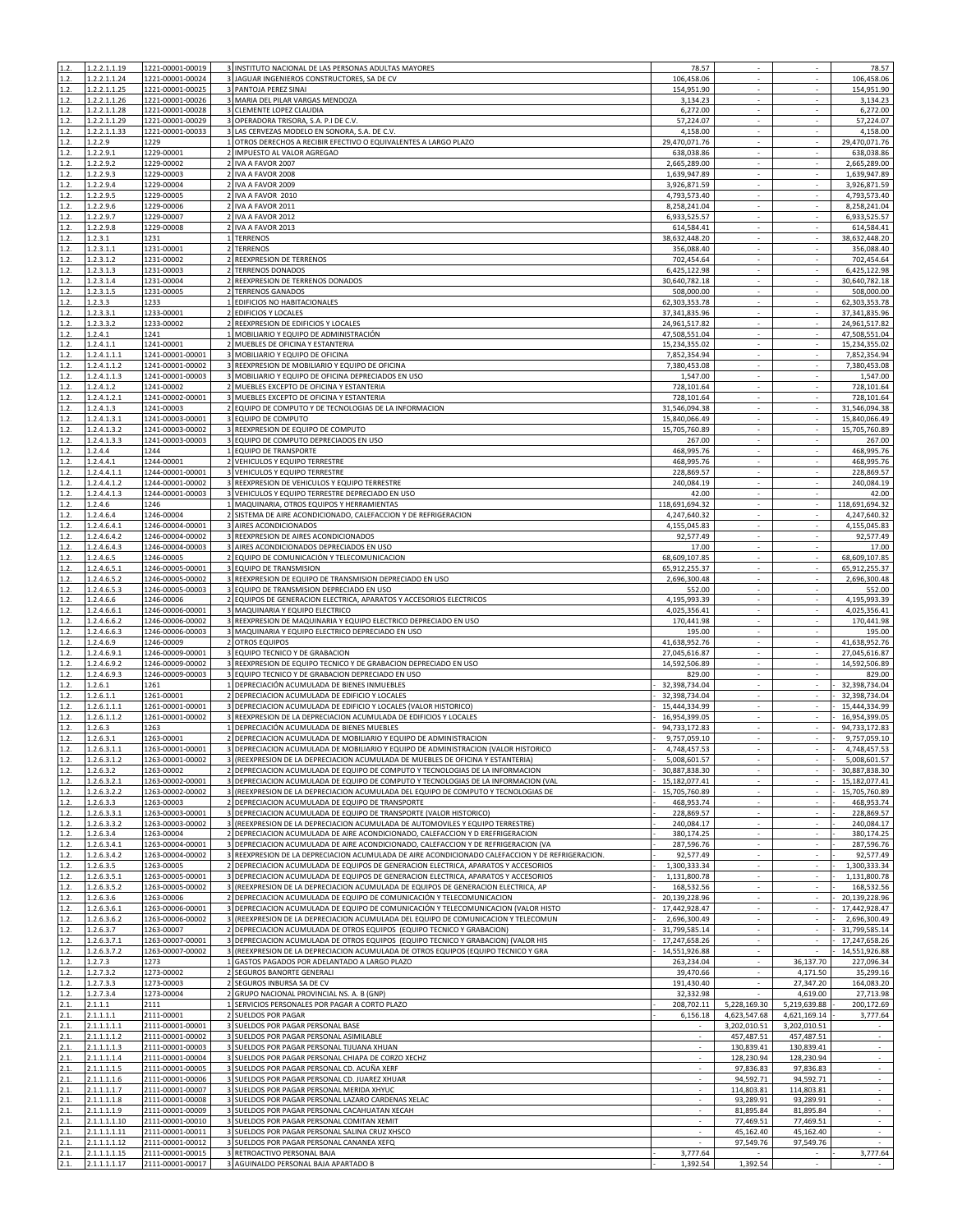| | | | | | | | | |
|---|---|---|---|---|---|---|---|---|
| 1.2. | 1.2.2.1.1.19 | 1221-00001-00019 | 3 | INSTITUTO NACIONAL DE LAS PERSONAS ADULTAS MAYORES | 78.57 | - | - | 78.57 |
| 1.2. | 1.2.2.1.1.24 | 1221-00001-00024 | 3 | JAGUAR INGENIEROS CONSTRUCTORES, SA DE CV | 106,458.06 | - | - | 106,458.06 |
| 1.2. | 1.2.2.1.1.25 | 1221-00001-00025 | 3 | PANTOJA PEREZ SINAI | 154,951.90 | - | - | 154,951.90 |
| 1.2. | 1.2.2.1.1.26 | 1221-00001-00026 | 3 | MARIA DEL PILAR VARGAS MENDOZA | 3,134.23 | - | - | 3,134.23 |
| 1.2. | 1.2.2.1.1.28 | 1221-00001-00028 | 3 | CLEMENTE LOPEZ CLAUDIA | 6,272.00 | - | - | 6,272.00 |
| 1.2. | 1.2.2.1.1.29 | 1221-00001-00029 | 3 | OPERADORA TRISORA, S.A. P.I DE C.V. | 57,224.07 | - | - | 57,224.07 |
| 1.2. | 1.2.2.1.1.33 | 1221-00001-00033 | 3 | LAS CERVEZAS MODELO EN SONORA, S.A. DE C.V. | 4,158.00 | - | - | 4,158.00 |
| 1.2. | 1.2.2.9 | 1229 | 1 | OTROS DERECHOS A RECIBIR EFECTIVO O EQUIVALENTES A LARGO PLAZO | 29,470,071.76 | - | - | 29,470,071.76 |
| 1.2. | 1.2.2.9.1 | 1229-00001 | 2 | IMPUESTO AL VALOR AGREGAO | 638,038.86 | - | - | 638,038.86 |
| 1.2. | 1.2.2.9.2 | 1229-00002 | 2 | IVA A FAVOR 2007 | 2,665,289.00 | - | - | 2,665,289.00 |
| 1.2. | 1.2.2.9.3 | 1229-00003 | 2 | IVA A FAVOR 2008 | 1,639,947.89 | - | - | 1,639,947.89 |
| 1.2. | 1.2.2.9.4 | 1229-00004 | 2 | IVA A FAVOR 2009 | 3,926,871.59 | - | - | 3,926,871.59 |
| 1.2. | 1.2.2.9.5 | 1229-00005 | 2 | IVA A FAVOR 2010 | 4,793,573.40 | - | - | 4,793,573.40 |
| 1.2. | 1.2.2.9.6 | 1229-00006 | 2 | IVA A FAVOR 2011 | 8,258,241.04 | - | - | 8,258,241.04 |
| 1.2. | 1.2.2.9.7 | 1229-00007 | 2 | IVA A FAVOR 2012 | 6,933,525.57 | - | - | 6,933,525.57 |
| 1.2. | 1.2.2.9.8 | 1229-00008 | 2 | IVA A FAVOR 2013 | 614,584.41 | - | - | 614,584.41 |
| 1.2. | 1.2.3.1 | 1231 | 1 | TERRENOS | 38,632,448.20 | - | - | 38,632,448.20 |
| 1.2. | 1.2.3.1.1 | 1231-00001 | 2 | TERRENOS | 356,088.40 | - | - | 356,088.40 |
| 1.2. | 1.2.3.1.2 | 1231-00002 | 2 | REEXPRESION DE TERRENOS | 702,454.64 | - | - | 702,454.64 |
| 1.2. | 1.2.3.1.3 | 1231-00003 | 2 | TERRENOS DONADOS | 6,425,122.98 | - | - | 6,425,122.98 |
| 1.2. | 1.2.3.1.4 | 1231-00004 | 2 | REEXPRESION DE TERRENOS DONADOS | 30,640,782.18 | - | - | 30,640,782.18 |
| 1.2. | 1.2.3.1.5 | 1231-00005 | 2 | TERRENOS GANADOS | 508,000.00 | - | - | 508,000.00 |
| 1.2. | 1.2.3.3 | 1233 | 1 | EDIFICIOS NO HABITACIONALES | 62,303,353.78 | - | - | 62,303,353.78 |
| 1.2. | 1.2.3.3.1 | 1233-00001 | 2 | EDIFICIOS Y LOCALES | 37,341,835.96 | - | - | 37,341,835.96 |
| 1.2. | 1.2.3.3.2 | 1233-00002 | 2 | REEXPRESION DE EDIFICIOS Y LOCALES | 24,961,517.82 | - | - | 24,961,517.82 |
| 1.2. | 1.2.4.1 | 1241 | 1 | MOBILIARIO Y EQUIPO DE ADMINISTRACIÓN | 47,508,551.04 | - | - | 47,508,551.04 |
| 1.2. | 1.2.4.1.1 | 1241-00001 | 2 | MUEBLES DE OFICINA Y ESTANTERIA | 15,234,355.02 | - | - | 15,234,355.02 |
| 1.2. | 1.2.4.1.1.1 | 1241-00001-00001 | 3 | MOBILIARIO Y EQUIPO DE OFICINA | 7,852,354.94 | - | - | 7,852,354.94 |
| 1.2. | 1.2.4.1.1.2 | 1241-00001-00002 | 3 | REEXPRESION DE MOBILIARIO Y EQUIPO DE OFICINA | 7,380,453.08 | - | - | 7,380,453.08 |
| 1.2. | 1.2.4.1.1.3 | 1241-00001-00003 | 3 | MOBILIARIO Y EQUIPO DE OFICINA DEPRECIADOS EN USO | 1,547.00 | - | - | 1,547.00 |
| 1.2. | 1.2.4.1.2 | 1241-00002 | 2 | MUEBLES EXCEPTO DE OFICINA Y ESTANTERIA | 728,101.64 | - | - | 728,101.64 |
| 1.2. | 1.2.4.1.2.1 | 1241-00002-00001 | 3 | MUEBLES EXCEPTO DE OFICINA Y ESTANTERIA | 728,101.64 | - | - | 728,101.64 |
| 1.2. | 1.2.4.1.3 | 1241-00003 | 2 | EQUIPO DE COMPUTO Y DE TECNOLOGIAS DE LA INFORMACION | 31,546,094.38 | - | - | 31,546,094.38 |
| 1.2. | 1.2.4.1.3.1 | 1241-00003-00001 | 3 | EQUIPO DE COMPUTO | 15,840,066.49 | - | - | 15,840,066.49 |
| 1.2. | 1.2.4.1.3.2 | 1241-00003-00002 | 3 | REEXPRESION DE EQUIPO DE COMPUTO | 15,705,760.89 | - | - | 15,705,760.89 |
| 1.2. | 1.2.4.1.3.3 | 1241-00003-00003 | 3 | EQUIPO DE COMPUTO DEPRECIADOS EN USO | 267.00 | - | - | 267.00 |
| 1.2. | 1.2.4.4 | 1244 | 1 | EQUIPO DE TRANSPORTE | 468,995.76 | - | - | 468,995.76 |
| 1.2. | 1.2.4.4.1 | 1244-00001 | 2 | VEHICULOS Y EQUIPO TERRESTRE | 468,995.76 | - | - | 468,995.76 |
| 1.2. | 1.2.4.4.1.1 | 1244-00001-00001 | 3 | VEHICULOS Y EQUIPO TERRESTRE | 228,869.57 | - | - | 228,869.57 |
| 1.2. | 1.2.4.4.1.2 | 1244-00001-00002 | 3 | REEXPRESION DE VEHICULOS Y EQUIPO TERRESTRE | 240,084.19 | - | - | 240,084.19 |
| 1.2. | 1.2.4.4.1.3 | 1244-00001-00003 | 3 | VEHICULOS Y EQUIPO TERRESTRE DEPRECIADO EN USO | 42.00 | - | - | 42.00 |
| 1.2. | 1.2.4.6 | 1246 | 1 | MAQUINARIA, OTROS EQUIPOS Y HERRAMIENTAS | 118,691,694.32 | - | - | 118,691,694.32 |
| 1.2. | 1.2.4.6.4 | 1246-00004 | 2 | SISTEMA DE AIRE ACONDICIONADO, CALEFACCION Y DE REFRIGERACION | 4,247,640.32 | - | - | 4,247,640.32 |
| 1.2. | 1.2.4.6.4.1 | 1246-00004-00001 | 3 | AIRES ACONDICIONADOS | 4,155,045.83 | - | - | 4,155,045.83 |
| 1.2. | 1.2.4.6.4.2 | 1246-00004-00002 | 3 | REEXPRESION DE AIRES ACONDICIONADOS | 92,577.49 | - | - | 92,577.49 |
| 1.2. | 1.2.4.6.4.3 | 1246-00004-00003 | 3 | AIRES ACONDICIONADOS DEPRECIADOS EN USO | 17.00 | - | - | 17.00 |
| 1.2. | 1.2.4.6.5 | 1246-00005 | 2 | EQUIPO DE COMUNICACIÓN Y TELECOMUNICACION | 68,609,107.85 | - | - | 68,609,107.85 |
| 1.2. | 1.2.4.6.5.1 | 1246-00005-00001 | 3 | EQUIPO DE TRANSMISION | 65,912,255.37 | - | - | 65,912,255.37 |
| 1.2. | 1.2.4.6.5.2 | 1246-00005-00002 | 3 | REEXPRESION DE EQUIPO DE TRANSMISION DEPRECIADO EN USO | 2,696,300.48 | - | - | 2,696,300.48 |
| 1.2. | 1.2.4.6.5.3 | 1246-00005-00003 | 3 | EQUIPO DE TRANSMISION DEPRECIADO EN USO | 552.00 | - | - | 552.00 |
| 1.2. | 1.2.4.6.6 | 1246-00006 | 2 | EQUIPOS DE GENERACION ELECTRICA, APARATOS Y ACCESORIOS ELECTRICOS | 4,195,993.39 | - | - | 4,195,993.39 |
| 1.2. | 1.2.4.6.6.1 | 1246-00006-00001 | 3 | MAQUINARIA Y EQUIPO ELECTRICO | 4,025,356.41 | - | - | 4,025,356.41 |
| 1.2. | 1.2.4.6.6.2 | 1246-00006-00002 | 3 | REEXPRESION DE MAQUINARIA Y EQUIPO ELECTRICO DEPRECIADO EN USO | 170,441.98 | - | - | 170,441.98 |
| 1.2. | 1.2.4.6.6.3 | 1246-00006-00003 | 3 | MAQUINARIA Y EQUIPO ELECTRICO DEPRECIADO EN USO | 195.00 | - | - | 195.00 |
| 1.2. | 1.2.4.6.9 | 1246-00009 | 2 | OTROS EQUIPOS | 41,638,952.76 | - | - | 41,638,952.76 |
| 1.2. | 1.2.4.6.9.1 | 1246-00009-00001 | 3 | EQUIPO TECNICO Y DE GRABACION | 27,045,616.87 | - | - | 27,045,616.87 |
| 1.2. | 1.2.4.6.9.2 | 1246-00009-00002 | 3 | REEXPRESION DE EQUIPO TECNICO Y DE GRABACION DEPRECIADO EN USO | 14,592,506.89 | - | - | 14,592,506.89 |
| 1.2. | 1.2.4.6.9.3 | 1246-00009-00003 | 3 | EQUIPO TECNICO Y DE GRABACION DEPRECIADO EN USO | 829.00 | - | - | 829.00 |
| 1.2. | 1.2.6.1 | 1261 | 1 | DEPRECIACIÓN ACUMULADA DE BIENES INMUEBLES | - 32,398,734.04 | - | - | - 32,398,734.04 |
| 1.2. | 1.2.6.1.1 | 1261-00001 | 2 | DEPRECIACION ACUMULADA DE EDIFICIO Y LOCALES | - 32,398,734.04 | - | - | - 32,398,734.04 |
| 1.2. | 1.2.6.1.1.1 | 1261-00001-00001 | 3 | DEPRECIACION ACUMULADA DE EDIFICIO Y LOCALES (VALOR HISTORICO) | - 15,444,334.99 | - | - | - 15,444,334.99 |
| 1.2. | 1.2.6.1.1.2 | 1261-00001-00002 | 3 | REEXPRESION DE LA DEPRECIACION ACUMULADA DE EDIFICIOS Y LOCALES | - 16,954,399.05 | - | - | - 16,954,399.05 |
| 1.2. | 1.2.6.3 | 1263 | 1 | DEPRECIACIÓN ACUMULADA DE BIENES MUEBLES | - 94,733,172.83 | - | - | - 94,733,172.83 |
| 1.2. | 1.2.6.3.1 | 1263-00001 | 2 | DEPRECIACION ACUMULADA DE MOBILIARIO Y EQUIPO DE ADMINISTRACION | - 9,757,059.10 | - | - | - 9,757,059.10 |
| 1.2. | 1.2.6.3.1.1 | 1263-00001-00001 | 3 | DEPRECIACION ACUMULADA DE MOBILIARIO Y EQUIPO DE ADMINISTRACION (VALOR HISTORICO | - 4,748,457.53 | - | - | - 4,748,457.53 |
| 1.2. | 1.2.6.3.1.2 | 1263-00001-00002 | 3 | (REEXPRESION DE LA DEPRECIACION ACUMULADA DE MUEBLES DE OFICINA Y ESTANTERIA) | - 5,008,601.57 | - | - | - 5,008,601.57 |
| 1.2. | 1.2.6.3.2 | 1263-00002 | 2 | DEPRECIACION ACUMULADA DE EQUIPO DE COMPUTO Y TECNOLOGIAS DE LA INFORMACION | - 30,887,838.30 | - | - | - 30,887,838.30 |
| 1.2. | 1.2.6.3.2.1 | 1263-00002-00001 | 3 | DEPRECIACION ACUMULADA DE EQUIPO DE COMPUTO Y TECNOLOGIAS DE LA INFORMACION (VAL | - 15,182,077.41 | - | - | - 15,182,077.41 |
| 1.2. | 1.2.6.3.2.2 | 1263-00002-00002 | 3 | (REEXPRESION DE LA DEPRECIACION ACUMULADA DEL EQUIPO DE COMPUTO Y TECNOLOGIAS DE | - 15,705,760.89 | - | - | - 15,705,760.89 |
| 1.2. | 1.2.6.3.3 | 1263-00003 | 2 | DEPRECIACION ACUMULADA DE EQUIPO DE TRANSPORTE | - 468,953.74 | - | - | - 468,953.74 |
| 1.2. | 1.2.6.3.3.1 | 1263-00003-00001 | 3 | DEPRECIACION ACUMULADA DE EQUIPO DE TRANSPORTE (VALOR HISTORICO) | - 228,869.57 | - | - | - 228,869.57 |
| 1.2. | 1.2.6.3.3.2 | 1263-00003-00002 | 3 | (REEXPRESION DE LA DEPRECIACION ACUMULADA DE AUTOMOVILES Y EQUIPO TERRESTRE) | - 240,084.17 | - | - | - 240,084.17 |
| 1.2. | 1.2.6.3.4 | 1263-00004 | 2 | DEPRECIACION ACUMULADA DE AIRE ACONDICIONADO, CALEFACCION Y D EREFRIGERACION | - 380,174.25 | - | - | - 380,174.25 |
| 1.2. | 1.2.6.3.4.1 | 1263-00004-00001 | 3 | DEPRECIACION ACUMULADA DE AIRE ACONDICIONADO, CALEFACCION Y DE REFRIGERACION (VA | - 287,596.76 | - | - | - 287,596.76 |
| 1.2. | 1.2.6.3.4.2 | 1263-00004-00002 | 3 | REEXPRESION DE LA DEPRECIACION ACUMULADA DE AIRE ACONDICIONADO CALEFACCION Y DE REFRIGERACION. | - 92,577.49 | - | - | - 92,577.49 |
| 1.2. | 1.2.6.3.5 | 1263-00005 | 2 | DEPRECIACION ACUMULADA DE EQUIPOS DE GENERACION ELECTRICA, APARATOS Y ACCESORIOS | - 1,300,333.34 | - | - | - 1,300,333.34 |
| 1.2. | 1.2.6.3.5.1 | 1263-00005-00001 | 3 | DEPRECIACION ACUMULADA DE EQUIPOS DE GENERACION ELECTRICA, APARATOS Y ACCESORIOS | - 1,131,800.78 | - | - | - 1,131,800.78 |
| 1.2. | 1.2.6.3.5.2 | 1263-00005-00002 | 3 | (REEXPRESION DE LA DEPRECIACION ACUMULADA DE EQUIPOS DE GENERACION ELECTRICA, AP | - 168,532.56 | - | - | - 168,532.56 |
| 1.2. | 1.2.6.3.6 | 1263-00006 | 2 | DEPRECIACION ACUMULADA DE EQUIPO DE COMUNICACIÓN Y TELECOMUNICACION | - 20,139,228.96 | - | - | - 20,139,228.96 |
| 1.2. | 1.2.6.3.6.1 | 1263-00006-00001 | 3 | DEPRECIACION ACUMULADA DE EQUIPO DE COMUNICACIÓN Y TELECOMUNICACION (VALOR HISTO | - 17,442,928.47 | - | - | - 17,442,928.47 |
| 1.2. | 1.2.6.3.6.2 | 1263-00006-00002 | 3 | (REEXPRESION DE LA DEPRECIACION ACUMULADA DEL EQUIPO DE COMUNICACION Y TELECOMUN | - 2,696,300.49 | - | - | - 2,696,300.49 |
| 1.2. | 1.2.6.3.7 | 1263-00007 | 2 | DEPRECIACION ACUMULADA DE OTROS EQUIPOS (EQUIPO TECNICO Y GRABACION) | - 31,799,585.14 | - | - | - 31,799,585.14 |
| 1.2. | 1.2.6.3.7.1 | 1263-00007-00001 | 3 | DEPRECIACION ACUMULADA DE OTROS EQUIPOS (EQUIPO TECNICO Y GRABACION) (VALOR HIS | - 17,247,658.26 | - | - | - 17,247,658.26 |
| 1.2. | 1.2.6.3.7.2 | 1263-00007-00002 | 3 | (REEXPRESION DE LA DEPRECIACION ACUMULADA DE OTROS EQUIPOS (EQUIPO TECNICO Y GRA | - 14,551,926.88 | - | - | - 14,551,926.88 |
| 1.2. | 1.2.7.3 | 1273 | 1 | GASTOS PAGADOS POR ADELANTADO A LARGO PLAZO | 263,234.04 | - | 36,137.70 | 227,096.34 |
| 1.2. | 1.2.7.3.2 | 1273-00002 | 2 | SEGUROS BANORTE GENERALI | 39,470.66 | - | 4,171.50 | 35,299.16 |
| 1.2. | 1.2.7.3.3 | 1273-00003 | 2 | SEGUROS INBURSA SA DE CV | 191,430.40 | - | 27,347.20 | 164,083.20 |
| 1.2. | 1.2.7.3.4 | 1273-00004 | 2 | GRUPO NACIONAL PROVINCIAL NS. A. B (GNP) | 32,332.98 | - | 4,619.00 | 27,713.98 |
| 2.1. | 2.1.1.1 | 2111 | 1 | SERVICIOS PERSONALES POR PAGAR A CORTO PLAZO | - 208,702.11 | 5,228,169.30 | 5,219,639.88 | - 200,172.69 |
| 2.1. | 2.1.1.1.1 | 2111-00001 | 2 | SUELDOS POR PAGAR | - 6,156.18 | 4,623,547.68 | 4,621,169.14 | - 3,777.64 |
| 2.1. | 2.1.1.1.1.1 | 2111-00001-00001 | 3 | SUELDOS POR PAGAR PERSONAL BASE | - | 3,202,010.51 | 3,202,010.51 | - |
| 2.1. | 2.1.1.1.1.2 | 2111-00001-00002 | 3 | SUELDOS POR PAGAR PERSONAL ASIMILABLE | - | 457,487.51 | 457,487.51 | - |
| 2.1. | 2.1.1.1.1.3 | 2111-00001-00003 | 3 | SUELDOS POR PAGAR PERSONAL TIJUANA XHUAN | - | 130,839.41 | 130,839.41 | - |
| 2.1. | 2.1.1.1.1.4 | 2111-00001-00004 | 3 | SUELDOS POR PAGAR PERSONAL CHIAPA DE CORZO XECHZ | - | 128,230.94 | 128,230.94 | - |
| 2.1. | 2.1.1.1.1.5 | 2111-00001-00005 | 3 | SUELDOS POR PAGAR PERSONAL CD. ACUÑA XERF | - | 97,836.83 | 97,836.83 | - |
| 2.1. | 2.1.1.1.1.6 | 2111-00001-00006 | 3 | SUELDOS POR PAGAR PERSONAL CD. JUAREZ XHUAR | - | 94,592.71 | 94,592.71 | - |
| 2.1. | 2.1.1.1.1.7 | 2111-00001-00007 | 3 | SUELDOS POR PAGAR PERSONAL MERIDA XHYUC | - | 114,803.81 | 114,803.81 | - |
| 2.1. | 2.1.1.1.1.8 | 2111-00001-00008 | 3 | SUELDOS POR PAGAR PERSONAL LAZARO CARDENAS XELAC | - | 93,289.91 | 93,289.91 | - |
| 2.1. | 2.1.1.1.1.9 | 2111-00001-00009 | 3 | SUELDOS POR PAGAR PERSONAL CACAHUATAN XECAH | - | 81,895.84 | 81,895.84 | - |
| 2.1. | 2.1.1.1.1.10 | 2111-00001-00010 | 3 | SUELDOS POR PAGAR PERSONAL COMITAN XEMIT | - | 77,469.51 | 77,469.51 | - |
| 2.1. | 2.1.1.1.1.11 | 2111-00001-00011 | 3 | SUELDOS POR PAGAR PERSONAL SALINA CRUZ XHSCO | - | 45,162.40 | 45,162.40 | - |
| 2.1. | 2.1.1.1.1.12 | 2111-00001-00012 | 3 | SUELDOS POR PAGAR PERSONAL CANANEA XEFQ | - | 97,549.76 | 97,549.76 | - |
| 2.1. | 2.1.1.1.1.15 | 2111-00001-00015 | 3 | RETROACTIVO PERSONAL BAJA | - 3,777.64 | - | - | - 3,777.64 |
| 2.1. | 2.1.1.1.1.17 | 2111-00001-00017 | 3 | AGUINALDO PERSONAL BAJA APARTADO B | - 1,392.54 | 1,392.54 | - | - |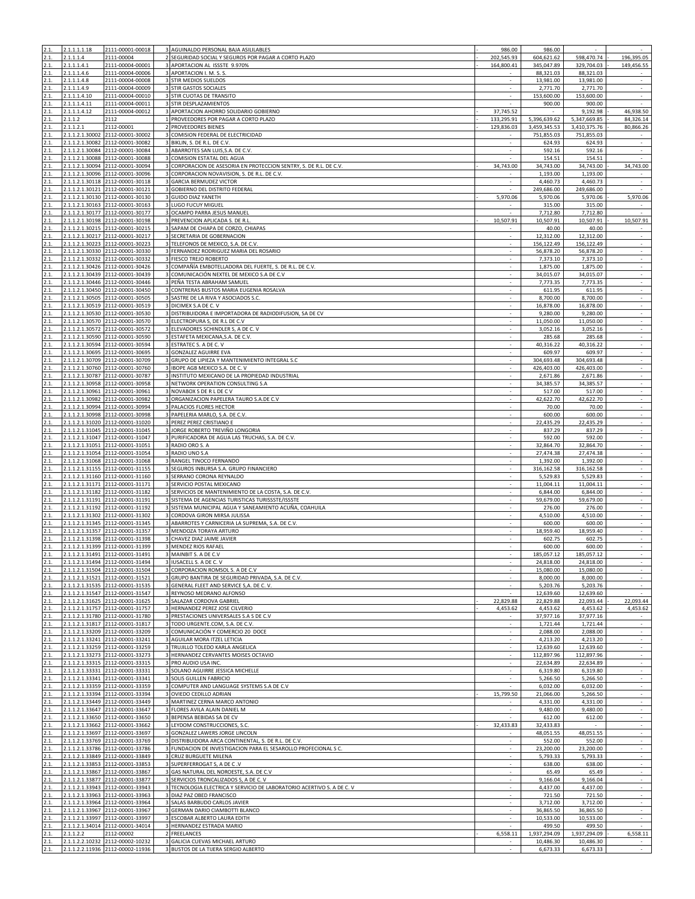| | | | | | | | | | | |
|---|---|---|---|---|---|---|---|---|---|---|
| 2.1. | 2.1.1.1.1.18 | 2111-00001-00018 | 3 | AGUINALDO PERSONAL BAJA ASILILABLES | - | 986.00 | 986.00 | - | | - |
| 2.1. | 2.1.1.1.4 | 2111-00004 | 2 | SEGURIDAD SOCIAL Y SEGUROS POR PAGAR A CORTO PLAZO | - | 202,545.93 | 604,621.62 | 598,470.74 | - | 196,395.05 |
| 2.1. | 2.1.1.1.4.1 | 2111-00004-00001 | 3 | APORTACION AL ISSSTE 9.970% | - | 164,800.41 | 345,047.89 | 329,704.03 | - | 149,456.55 |
| 2.1. | 2.1.1.1.4.6 | 2111-00004-00006 | 3 | APORTACION I. M. S. S. | | - | 88,321.03 | 88,321.03 | | - |
| 2.1. | 2.1.1.1.4.8 | 2111-00004-00008 | 3 | STIR MEDIOS SUELDOS | | - | 13,981.00 | 13,981.00 | | - |
| 2.1. | 2.1.1.1.4.9 | 2111-00004-00009 | 3 | STIR GASTOS SOCIALES | | - | 2,771.70 | 2,771.70 | | - |
| 2.1. | 2.1.1.1.4.10 | 2111-00004-00010 | 3 | STIR CUOTAS DE TRANSITO | | - | 153,600.00 | 153,600.00 | | - |
| 2.1. | 2.1.1.1.4.11 | 2111-00004-00011 | 3 | STIR DESPLAZAMIENTOS | | - | 900.00 | 900.00 | | - |
| 2.1. | 2.1.1.1.4.12 | 2111-00004-00012 | 3 | APORTACION AHORRO SOLIDARIO GOBIERNO | - | 37,745.52 | - | 9,192.98 | - | 46,938.50 |
| 2.1. | 2.1.1.2 | 2112 | 1 | PROVEEDORES POR PAGAR A CORTO PLAZO | - | 133,295.91 | 5,396,639.62 | 5,347,669.85 | - | 84,326.14 |
| 2.1. | 2.1.1.2.1 | 2112-00001 | 2 | PROVEEDORES BIENES | - | 129,836.03 | 3,459,345.53 | 3,410,375.76 | - | 80,866.26 |
| 2.1. | 2.1.1.2.1.30002 | 2112-00001-30002 | 3 | COMISION FEDERAL DE ELECTRICIDAD | | - | 751,855.03 | 751,855.03 | | - |
| 2.1. | 2.1.1.2.1.30082 | 2112-00001-30082 | 3 | BIKLIN, S. DE R.L. DE C.V. | | - | 624.93 | 624.93 | | - |
| 2.1. | 2.1.1.2.1.30084 | 2112-00001-30084 | 3 | ABARROTES SAN LUIS,S.A. DE C.V. | | - | 592.16 | 592.16 | | - |
| 2.1. | 2.1.1.2.1.30088 | 2112-00001-30088 | 3 | COMISION ESTATAL DEL AGUA | | - | 154.51 | 154.51 | | - |
| 2.1. | 2.1.1.2.1.30094 | 2112-00001-30094 | 3 | CORPORACION DE ASESORIA EN PROTECCION SENTRY, S. DE R.L. DE C.V. | - | 34,743.00 | 34,743.00 | 34,743.00 | - | 34,743.00 |
| 2.1. | 2.1.1.2.1.30096 | 2112-00001-30096 | 3 | CORPORACION NOVAVISION, S. DE R.L. DE C.V. | | - | 1,193.00 | 1,193.00 | | - |
| 2.1. | 2.1.1.2.1.30118 | 2112-00001-30118 | 3 | GARCIA BERMUDEZ VICTOR | | - | 4,460.73 | 4,460.73 | | - |
| 2.1. | 2.1.1.2.1.30121 | 2112-00001-30121 | 3 | GOBIERNO DEL DISTRITO FEDERAL | | - | 249,686.00 | 249,686.00 | | - |
| 2.1. | 2.1.1.2.1.30130 | 2112-00001-30130 | 3 | GUIDO DIAZ YANETH | - | 5,970.06 | 5,970.06 | 5,970.06 | - | 5,970.06 |
| 2.1. | 2.1.1.2.1.30163 | 2112-00001-30163 | 3 | LUGO FUCUY MIGUEL | | - | 315.00 | 315.00 | | - |
| 2.1. | 2.1.1.2.1.30177 | 2112-00001-30177 | 3 | OCAMPO PARRA JESUS MANUEL | | - | 7,712.80 | 7,712.80 | | - |
| 2.1. | 2.1.1.2.1.30198 | 2112-00001-30198 | 3 | PREVENCION APLICADA S. DE R.L. | - | 10,507.91 | 10,507.91 | 10,507.91 | - | 10,507.91 |
| 2.1. | 2.1.1.2.1.30215 | 2112-00001-30215 | 3 | SAPAM DE CHIAPA DE CORZO, CHIAPAS | | - | 40.00 | 40.00 | | - |
| 2.1. | 2.1.1.2.1.30217 | 2112-00001-30217 | 3 | SECRETARIA DE GOBERNACION | | - | 12,312.00 | 12,312.00 | | - |
| 2.1. | 2.1.1.2.1.30223 | 2112-00001-30223 | 3 | TELEFONOS DE MEXICO, S.A. DE C.V. | | - | 156,122.49 | 156,122.49 | | - |
| 2.1. | 2.1.1.2.1.30330 | 2112-00001-30330 | 3 | FERNANDEZ RODRIGUEZ MARIA DEL ROSARIO | | - | 56,878.20 | 56,878.20 | | - |
| 2.1. | 2.1.1.2.1.30332 | 2112-00001-30332 | 3 | FIESCO TREJO ROBERTO | | - | 7,373.10 | 7,373.10 | | - |
| 2.1. | 2.1.1.2.1.30426 | 2112-00001-30426 | 3 | COMPAÑÍA EMBOTELLADORA DEL FUERTE, S. DE R.L. DE C.V. | | - | 1,875.00 | 1,875.00 | | - |
| 2.1. | 2.1.1.2.1.30439 | 2112-00001-30439 | 3 | COMUNICACIÓN NEXTEL DE MEXICO S.A DE C.V | | - | 34,015.07 | 34,015.07 | | - |
| 2.1. | 2.1.1.2.1.30446 | 2112-00001-30446 | 3 | PEÑA TESTA ABRAHAM SAMUEL | | - | 7,773.35 | 7,773.35 | | - |
| 2.1. | 2.1.1.2.1.30450 | 2112-00001-30450 | 3 | CONTRERAS BUSTOS MARIA EUGENIA ROSALVA | | - | 611.95 | 611.95 | | - |
| 2.1. | 2.1.1.2.1.30505 | 2112-00001-30505 | 3 | SASTRE DE LA RIVA Y ASOCIADOS S.C. | | - | 8,700.00 | 8,700.00 | | - |
| 2.1. | 2.1.1.2.1.30519 | 2112-00001-30519 | 3 | DICIMEX S.A DE C. V | | - | 16,878.00 | 16,878.00 | | - |
| 2.1. | 2.1.1.2.1.30530 | 2112-00001-30530 | 3 | DISTRIBUIDORA E IMPORTADORA DE RADIODIFUSION, SA DE CV | | - | 9,280.00 | 9,280.00 | | - |
| 2.1. | 2.1.1.2.1.30570 | 2112-00001-30570 | 3 | ELECTROPURA S, DE R.L DE C.V | | - | 11,050.00 | 11,050.00 | | - |
| 2.1. | 2.1.1.2.1.30572 | 2112-00001-30572 | 3 | ELEVADORES SCHINDLER S, A DE C. V | | - | 3,052.16 | 3,052.16 | | - |
| 2.1. | 2.1.1.2.1.30590 | 2112-00001-30590 | 3 | ESTAFETA MEXICANA,S.A. DE C.V. | | - | 285.68 | 285.68 | | - |
| 2.1. | 2.1.1.2.1.30594 | 2112-00001-30594 | 3 | ESTRATEC S. A DE C. V | | - | 40,316.22 | 40,316.22 | | - |
| 2.1. | 2.1.1.2.1.30695 | 2112-00001-30695 | 3 | GONZALEZ AGUIRRE EVA | | - | 609.97 | 609.97 | | - |
| 2.1. | 2.1.1.2.1.30709 | 2112-00001-30709 | 3 | GRUPO DE LIPIEZA Y MANTENIMIENTO INTEGRAL S.C | | - | 304,693.48 | 304,693.48 | | - |
| 2.1. | 2.1.1.2.1.30760 | 2112-00001-30760 | 3 | IBOPE AGB MEXICO S.A. DE C. V | | - | 426,403.00 | 426,403.00 | | - |
| 2.1. | 2.1.1.2.1.30787 | 2112-00001-30787 | 3 | INSTITUTO MEXICANO DE LA PROPIEDAD INDUSTRIAL | | - | 2,671.86 | 2,671.86 | | - |
| 2.1. | 2.1.1.2.1.30958 | 2112-00001-30958 | 3 | NETWORK OPERATION CONSULTING S.A | | - | 34,385.57 | 34,385.57 | | - |
| 2.1. | 2.1.1.2.1.30961 | 2112-00001-30961 | 3 | NOVABOX S DE R L DE C V | | - | 517.00 | 517.00 | | - |
| 2.1. | 2.1.1.2.1.30982 | 2112-00001-30982 | 3 | ORGANIZACION PAPELERA TAURO S.A.DE C.V | | - | 42,622.70 | 42,622.70 | | - |
| 2.1. | 2.1.1.2.1.30994 | 2112-00001-30994 | 3 | PALACIOS FLORES HECTOR | | - | 70.00 | 70.00 | | - |
| 2.1. | 2.1.1.2.1.30998 | 2112-00001-30998 | 3 | PAPELERIA MARLO, S.A. DE C.V. | | - | 600.00 | 600.00 | | - |
| 2.1. | 2.1.1.2.1.31020 | 2112-00001-31020 | 3 | PEREZ PEREZ CRISTIANO E | | - | 22,435.29 | 22,435.29 | | - |
| 2.1. | 2.1.1.2.1.31045 | 2112-00001-31045 | 3 | JORGE ROBERTO TREVIÑO LONGORIA | | - | 837.29 | 837.29 | | - |
| 2.1. | 2.1.1.2.1.31047 | 2112-00001-31047 | 3 | PURIFICADORA DE AGUA LAS TRUCHAS, S.A. DE C.V. | | - | 592.00 | 592.00 | | - |
| 2.1. | 2.1.1.2.1.31051 | 2112-00001-31051 | 3 | RADIO ORO S. A | | - | 32,864.70 | 32,864.70 | | - |
| 2.1. | 2.1.1.2.1.31054 | 2112-00001-31054 | 3 | RADIO UNO S.A | | - | 27,474.38 | 27,474.38 | | - |
| 2.1. | 2.1.1.2.1.31068 | 2112-00001-31068 | 3 | RANGEL TINOCO FERNANDO | | - | 1,392.00 | 1,392.00 | | - |
| 2.1. | 2.1.1.2.1.31155 | 2112-00001-31155 | 3 | SEGUROS INBURSA S.A. GRUPO FINANCIERO | | - | 316,162.58 | 316,162.58 | | - |
| 2.1. | 2.1.1.2.1.31160 | 2112-00001-31160 | 3 | SERRANO CORONA REYNALDO | | - | 5,529.83 | 5,529.83 | | - |
| 2.1. | 2.1.1.2.1.31171 | 2112-00001-31171 | 3 | SERVICIO POSTAL MEXICANO | | - | 11,004.11 | 11,004.11 | | - |
| 2.1. | 2.1.1.2.1.31182 | 2112-00001-31182 | 3 | SERVICIOS DE MANTENIMIENTO DE LA COSTA, S.A. DE C.V. | | - | 6,844.00 | 6,844.00 | | - |
| 2.1. | 2.1.1.2.1.31191 | 2112-00001-31191 | 3 | SISTEMA DE AGENCIAS TURISTICAS TURISSSTE/ISSSTE | | - | 59,679.00 | 59,679.00 | | - |
| 2.1. | 2.1.1.2.1.31192 | 2112-00001-31192 | 3 | SISTEMA MUNICIPAL AGUA Y SANEAMIENTO ACUÑA, COAHUILA | | - | 276.00 | 276.00 | | - |
| 2.1. | 2.1.1.2.1.31302 | 2112-00001-31302 | 3 | CORDOVA GIRON MIRSA JULISSA | | - | 4,510.00 | 4,510.00 | | - |
| 2.1. | 2.1.1.2.1.31345 | 2112-00001-31345 | 3 | ABARROTES Y CARNICERIA LA SUPREMA, S.A. DE C.V. | | - | 600.00 | 600.00 | | - |
| 2.1. | 2.1.1.2.1.31357 | 2112-00001-31357 | 3 | MENDOZA TORAYA ARTURO | | - | 18,959.40 | 18,959.40 | | - |
| 2.1. | 2.1.1.2.1.31398 | 2112-00001-31398 | 3 | CHAVEZ DIAZ JAIME JAVIER | | - | 602.75 | 602.75 | | - |
| 2.1. | 2.1.1.2.1.31399 | 2112-00001-31399 | 3 | MENDEZ RIOS RAFAEL | | - | 600.00 | 600.00 | | - |
| 2.1. | 2.1.1.2.1.31491 | 2112-00001-31491 | 3 | MAINBIT S. A DE C.V | | - | 185,057.12 | 185,057.12 | | - |
| 2.1. | 2.1.1.2.1.31494 | 2112-00001-31494 | 3 | IUSACELL S. A DE C. V | | - | 24,818.00 | 24,818.00 | | - |
| 2.1. | 2.1.1.2.1.31504 | 2112-00001-31504 | 3 | CORPORACION ROMSOL S. A DE C.V | | - | 15,080.00 | 15,080.00 | | - |
| 2.1. | 2.1.1.2.1.31521 | 2112-00001-31521 | 3 | GRUPO BANTIRA DE SEGURIDAD PRIVADA, S.A. DE C.V. | | - | 8,000.00 | 8,000.00 | | - |
| 2.1. | 2.1.1.2.1.31535 | 2112-00001-31535 | 3 | GENERAL FLEET AND SERVICE S,A. DE C. V. | | - | 5,203.76 | 5,203.76 | | - |
| 2.1. | 2.1.1.2.1.31547 | 2112-00001-31547 | 3 | REYNOSO MEDRANO ALFONSO | | - | 12,639.60 | 12,639.60 | | - |
| 2.1. | 2.1.1.2.1.31625 | 2112-00001-31625 | 3 | SALAZAR CORDOVA GABRIEL | - | 22,829.88 | 22,829.88 | 22,093.44 | - | 22,093.44 |
| 2.1. | 2.1.1.2.1.31757 | 2112-00001-31757 | 3 | HERNANDEZ PEREZ JOSE CILVERIO | - | 4,453.62 | 4,453.62 | 4,453.62 | - | 4,453.62 |
| 2.1. | 2.1.1.2.1.31780 | 2112-00001-31780 | 3 | PRESTACIONES UNIVERSALES S.A S DE C.V | | - | 37,977.16 | 37,977.16 | | - |
| 2.1. | 2.1.1.2.1.31817 | 2112-00001-31817 | 3 | TODO URGENTE.COM, S.A. DE C.V. | | - | 1,721.44 | 1,721.44 | | - |
| 2.1. | 2.1.1.2.1.33209 | 2112-00001-33209 | 3 | COMUNICACIÓN Y COMERCIO 20 DOCE | | - | 2,088.00 | 2,088.00 | | - |
| 2.1. | 2.1.1.2.1.33241 | 2112-00001-33241 | 3 | AGUILAR MORA ITZEL LETICIA | | - | 4,213.20 | 4,213.20 | | - |
| 2.1. | 2.1.1.2.1.33259 | 2112-00001-33259 | 3 | TRUJILLO TOLEDO KARLA ANGELICA | | - | 12,639.60 | 12,639.60 | | - |
| 2.1. | 2.1.1.2.1.33273 | 2112-00001-33273 | 3 | HERNANDEZ CERVANTES MOISES OCTAVIO | | - | 112,897.96 | 112,897.96 | | - |
| 2.1. | 2.1.1.2.1.33315 | 2112-00001-33315 | 3 | PRO AUDIO USA INC. | | - | 22,634.89 | 22,634.89 | | - |
| 2.1. | 2.1.1.2.1.33331 | 2112-00001-33331 | 3 | SOLANO AGUIRRE JESSICA MICHELLE | | - | 6,319.80 | 6,319.80 | | - |
| 2.1. | 2.1.1.2.1.33341 | 2112-00001-33341 | 3 | SOLIS GUILLEN FABRICIO | | - | 5,266.50 | 5,266.50 | | - |
| 2.1. | 2.1.1.2.1.33359 | 2112-00001-33359 | 3 | COMPUTER AND LANGUAGE SYSTEMS S.A DE C.V | | - | 6,032.00 | 6,032.00 | | - |
| 2.1. | 2.1.1.2.1.33394 | 2112-00001-33394 | 3 | OVIEDO CEDILLO ADRIAN | - | 15,799.50 | 21,066.00 | 5,266.50 | | - |
| 2.1. | 2.1.1.2.1.33449 | 2112-00001-33449 | 3 | MARTINEZ CERNA MARCO ANTONIO | | - | 4,331.00 | 4,331.00 | | - |
| 2.1. | 2.1.1.2.1.33647 | 2112-00001-33647 | 3 | FLORES AVILA ALAIN DANIEL M | | - | 9,480.00 | 9,480.00 | | - |
| 2.1. | 2.1.1.2.1.33650 | 2112-00001-33650 | 3 | BEPENSA BEBIDAS SA DE CV | | - | 612.00 | 612.00 | | - |
| 2.1. | 2.1.1.2.1.33662 | 2112-00001-33662 | 3 | LEYDOM CONSTRUCCIONES, S.C. | - | 32,433.83 | 32,433.83 | - | | - |
| 2.1. | 2.1.1.2.1.33697 | 2112-00001-33697 | 3 | GONZALEZ LAWERS JORGE LINCOLN | | - | 48,051.55 | 48,051.55 | | - |
| 2.1. | 2.1.1.2.1.33769 | 2112-00001-33769 | 3 | DISTRIBUIDORA ARCA CONTINENTAL, S. DE R.L. DE C.V. | | - | 552.00 | 552.00 | | - |
| 2.1. | 2.1.1.2.1.33786 | 2112-00001-33786 | 3 | FUNDACION DE INVESTIGACION PARA EL SESAROLLO PROFECIONAL S C. | | - | 23,200.00 | 23,200.00 | | - |
| 2.1. | 2.1.1.2.1.33849 | 2112-00001-33849 | 3 | CRUZ BURGUETE MILENA | | - | 5,793.33 | 5,793.33 | | - |
| 2.1. | 2.1.1.2.1.33853 | 2112-00001-33853 | 3 | SUPERFERROGAT S, A DE C .V | | - | 638.00 | 638.00 | | - |
| 2.1. | 2.1.1.2.1.33867 | 2112-00001-33867 | 3 | GAS NATURAL DEL NOROESTE, S.A. DE C.V | | - | 65.49 | 65.49 | | - |
| 2.1. | 2.1.1.2.1.33877 | 2112-00001-33877 | 3 | SERVICIOS TRONCALIZADOS S, A DE C. V | | - | 9,166.04 | 9,166.04 | | - |
| 2.1. | 2.1.1.2.1.33943 | 2112-00001-33943 | 3 | TECNOLOGIA ELECTRICA Y SERVICIO DE LABORATORIO ACERTIVO S. A DE C. V | | - | 4,437.00 | 4,437.00 | | - |
| 2.1. | 2.1.1.2.1.33963 | 2112-00001-33963 | 3 | DIAZ PAZ OBED FRANCISCO | | - | 721.50 | 721.50 | | - |
| 2.1. | 2.1.1.2.1.33964 | 2112-00001-33964 | 3 | SALAS BARBUDO CARLOS JAVIER | | - | 3,712.00 | 3,712.00 | | - |
| 2.1. | 2.1.1.2.1.33967 | 2112-00001-33967 | 3 | GERMAN DARIO CIAMBOTTI BLANCO | | - | 36,865.50 | 36,865.50 | | - |
| 2.1. | 2.1.1.2.1.33997 | 2112-00001-33997 | 3 | ESCOBAR ALBERTO LAURA EDITH | | - | 10,533.00 | 10,533.00 | | - |
| 2.1. | 2.1.1.2.1.34014 | 2112-00001-34014 | 3 | HERNANDEZ ESTRADA MARIO | | - | 499.50 | 499.50 | | - |
| 2.1. | 2.1.1.2.2 | 2112-00002 | 2 | FREELANCES | - | 6,558.11 | 1,937,294.09 | 1,937,294.09 | - | 6,558.11 |
| 2.1. | 2.1.1.2.2.10232 | 2112-00002-10232 | 3 | GALICIA CUEVAS MICHAEL ARTURO | | - | 10,486.30 | 10,486.30 | | - |
| 2.1. | 2.1.1.2.2.11936 | 2112-00002-11936 | 3 | BUSTOS DE LA TIJERA SERGIO ALBERTO | | - | 6,673.33 | 6,673.33 | | - |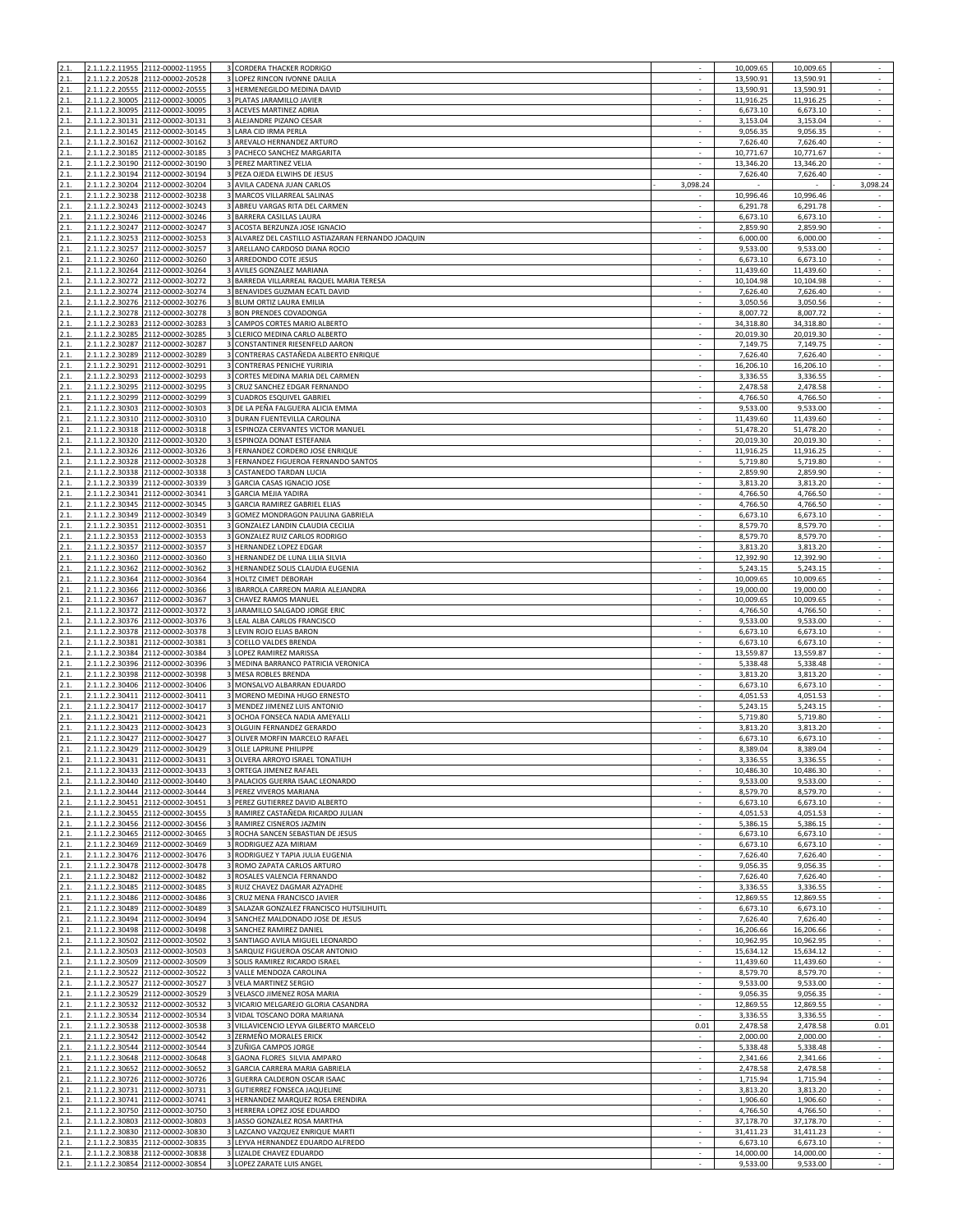| | | | | | | | | |
|---|---|---|---|---|---|---|---|---|
| 2.1. | 2.1.1.2.2.11955 | 2112-00002-11955 | 3 | CORDERA THACKER RODRIGO | - | 10,009.65 | 10,009.65 | - |
| 2.1. | 2.1.1.2.2.20528 | 2112-00002-20528 | 3 | LOPEZ RINCON IVONNE DALILA | - | 13,590.91 | 13,590.91 | - |
| 2.1. | 2.1.1.2.2.20555 | 2112-00002-20555 | 3 | HERMENEGILDO MEDINA DAVID | - | 13,590.91 | 13,590.91 | - |
| 2.1. | 2.1.1.2.2.30005 | 2112-00002-30005 | 3 | PLATAS JARAMILLO JAVIER | - | 11,916.25 | 11,916.25 | - |
| 2.1. | 2.1.1.2.2.30095 | 2112-00002-30095 | 3 | ACEVES MARTINEZ ADRIA | - | 6,673.10 | 6,673.10 | - |
| 2.1. | 2.1.1.2.2.30131 | 2112-00002-30131 | 3 | ALEJANDRE PIZANO CESAR | - | 3,153.04 | 3,153.04 | - |
| 2.1. | 2.1.1.2.2.30145 | 2112-00002-30145 | 3 | LARA CID IRMA PERLA | - | 9,056.35 | 9,056.35 | - |
| 2.1. | 2.1.1.2.2.30162 | 2112-00002-30162 | 3 | AREVALO HERNANDEZ ARTURO | - | 7,626.40 | 7,626.40 | - |
| 2.1. | 2.1.1.2.2.30185 | 2112-00002-30185 | 3 | PACHECO SANCHEZ MARGARITA | - | 10,771.67 | 10,771.67 | - |
| 2.1. | 2.1.1.2.2.30190 | 2112-00002-30190 | 3 | PEREZ MARTINEZ VELIA | - | 13,346.20 | 13,346.20 | - |
| 2.1. | 2.1.1.2.2.30194 | 2112-00002-30194 | 3 | PEZA OJEDA ELWIHS DE JESUS | - | 7,626.40 | 7,626.40 | - |
| 2.1. | 2.1.1.2.2.30204 | 2112-00002-30204 | 3 | AVILA CADENA JUAN CARLOS | - 3,098.24 | - | - | - 3,098.24 |
| 2.1. | 2.1.1.2.2.30238 | 2112-00002-30238 | 3 | MARCOS VILLARREAL SALINAS | - | 10,996.46 | 10,996.46 | - |
| 2.1. | 2.1.1.2.2.30243 | 2112-00002-30243 | 3 | ABREU VARGAS RITA DEL CARMEN | - | 6,291.78 | 6,291.78 | - |
| 2.1. | 2.1.1.2.2.30246 | 2112-00002-30246 | 3 | BARRERA CASILLAS LAURA | - | 6,673.10 | 6,673.10 | - |
| 2.1. | 2.1.1.2.2.30247 | 2112-00002-30247 | 3 | ACOSTA BERZUNZA JOSE IGNACIO | - | 2,859.90 | 2,859.90 | - |
| 2.1. | 2.1.1.2.2.30253 | 2112-00002-30253 | 3 | ALVAREZ DEL CASTILLO ASTIAZARAN FERNANDO JOAQUIN | - | 6,000.00 | 6,000.00 | - |
| 2.1. | 2.1.1.2.2.30257 | 2112-00002-30257 | 3 | ARELLANO CARDOSO DIANA ROCIO | - | 9,533.00 | 9,533.00 | - |
| 2.1. | 2.1.1.2.2.30260 | 2112-00002-30260 | 3 | ARREDONDO COTE JESUS | - | 6,673.10 | 6,673.10 | - |
| 2.1. | 2.1.1.2.2.30264 | 2112-00002-30264 | 3 | AVILES GONZALEZ MARIANA | - | 11,439.60 | 11,439.60 | - |
| 2.1. | 2.1.1.2.2.30272 | 2112-00002-30272 | 3 | BARREDA VILLARREAL RAQUEL MARIA TERESA | - | 10,104.98 | 10,104.98 | - |
| 2.1. | 2.1.1.2.2.30274 | 2112-00002-30274 | 3 | BENAVIDES GUZMAN ECATL DAVID | - | 7,626.40 | 7,626.40 | - |
| 2.1. | 2.1.1.2.2.30276 | 2112-00002-30276 | 3 | BLUM ORTIZ LAURA EMILIA | - | 3,050.56 | 3,050.56 | - |
| 2.1. | 2.1.1.2.2.30278 | 2112-00002-30278 | 3 | BON PRENDES COVADONGA | - | 8,007.72 | 8,007.72 | - |
| 2.1. | 2.1.1.2.2.30283 | 2112-00002-30283 | 3 | CAMPOS CORTES MARIO ALBERTO | - | 34,318.80 | 34,318.80 | - |
| 2.1. | 2.1.1.2.2.30285 | 2112-00002-30285 | 3 | CLERICO MEDINA CARLO ALBERTO | - | 20,019.30 | 20,019.30 | - |
| 2.1. | 2.1.1.2.2.30287 | 2112-00002-30287 | 3 | CONSTANTINER RIESENFELD AARON | - | 7,149.75 | 7,149.75 | - |
| 2.1. | 2.1.1.2.2.30289 | 2112-00002-30289 | 3 | CONTRERAS CASTAÑEDA ALBERTO ENRIQUE | - | 7,626.40 | 7,626.40 | - |
| 2.1. | 2.1.1.2.2.30291 | 2112-00002-30291 | 3 | CONTRERAS PENICHE YURIRIA | - | 16,206.10 | 16,206.10 | - |
| 2.1. | 2.1.1.2.2.30293 | 2112-00002-30293 | 3 | CORTES MEDINA MARIA DEL CARMEN | - | 3,336.55 | 3,336.55 | - |
| 2.1. | 2.1.1.2.2.30295 | 2112-00002-30295 | 3 | CRUZ SANCHEZ EDGAR FERNANDO | - | 2,478.58 | 2,478.58 | - |
| 2.1. | 2.1.1.2.2.30299 | 2112-00002-30299 | 3 | CUADROS ESQUIVEL GABRIEL | - | 4,766.50 | 4,766.50 | - |
| 2.1. | 2.1.1.2.2.30303 | 2112-00002-30303 | 3 | DE LA PEÑA FALGUERA ALICIA EMMA | - | 9,533.00 | 9,533.00 | - |
| 2.1. | 2.1.1.2.2.30310 | 2112-00002-30310 | 3 | DURAN FUENTEVILLA CAROLINA | - | 11,439.60 | 11,439.60 | - |
| 2.1. | 2.1.1.2.2.30318 | 2112-00002-30318 | 3 | ESPINOZA CERVANTES VICTOR MANUEL | - | 51,478.20 | 51,478.20 | - |
| 2.1. | 2.1.1.2.2.30320 | 2112-00002-30320 | 3 | ESPINOZA DONAT ESTEFANIA | - | 20,019.30 | 20,019.30 | - |
| 2.1. | 2.1.1.2.2.30326 | 2112-00002-30326 | 3 | FERNANDEZ CORDERO JOSE ENRIQUE | - | 11,916.25 | 11,916.25 | - |
| 2.1. | 2.1.1.2.2.30328 | 2112-00002-30328 | 3 | FERNANDEZ FIGUEROA FERNANDO SANTOS | - | 5,719.80 | 5,719.80 | - |
| 2.1. | 2.1.1.2.2.30338 | 2112-00002-30338 | 3 | CASTANEDO TARDAN LUCIA | - | 2,859.90 | 2,859.90 | - |
| 2.1. | 2.1.1.2.2.30339 | 2112-00002-30339 | 3 | GARCIA CASAS IGNACIO JOSE | - | 3,813.20 | 3,813.20 | - |
| 2.1. | 2.1.1.2.2.30341 | 2112-00002-30341 | 3 | GARCIA MEJIA YADIRA | - | 4,766.50 | 4,766.50 | - |
| 2.1. | 2.1.1.2.2.30345 | 2112-00002-30345 | 3 | GARCIA RAMIREZ GABRIEL ELIAS | - | 4,766.50 | 4,766.50 | - |
| 2.1. | 2.1.1.2.2.30349 | 2112-00002-30349 | 3 | GOMEZ MONDRAGON PAULINA GABRIELA | - | 6,673.10 | 6,673.10 | - |
| 2.1. | 2.1.1.2.2.30351 | 2112-00002-30351 | 3 | GONZALEZ LANDIN CLAUDIA CECILIA | - | 8,579.70 | 8,579.70 | - |
| 2.1. | 2.1.1.2.2.30353 | 2112-00002-30353 | 3 | GONZALEZ RUIZ CARLOS RODRIGO | - | 8,579.70 | 8,579.70 | - |
| 2.1. | 2.1.1.2.2.30357 | 2112-00002-30357 | 3 | HERNANDEZ LOPEZ EDGAR | - | 3,813.20 | 3,813.20 | - |
| 2.1. | 2.1.1.2.2.30360 | 2112-00002-30360 | 3 | HERNANDEZ DE LUNA LILIA SILVIA | - | 12,392.90 | 12,392.90 | - |
| 2.1. | 2.1.1.2.2.30362 | 2112-00002-30362 | 3 | HERNANDEZ SOLIS CLAUDIA EUGENIA | - | 5,243.15 | 5,243.15 | - |
| 2.1. | 2.1.1.2.2.30364 | 2112-00002-30364 | 3 | HOLTZ CIMET DEBORAH | - | 10,009.65 | 10,009.65 | - |
| 2.1. | 2.1.1.2.2.30366 | 2112-00002-30366 | 3 | IBARROLA CARREON MARIA ALEJANDRA | - | 19,000.00 | 19,000.00 | - |
| 2.1. | 2.1.1.2.2.30367 | 2112-00002-30367 | 3 | CHAVEZ RAMOS MANUEL | - | 10,009.65 | 10,009.65 | - |
| 2.1. | 2.1.1.2.2.30372 | 2112-00002-30372 | 3 | JARAMILLO SALGADO JORGE ERIC | - | 4,766.50 | 4,766.50 | - |
| 2.1. | 2.1.1.2.2.30376 | 2112-00002-30376 | 3 | LEAL ALBA CARLOS FRANCISCO | - | 9,533.00 | 9,533.00 | - |
| 2.1. | 2.1.1.2.2.30378 | 2112-00002-30378 | 3 | LEVIN ROJO ELIAS BARON | - | 6,673.10 | 6,673.10 | - |
| 2.1. | 2.1.1.2.2.30381 | 2112-00002-30381 | 3 | COELLO VALDES BRENDA | - | 6,673.10 | 6,673.10 | - |
| 2.1. | 2.1.1.2.2.30384 | 2112-00002-30384 | 3 | LOPEZ RAMIREZ MARISSA | - | 13,559.87 | 13,559.87 | - |
| 2.1. | 2.1.1.2.2.30396 | 2112-00002-30396 | 3 | MEDINA BARRANCO PATRICIA VERONICA | - | 5,338.48 | 5,338.48 | - |
| 2.1. | 2.1.1.2.2.30398 | 2112-00002-30398 | 3 | MESA ROBLES BRENDA | - | 3,813.20 | 3,813.20 | - |
| 2.1. | 2.1.1.2.2.30406 | 2112-00002-30406 | 3 | MONSALVO ALBARRAN EDUARDO | - | 6,673.10 | 6,673.10 | - |
| 2.1. | 2.1.1.2.2.30411 | 2112-00002-30411 | 3 | MORENO MEDINA HUGO ERNESTO | - | 4,051.53 | 4,051.53 | - |
| 2.1. | 2.1.1.2.2.30417 | 2112-00002-30417 | 3 | MENDEZ JIMENEZ LUIS ANTONIO | - | 5,243.15 | 5,243.15 | - |
| 2.1. | 2.1.1.2.2.30421 | 2112-00002-30421 | 3 | OCHOA FONSECA NADIA AMEYALLI | - | 5,719.80 | 5,719.80 | - |
| 2.1. | 2.1.1.2.2.30423 | 2112-00002-30423 | 3 | OLGUIN FERNANDEZ GERARDO | - | 3,813.20 | 3,813.20 | - |
| 2.1. | 2.1.1.2.2.30427 | 2112-00002-30427 | 3 | OLIVER MORFIN MARCELO RAFAEL | - | 6,673.10 | 6,673.10 | - |
| 2.1. | 2.1.1.2.2.30429 | 2112-00002-30429 | 3 | OLLE LAPRUNE PHILIPPE | - | 8,389.04 | 8,389.04 | - |
| 2.1. | 2.1.1.2.2.30431 | 2112-00002-30431 | 3 | OLVERA ARROYO ISRAEL TONATIUH | - | 3,336.55 | 3,336.55 | - |
| 2.1. | 2.1.1.2.2.30433 | 2112-00002-30433 | 3 | ORTEGA JIMENEZ RAFAEL | - | 10,486.30 | 10,486.30 | - |
| 2.1. | 2.1.1.2.2.30440 | 2112-00002-30440 | 3 | PALACIOS GUERRA ISAAC LEONARDO | - | 9,533.00 | 9,533.00 | - |
| 2.1. | 2.1.1.2.2.30444 | 2112-00002-30444 | 3 | PEREZ VIVEROS MARIANA | - | 8,579.70 | 8,579.70 | - |
| 2.1. | 2.1.1.2.2.30451 | 2112-00002-30451 | 3 | PEREZ GUTIERREZ DAVID ALBERTO | - | 6,673.10 | 6,673.10 | - |
| 2.1. | 2.1.1.2.2.30455 | 2112-00002-30455 | 3 | RAMIREZ CASTAÑEDA RICARDO JULIAN | - | 4,051.53 | 4,051.53 | - |
| 2.1. | 2.1.1.2.2.30456 | 2112-00002-30456 | 3 | RAMIREZ CISNEROS JAZMIN | - | 5,386.15 | 5,386.15 | - |
| 2.1. | 2.1.1.2.2.30465 | 2112-00002-30465 | 3 | ROCHA SANCEN SEBASTIAN DE JESUS | - | 6,673.10 | 6,673.10 | - |
| 2.1. | 2.1.1.2.2.30469 | 2112-00002-30469 | 3 | RODRIGUEZ AZA MIRIAM | - | 6,673.10 | 6,673.10 | - |
| 2.1. | 2.1.1.2.2.30476 | 2112-00002-30476 | 3 | RODRIGUEZ Y TAPIA JULIA EUGENIA | - | 7,626.40 | 7,626.40 | - |
| 2.1. | 2.1.1.2.2.30478 | 2112-00002-30478 | 3 | ROMO ZAPATA CARLOS ARTURO | - | 9,056.35 | 9,056.35 | - |
| 2.1. | 2.1.1.2.2.30482 | 2112-00002-30482 | 3 | ROSALES VALENCIA FERNANDO | - | 7,626.40 | 7,626.40 | - |
| 2.1. | 2.1.1.2.2.30485 | 2112-00002-30485 | 3 | RUIZ CHAVEZ DAGMAR AZYADHE | - | 3,336.55 | 3,336.55 | - |
| 2.1. | 2.1.1.2.2.30486 | 2112-00002-30486 | 3 | CRUZ MENA FRANCISCO JAVIER | - | 12,869.55 | 12,869.55 | - |
| 2.1. | 2.1.1.2.2.30489 | 2112-00002-30489 | 3 | SALAZAR GONZALEZ FRANCISCO HUTSILIHUITL | - | 6,673.10 | 6,673.10 | - |
| 2.1. | 2.1.1.2.2.30494 | 2112-00002-30494 | 3 | SANCHEZ MALDONADO JOSE DE JESUS | - | 7,626.40 | 7,626.40 | - |
| 2.1. | 2.1.1.2.2.30498 | 2112-00002-30498 | 3 | SANCHEZ RAMIREZ DANIEL | - | 16,206.66 | 16,206.66 | - |
| 2.1. | 2.1.1.2.2.30502 | 2112-00002-30502 | 3 | SANTIAGO AVILA MIGUEL LEONARDO | - | 10,962.95 | 10,962.95 | - |
| 2.1. | 2.1.1.2.2.30503 | 2112-00002-30503 | 3 | SARQUIZ FIGUEROA OSCAR ANTONIO | - | 15,634.12 | 15,634.12 | - |
| 2.1. | 2.1.1.2.2.30509 | 2112-00002-30509 | 3 | SOLIS RAMIREZ RICARDO ISRAEL | - | 11,439.60 | 11,439.60 | - |
| 2.1. | 2.1.1.2.2.30522 | 2112-00002-30522 | 3 | VALLE MENDOZA CAROLINA | - | 8,579.70 | 8,579.70 | - |
| 2.1. | 2.1.1.2.2.30527 | 2112-00002-30527 | 3 | VELA MARTINEZ SERGIO | - | 9,533.00 | 9,533.00 | - |
| 2.1. | 2.1.1.2.2.30529 | 2112-00002-30529 | 3 | VELASCO JIMENEZ ROSA MARIA | - | 9,056.35 | 9,056.35 | - |
| 2.1. | 2.1.1.2.2.30532 | 2112-00002-30532 | 3 | VICARIO MELGAREJO GLORIA CASANDRA | - | 12,869.55 | 12,869.55 | - |
| 2.1. | 2.1.1.2.2.30534 | 2112-00002-30534 | 3 | VIDAL TOSCANO DORA MARIANA | - | 3,336.55 | 3,336.55 | - |
| 2.1. | 2.1.1.2.2.30538 | 2112-00002-30538 | 3 | VILLAVICENCIO LEYVA GILBERTO MARCELO | 0.01 | 2,478.58 | 2,478.58 | 0.01 |
| 2.1. | 2.1.1.2.2.30542 | 2112-00002-30542 | 3 | ZERMEÑO MORALES ERICK | - | 2,000.00 | 2,000.00 | - |
| 2.1. | 2.1.1.2.2.30544 | 2112-00002-30544 | 3 | ZUÑIGA CAMPOS JORGE | - | 5,338.48 | 5,338.48 | - |
| 2.1. | 2.1.1.2.2.30648 | 2112-00002-30648 | 3 | GAONA FLORES SILVIA AMPARO | - | 2,341.66 | 2,341.66 | - |
| 2.1. | 2.1.1.2.2.30652 | 2112-00002-30652 | 3 | GARCIA CARRERA MARIA GABRIELA | - | 2,478.58 | 2,478.58 | - |
| 2.1. | 2.1.1.2.2.30726 | 2112-00002-30726 | 3 | GUERRA CALDERON OSCAR ISAAC | - | 1,715.94 | 1,715.94 | - |
| 2.1. | 2.1.1.2.2.30731 | 2112-00002-30731 | 3 | GUTIERREZ FONSECA JAQUELINE | - | 3,813.20 | 3,813.20 | - |
| 2.1. | 2.1.1.2.2.30741 | 2112-00002-30741 | 3 | HERNANDEZ MARQUEZ ROSA ERENDIRA | - | 1,906.60 | 1,906.60 | - |
| 2.1. | 2.1.1.2.2.30750 | 2112-00002-30750 | 3 | HERRERA LOPEZ JOSE EDUARDO | - | 4,766.50 | 4,766.50 | - |
| 2.1. | 2.1.1.2.2.30803 | 2112-00002-30803 | 3 | JASSO GONZALEZ ROSA MARTHA | - | 37,178.70 | 37,178.70 | - |
| 2.1. | 2.1.1.2.2.30830 | 2112-00002-30830 | 3 | LAZCANO VAZQUEZ ENRIQUE MARTI | - | 31,411.23 | 31,411.23 | - |
| 2.1. | 2.1.1.2.2.30835 | 2112-00002-30835 | 3 | LEYVA HERNANDEZ EDUARDO ALFREDO | - | 6,673.10 | 6,673.10 | - |
| 2.1. | 2.1.1.2.2.30838 | 2112-00002-30838 | 3 | LIZALDE CHAVEZ EDUARDO | - | 14,000.00 | 14,000.00 | - |
| 2.1. | 2.1.1.2.2.30854 | 2112-00002-30854 | 3 | LOPEZ ZARATE LUIS ANGEL | - | 9,533.00 | 9,533.00 | - |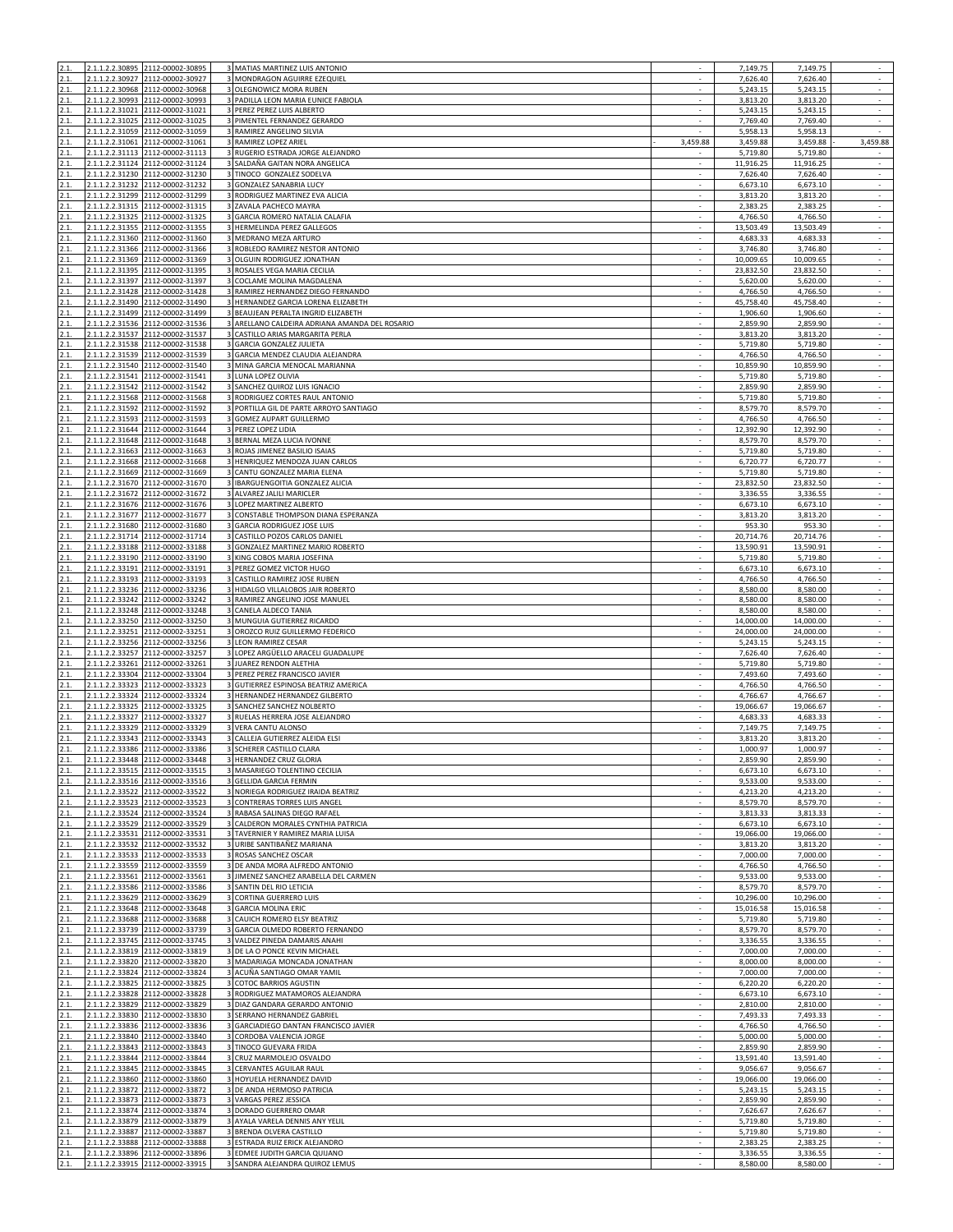| | | | | | | | | |
|---|---|---|---|---|---|---|---|---|
| 2.1. | 2.1.1.2.2.30895 | 2112-00002-30895 | 3 | MATIAS MARTINEZ LUIS ANTONIO | - | 7,149.75 | 7,149.75 | - |
| 2.1. | 2.1.1.2.2.30927 | 2112-00002-30927 | 3 | MONDRAGON AGUIRRE EZEQUIEL | - | 7,626.40 | 7,626.40 | - |
| 2.1. | 2.1.1.2.2.30968 | 2112-00002-30968 | 3 | OLEGNOWICZ MORA RUBEN | - | 5,243.15 | 5,243.15 | - |
| 2.1. | 2.1.1.2.2.30993 | 2112-00002-30993 | 3 | PADILLA LEON MARIA EUNICE FABIOLA | - | 3,813.20 | 3,813.20 | - |
| 2.1. | 2.1.1.2.2.31021 | 2112-00002-31021 | 3 | PEREZ PEREZ LUIS ALBERTO | - | 5,243.15 | 5,243.15 | - |
| 2.1. | 2.1.1.2.2.31025 | 2112-00002-31025 | 3 | PIMENTEL FERNANDEZ GERARDO | - | 7,769.40 | 7,769.40 | - |
| 2.1. | 2.1.1.2.2.31059 | 2112-00002-31059 | 3 | RAMIREZ ANGELINO SILVIA | - | 5,958.13 | 5,958.13 | - |
| 2.1. | 2.1.1.2.2.31061 | 2112-00002-31061 | 3 | RAMIREZ LOPEZ ARIEL | - 3,459.88 | 3,459.88 | 3,459.88 | - 3,459.88 |
| 2.1. | 2.1.1.2.2.31113 | 2112-00002-31113 | 3 | RUGERIO ESTRADA JORGE ALEJANDRO | - | 5,719.80 | 5,719.80 | - |
| 2.1. | 2.1.1.2.2.31124 | 2112-00002-31124 | 3 | SALDAÑA GAITAN NORA ANGELICA | - | 11,916.25 | 11,916.25 | - |
| 2.1. | 2.1.1.2.2.31230 | 2112-00002-31230 | 3 | TINOCO GONZALEZ SODELVA | - | 7,626.40 | 7,626.40 | - |
| 2.1. | 2.1.1.2.2.31232 | 2112-00002-31232 | 3 | GONZALEZ SANABRIA LUCY | - | 6,673.10 | 6,673.10 | - |
| 2.1. | 2.1.1.2.2.31299 | 2112-00002-31299 | 3 | RODRIGUEZ MARTINEZ EVA ALICIA | - | 3,813.20 | 3,813.20 | - |
| 2.1. | 2.1.1.2.2.31315 | 2112-00002-31315 | 3 | ZAVALA PACHECO MAYRA | - | 2,383.25 | 2,383.25 | - |
| 2.1. | 2.1.1.2.2.31325 | 2112-00002-31325 | 3 | GARCIA ROMERO NATALIA CALAFIA | - | 4,766.50 | 4,766.50 | - |
| 2.1. | 2.1.1.2.2.31355 | 2112-00002-31355 | 3 | HERMELINDA PEREZ GALLEGOS | - | 13,503.49 | 13,503.49 | - |
| 2.1. | 2.1.1.2.2.31360 | 2112-00002-31360 | 3 | MEDRANO MEZA ARTURO | - | 4,683.33 | 4,683.33 | - |
| 2.1. | 2.1.1.2.2.31366 | 2112-00002-31366 | 3 | ROBLEDO RAMIREZ NESTOR ANTONIO | - | 3,746.80 | 3,746.80 | - |
| 2.1. | 2.1.1.2.2.31369 | 2112-00002-31369 | 3 | OLGUIN RODRIGUEZ JONATHAN | - | 10,009.65 | 10,009.65 | - |
| 2.1. | 2.1.1.2.2.31395 | 2112-00002-31395 | 3 | ROSALES VEGA MARIA CECILIA | - | 23,832.50 | 23,832.50 | - |
| 2.1. | 2.1.1.2.2.31397 | 2112-00002-31397 | 3 | COCLAME MOLINA MAGDALENA | - | 5,620.00 | 5,620.00 | - |
| 2.1. | 2.1.1.2.2.31428 | 2112-00002-31428 | 3 | RAMIREZ HERNANDEZ DIEGO FERNANDO | - | 4,766.50 | 4,766.50 | - |
| 2.1. | 2.1.1.2.2.31490 | 2112-00002-31490 | 3 | HERNANDEZ GARCIA LORENA ELIZABETH | - | 45,758.40 | 45,758.40 | - |
| 2.1. | 2.1.1.2.2.31499 | 2112-00002-31499 | 3 | BEAUJEAN PERALTA INGRID ELIZABETH | - | 1,906.60 | 1,906.60 | - |
| 2.1. | 2.1.1.2.2.31536 | 2112-00002-31536 | 3 | ARELLANO CALDEIRA ADRIANA AMANDA DEL ROSARIO | - | 2,859.90 | 2,859.90 | - |
| 2.1. | 2.1.1.2.2.31537 | 2112-00002-31537 | 3 | CASTILLO ARIAS MARGARITA PERLA | - | 3,813.20 | 3,813.20 | - |
| 2.1. | 2.1.1.2.2.31538 | 2112-00002-31538 | 3 | GARCIA GONZALEZ JULIETA | - | 5,719.80 | 5,719.80 | - |
| 2.1. | 2.1.1.2.2.31539 | 2112-00002-31539 | 3 | GARCIA MENDEZ CLAUDIA ALEJANDRA | - | 4,766.50 | 4,766.50 | - |
| 2.1. | 2.1.1.2.2.31540 | 2112-00002-31540 | 3 | MINA GARCIA MENOCAL MARIANNA | - | 10,859.90 | 10,859.90 | - |
| 2.1. | 2.1.1.2.2.31541 | 2112-00002-31541 | 3 | LUNA LOPEZ OLIVIA | - | 5,719.80 | 5,719.80 | - |
| 2.1. | 2.1.1.2.2.31542 | 2112-00002-31542 | 3 | SANCHEZ QUIROZ LUIS IGNACIO | - | 2,859.90 | 2,859.90 | - |
| 2.1. | 2.1.1.2.2.31568 | 2112-00002-31568 | 3 | RODRIGUEZ CORTES RAUL ANTONIO | - | 5,719.80 | 5,719.80 | - |
| 2.1. | 2.1.1.2.2.31592 | 2112-00002-31592 | 3 | PORTILLA GIL DE PARTE ARROYO SANTIAGO | - | 8,579.70 | 8,579.70 | - |
| 2.1. | 2.1.1.2.2.31593 | 2112-00002-31593 | 3 | GOMEZ AUPART GUILLERMO | - | 4,766.50 | 4,766.50 | - |
| 2.1. | 2.1.1.2.2.31644 | 2112-00002-31644 | 3 | PEREZ LOPEZ LIDIA | - | 12,392.90 | 12,392.90 | - |
| 2.1. | 2.1.1.2.2.31648 | 2112-00002-31648 | 3 | BERNAL MEZA LUCIA IVONNE | - | 8,579.70 | 8,579.70 | - |
| 2.1. | 2.1.1.2.2.31663 | 2112-00002-31663 | 3 | ROJAS JIMENEZ BASILIO ISAIAS | - | 5,719.80 | 5,719.80 | - |
| 2.1. | 2.1.1.2.2.31668 | 2112-00002-31668 | 3 | HENRIQUEZ MENDOZA JUAN CARLOS | - | 6,720.77 | 6,720.77 | - |
| 2.1. | 2.1.1.2.2.31669 | 2112-00002-31669 | 3 | CANTU GONZALEZ MARIA ELENA | - | 5,719.80 | 5,719.80 | - |
| 2.1. | 2.1.1.2.2.31670 | 2112-00002-31670 | 3 | IBARGUENGOITIA GONZALEZ ALICIA | - | 23,832.50 | 23,832.50 | - |
| 2.1. | 2.1.1.2.2.31672 | 2112-00002-31672 | 3 | ALVAREZ JALILI MARICLER | - | 3,336.55 | 3,336.55 | - |
| 2.1. | 2.1.1.2.2.31676 | 2112-00002-31676 | 3 | LOPEZ MARTINEZ ALBERTO | - | 6,673.10 | 6,673.10 | - |
| 2.1. | 2.1.1.2.2.31677 | 2112-00002-31677 | 3 | CONSTABLE THOMPSON DIANA ESPERANZA | - | 3,813.20 | 3,813.20 | - |
| 2.1. | 2.1.1.2.2.31680 | 2112-00002-31680 | 3 | GARCIA RODRIGUEZ JOSE LUIS | - | 953.30 | 953.30 | - |
| 2.1. | 2.1.1.2.2.31714 | 2112-00002-31714 | 3 | CASTILLO POZOS CARLOS DANIEL | - | 20,714.76 | 20,714.76 | - |
| 2.1. | 2.1.1.2.2.33188 | 2112-00002-33188 | 3 | GONZALEZ MARTINEZ MARIO ROBERTO | - | 13,590.91 | 13,590.91 | - |
| 2.1. | 2.1.1.2.2.33190 | 2112-00002-33190 | 3 | KING COBOS MARIA JOSEFINA | - | 5,719.80 | 5,719.80 | - |
| 2.1. | 2.1.1.2.2.33191 | 2112-00002-33191 | 3 | PEREZ GOMEZ VICTOR HUGO | - | 6,673.10 | 6,673.10 | - |
| 2.1. | 2.1.1.2.2.33193 | 2112-00002-33193 | 3 | CASTILLO RAMIREZ JOSE RUBEN | - | 4,766.50 | 4,766.50 | - |
| 2.1. | 2.1.1.2.2.33236 | 2112-00002-33236 | 3 | HIDALGO VILLALOBOS JAIR ROBERTO | - | 8,580.00 | 8,580.00 | - |
| 2.1. | 2.1.1.2.2.33242 | 2112-00002-33242 | 3 | RAMIREZ ANGELINO JOSE MANUEL | - | 8,580.00 | 8,580.00 | - |
| 2.1. | 2.1.1.2.2.33248 | 2112-00002-33248 | 3 | CANELA ALDECO TANIA | - | 8,580.00 | 8,580.00 | - |
| 2.1. | 2.1.1.2.2.33250 | 2112-00002-33250 | 3 | MUNGUIA GUTIERREZ RICARDO | - | 14,000.00 | 14,000.00 | - |
| 2.1. | 2.1.1.2.2.33251 | 2112-00002-33251 | 3 | OROZCO RUIZ GUILLERMO FEDERICO | - | 24,000.00 | 24,000.00 | - |
| 2.1. | 2.1.1.2.2.33256 | 2112-00002-33256 | 3 | LEON RAMIREZ CESAR | - | 5,243.15 | 5,243.15 | - |
| 2.1. | 2.1.1.2.2.33257 | 2112-00002-33257 | 3 | LOPEZ ARGÜELLO ARACELI GUADALUPE | - | 7,626.40 | 7,626.40 | - |
| 2.1. | 2.1.1.2.2.33261 | 2112-00002-33261 | 3 | JUAREZ RENDON ALETHIA | - | 5,719.80 | 5,719.80 | - |
| 2.1. | 2.1.1.2.2.33304 | 2112-00002-33304 | 3 | PEREZ PEREZ FRANCISCO JAVIER | - | 7,493.60 | 7,493.60 | - |
| 2.1. | 2.1.1.2.2.33323 | 2112-00002-33323 | 3 | GUTIERREZ ESPINOSA BEATRIZ AMERICA | - | 4,766.50 | 4,766.50 | - |
| 2.1. | 2.1.1.2.2.33324 | 2112-00002-33324 | 3 | HERNANDEZ HERNANDEZ GILBERTO | - | 4,766.67 | 4,766.67 | - |
| 2.1. | 2.1.1.2.2.33325 | 2112-00002-33325 | 3 | SANCHEZ SANCHEZ NOLBERTO | - | 19,066.67 | 19,066.67 | - |
| 2.1. | 2.1.1.2.2.33327 | 2112-00002-33327 | 3 | RUELAS HERRERA JOSE ALEJANDRO | - | 4,683.33 | 4,683.33 | - |
| 2.1. | 2.1.1.2.2.33329 | 2112-00002-33329 | 3 | VERA CANTU ALONSO | - | 7,149.75 | 7,149.75 | - |
| 2.1. | 2.1.1.2.2.33343 | 2112-00002-33343 | 3 | CALLEJA GUTIERREZ ALEIDA ELSI | - | 3,813.20 | 3,813.20 | - |
| 2.1. | 2.1.1.2.2.33386 | 2112-00002-33386 | 3 | SCHERER CASTILLO CLARA | - | 1,000.97 | 1,000.97 | - |
| 2.1. | 2.1.1.2.2.33448 | 2112-00002-33448 | 3 | HERNANDEZ CRUZ GLORIA | - | 2,859.90 | 2,859.90 | - |
| 2.1. | 2.1.1.2.2.33515 | 2112-00002-33515 | 3 | MASARIEGO TOLENTINO CECILIA | - | 6,673.10 | 6,673.10 | - |
| 2.1. | 2.1.1.2.2.33516 | 2112-00002-33516 | 3 | GELLIDA GARCIA FERMIN | - | 9,533.00 | 9,533.00 | - |
| 2.1. | 2.1.1.2.2.33522 | 2112-00002-33522 | 3 | NORIEGA RODRIGUEZ IRAIDA BEATRIZ | - | 4,213.20 | 4,213.20 | - |
| 2.1. | 2.1.1.2.2.33523 | 2112-00002-33523 | 3 | CONTRERAS TORRES LUIS ANGEL | - | 8,579.70 | 8,579.70 | - |
| 2.1. | 2.1.1.2.2.33524 | 2112-00002-33524 | 3 | RABASA SALINAS DIEGO RAFAEL | - | 3,813.33 | 3,813.33 | - |
| 2.1. | 2.1.1.2.2.33529 | 2112-00002-33529 | 3 | CALDERON MORALES CYNTHIA PATRICIA | - | 6,673.10 | 6,673.10 | - |
| 2.1. | 2.1.1.2.2.33531 | 2112-00002-33531 | 3 | TAVERNIER Y RAMIREZ MARIA LUISA | - | 19,066.00 | 19,066.00 | - |
| 2.1. | 2.1.1.2.2.33532 | 2112-00002-33532 | 3 | URIBE SANTIBAÑEZ MARIANA | - | 3,813.20 | 3,813.20 | - |
| 2.1. | 2.1.1.2.2.33533 | 2112-00002-33533 | 3 | ROSAS SANCHEZ OSCAR | - | 7,000.00 | 7,000.00 | - |
| 2.1. | 2.1.1.2.2.33559 | 2112-00002-33559 | 3 | DE ANDA MORA ALFREDO ANTONIO | - | 4,766.50 | 4,766.50 | - |
| 2.1. | 2.1.1.2.2.33561 | 2112-00002-33561 | 3 | JIMENEZ SANCHEZ ARABELLA DEL CARMEN | - | 9,533.00 | 9,533.00 | - |
| 2.1. | 2.1.1.2.2.33586 | 2112-00002-33586 | 3 | SANTIN DEL RIO LETICIA | - | 8,579.70 | 8,579.70 | - |
| 2.1. | 2.1.1.2.2.33629 | 2112-00002-33629 | 3 | CORTINA GUERRERO LUIS | - | 10,296.00 | 10,296.00 | - |
| 2.1. | 2.1.1.2.2.33648 | 2112-00002-33648 | 3 | GARCIA MOLINA ERIC | - | 15,016.58 | 15,016.58 | - |
| 2.1. | 2.1.1.2.2.33688 | 2112-00002-33688 | 3 | CAUICH ROMERO ELSY BEATRIZ | - | 5,719.80 | 5,719.80 | - |
| 2.1. | 2.1.1.2.2.33739 | 2112-00002-33739 | 3 | GARCIA OLMEDO ROBERTO FERNANDO | - | 8,579.70 | 8,579.70 | - |
| 2.1. | 2.1.1.2.2.33745 | 2112-00002-33745 | 3 | VALDEZ PINEDA DAMARIS ANAHI | - | 3,336.55 | 3,336.55 | - |
| 2.1. | 2.1.1.2.2.33819 | 2112-00002-33819 | 3 | DE LA O PONCE KEVIN MICHAEL | - | 7,000.00 | 7,000.00 | - |
| 2.1. | 2.1.1.2.2.33820 | 2112-00002-33820 | 3 | MADARIAGA MONCADA JONATHAN | - | 8,000.00 | 8,000.00 | - |
| 2.1. | 2.1.1.2.2.33824 | 2112-00002-33824 | 3 | ACUÑA SANTIAGO OMAR YAMIL | - | 7,000.00 | 7,000.00 | - |
| 2.1. | 2.1.1.2.2.33825 | 2112-00002-33825 | 3 | COTOC BARRIOS AGUSTIN | - | 6,220.20 | 6,220.20 | - |
| 2.1. | 2.1.1.2.2.33828 | 2112-00002-33828 | 3 | RODRIGUEZ MATAMOROS ALEJANDRA | - | 6,673.10 | 6,673.10 | - |
| 2.1. | 2.1.1.2.2.33829 | 2112-00002-33829 | 3 | DIAZ GANDARA GERARDO ANTONIO | - | 2,810.00 | 2,810.00 | - |
| 2.1. | 2.1.1.2.2.33830 | 2112-00002-33830 | 3 | SERRANO HERNANDEZ GABRIEL | - | 7,493.33 | 7,493.33 | - |
| 2.1. | 2.1.1.2.2.33836 | 2112-00002-33836 | 3 | GARCIADIEGO DANTAN FRANCISCO JAVIER | - | 4,766.50 | 4,766.50 | - |
| 2.1. | 2.1.1.2.2.33840 | 2112-00002-33840 | 3 | CORDOBA VALENCIA JORGE | - | 5,000.00 | 5,000.00 | - |
| 2.1. | 2.1.1.2.2.33843 | 2112-00002-33843 | 3 | TINOCO GUEVARA FRIDA | - | 2,859.90 | 2,859.90 | - |
| 2.1. | 2.1.1.2.2.33844 | 2112-00002-33844 | 3 | CRUZ MARMOLEJO OSVALDO | - | 13,591.40 | 13,591.40 | - |
| 2.1. | 2.1.1.2.2.33845 | 2112-00002-33845 | 3 | CERVANTES AGUILAR RAUL | - | 9,056.67 | 9,056.67 | - |
| 2.1. | 2.1.1.2.2.33860 | 2112-00002-33860 | 3 | HOYUELA HERNANDEZ DAVID | - | 19,066.00 | 19,066.00 | - |
| 2.1. | 2.1.1.2.2.33872 | 2112-00002-33872 | 3 | DE ANDA HERMOSO PATRICIA | - | 5,243.15 | 5,243.15 | - |
| 2.1. | 2.1.1.2.2.33873 | 2112-00002-33873 | 3 | VARGAS PEREZ JESSICA | - | 2,859.90 | 2,859.90 | - |
| 2.1. | 2.1.1.2.2.33874 | 2112-00002-33874 | 3 | DORADO GUERRERO OMAR | - | 7,626.67 | 7,626.67 | - |
| 2.1. | 2.1.1.2.2.33879 | 2112-00002-33879 | 3 | AYALA VARELA DENNIS ANY YELIL | - | 5,719.80 | 5,719.80 | - |
| 2.1. | 2.1.1.2.2.33887 | 2112-00002-33887 | 3 | BRENDA OLVERA CASTILLO | - | 5,719.80 | 5,719.80 | - |
| 2.1. | 2.1.1.2.2.33888 | 2112-00002-33888 | 3 | ESTRADA RUIZ ERICK ALEJANDRO | - | 2,383.25 | 2,383.25 | - |
| 2.1. | 2.1.1.2.2.33896 | 2112-00002-33896 | 3 | EDMEE JUDITH GARCIA QUIJANO | - | 3,336.55 | 3,336.55 | - |
| 2.1. | 2.1.1.2.2.33915 | 2112-00002-33915 | 3 | SANDRA ALEJANDRA QUIROZ LEMUS | - | 8,580.00 | 8,580.00 | - |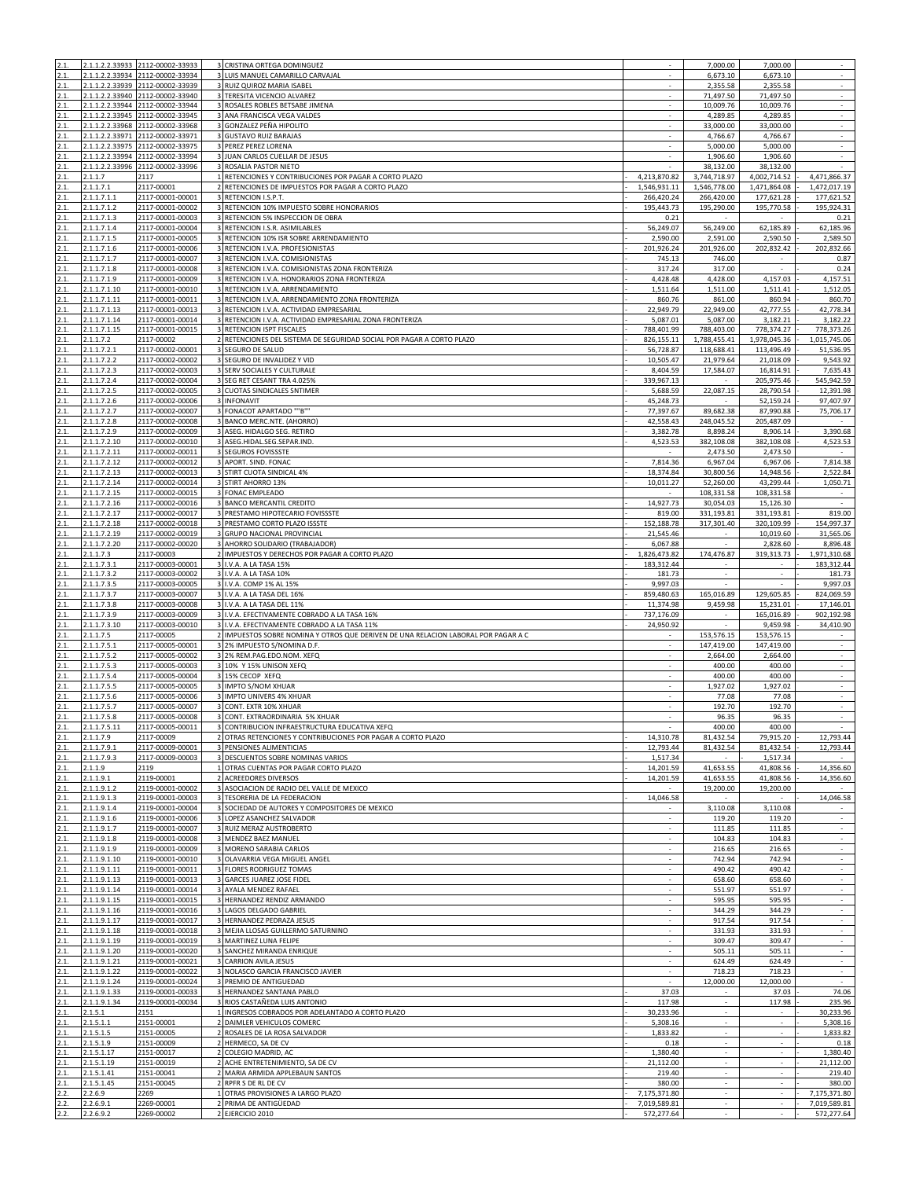| | | | | | | | | |
|---|---|---|---|---|---|---|---|---|
| 2.1. | 2.1.1.2.2.33933 | 2112-00002-33933 | 3 | CRISTINA ORTEGA DOMINGUEZ | - | 7,000.00 | 7,000.00 | - |
| 2.1. | 2.1.1.2.2.33934 | 2112-00002-33934 | 3 | LUIS MANUEL CAMARILLO CARVAJAL | - | 6,673.10 | 6,673.10 | - |
| 2.1. | 2.1.1.2.2.33939 | 2112-00002-33939 | 3 | RUIZ QUIROZ MARIA ISABEL | - | 2,355.58 | 2,355.58 | - |
| 2.1. | 2.1.1.2.2.33940 | 2112-00002-33940 | 3 | TERESITA VICENCIO ALVAREZ | - | 71,497.50 | 71,497.50 | - |
| 2.1. | 2.1.1.2.2.33944 | 2112-00002-33944 | 3 | ROSALES ROBLES BETSABE JIMENA | - | 10,009.76 | 10,009.76 | - |
| 2.1. | 2.1.1.2.2.33945 | 2112-00002-33945 | 3 | ANA FRANCISCA VEGA VALDES | - | 4,289.85 | 4,289.85 | - |
| 2.1. | 2.1.1.2.2.33968 | 2112-00002-33968 | 3 | GONZALEZ PEÑA HIPOLITO | - | 33,000.00 | 33,000.00 | - |
| 2.1. | 2.1.1.2.2.33971 | 2112-00002-33971 | 3 | GUSTAVO RUIZ BARAJAS | - | 4,766.67 | 4,766.67 | - |
| 2.1. | 2.1.1.2.2.33975 | 2112-00002-33975 | 3 | PEREZ PEREZ LORENA | - | 5,000.00 | 5,000.00 | - |
| 2.1. | 2.1.1.2.2.33994 | 2112-00002-33994 | 3 | JUAN CARLOS CUELLAR DE JESUS | - | 1,906.60 | 1,906.60 | - |
| 2.1. | 2.1.1.2.2.33996 | 2112-00002-33996 | 3 | ROSALIA PASTOR NIETO | - | 38,132.00 | 38,132.00 | - |
| 2.1. | 2.1.1.7 | 2117 | 1 | RETENCIONES Y CONTRIBUCIONES POR PAGAR A CORTO PLAZO | - 4,213,870.82 | 3,744,718.97 | 4,002,714.52 | - 4,471,866.37 |
| 2.1. | 2.1.1.7.1 | 2117-00001 | 2 | RETENCIONES DE IMPUESTOS POR PAGAR A CORTO PLAZO | - 1,546,931.11 | 1,546,778.00 | 1,471,864.08 | - 1,472,017.19 |
| 2.1. | 2.1.1.7.1.1 | 2117-00001-00001 | 3 | RETENCION I.S.P.T. | - 266,420.24 | 266,420.00 | 177,621.28 | - 177,621.52 |
| 2.1. | 2.1.1.7.1.2 | 2117-00001-00002 | 3 | RETENCION 10% IMPUESTO SOBRE HONORARIOS | - 195,443.73 | 195,290.00 | 195,770.58 | - 195,924.31 |
| 2.1. | 2.1.1.7.1.3 | 2117-00001-00003 | 3 | RETENCION 5% INSPECCION DE OBRA | - 0.21 | - | - | - 0.21 |
| 2.1. | 2.1.1.7.1.4 | 2117-00001-00004 | 3 | RETENCION I.S.R. ASIMILABLES | - 56,249.07 | 56,249.00 | 62,185.89 | - 62,185.96 |
| 2.1. | 2.1.1.7.1.5 | 2117-00001-00005 | 3 | RETENCION 10% ISR SOBRE ARRENDAMIENTO | - 2,590.00 | 2,591.00 | 2,590.50 | - 2,589.50 |
| 2.1. | 2.1.1.7.1.6 | 2117-00001-00006 | 3 | RETENCION I.V.A. PROFESIONISTAS | - 201,926.24 | 201,926.00 | 202,832.42 | - 202,832.66 |
| 2.1. | 2.1.1.7.1.7 | 2117-00001-00007 | 3 | RETENCION I.V.A. COMISIONISTAS | - 745.13 | 746.00 | - | 0.87 |
| 2.1. | 2.1.1.7.1.8 | 2117-00001-00008 | 3 | RETENCION I.V.A. COMISIONISTAS ZONA FRONTERIZA | - 317.24 | 317.00 | - | - 0.24 |
| 2.1. | 2.1.1.7.1.9 | 2117-00001-00009 | 3 | RETENCION I.V.A. HONORARIOS ZONA FRONTERIZA | - 4,428.48 | 4,428.00 | 4,157.03 | - 4,157.51 |
| 2.1. | 2.1.1.7.1.10 | 2117-00001-00010 | 3 | RETENCION I.V.A. ARRENDAMIENTO | - 1,511.64 | 1,511.00 | 1,511.41 | - 1,512.05 |
| 2.1. | 2.1.1.7.1.11 | 2117-00001-00011 | 3 | RETENCION I.V.A. ARRENDAMIENTO ZONA FRONTERIZA | - 860.76 | 861.00 | 860.94 | - 860.70 |
| 2.1. | 2.1.1.7.1.13 | 2117-00001-00013 | 3 | RETENCION I.V.A. ACTIVIDAD EMPRESARIAL | - 22,949.79 | 22,949.00 | 42,777.55 | - 42,778.34 |
| 2.1. | 2.1.1.7.1.14 | 2117-00001-00014 | 3 | RETENCION I.V.A. ACTIVIDAD EMPRESARIAL ZONA FRONTERIZA | - 5,087.01 | 5,087.00 | 3,182.21 | - 3,182.22 |
| 2.1. | 2.1.1.7.1.15 | 2117-00001-00015 | 3 | RETENCION ISPT FISCALES | - 788,401.99 | 788,403.00 | 778,374.27 | - 778,373.26 |
| 2.1. | 2.1.1.7.2 | 2117-00002 | 2 | RETENCIONES DEL SISTEMA DE SEGURIDAD SOCIAL POR PAGAR A CORTO PLAZO | - 826,155.11 | 1,788,455.41 | 1,978,045.36 | - 1,015,745.06 |
| 2.1. | 2.1.1.7.2.1 | 2117-00002-00001 | 3 | SEGURO DE SALUD | - 56,728.87 | 118,688.41 | 113,496.49 | - 51,536.95 |
| 2.1. | 2.1.1.7.2.2 | 2117-00002-00002 | 3 | SEGURO DE INVALIDEZ Y VID | - 10,505.47 | 21,979.64 | 21,018.09 | - 9,543.92 |
| 2.1. | 2.1.1.7.2.3 | 2117-00002-00003 | 3 | SERV SOCIALES Y CULTURALE | - 8,404.59 | 17,584.07 | 16,814.91 | - 7,635.43 |
| 2.1. | 2.1.1.7.2.4 | 2117-00002-00004 | 3 | SEG RET CESANT TRA 4.025% | - 339,967.13 | - | 205,975.46 | - 545,942.59 |
| 2.1. | 2.1.1.7.2.5 | 2117-00002-00005 | 3 | CUOTAS SINDICALES SNTIMER | - 5,688.59 | 22,087.15 | 28,790.54 | - 12,391.98 |
| 2.1. | 2.1.1.7.2.6 | 2117-00002-00006 | 3 | INFONAVIT | - 45,248.73 | - | 52,159.24 | - 97,407.97 |
| 2.1. | 2.1.1.7.2.7 | 2117-00002-00007 | 3 | FONACOT APARTADO ""B"" | - 77,397.67 | 89,682.38 | 87,990.88 | - 75,706.17 |
| 2.1. | 2.1.1.7.2.8 | 2117-00002-00008 | 3 | BANCO MERC.NTE. (AHORRO) | - 42,558.43 | 248,045.52 | 205,487.09 | - |
| 2.1. | 2.1.1.7.2.9 | 2117-00002-00009 | 3 | ASEG. HIDALGO SEG. RETIRO | - 3,382.78 | 8,898.24 | 8,906.14 | - 3,390.68 |
| 2.1. | 2.1.1.7.2.10 | 2117-00002-00010 | 3 | ASEG.HIDAL.SEG.SEPAR.IND. | - 4,523.53 | 382,108.08 | 382,108.08 | - 4,523.53 |
| 2.1. | 2.1.1.7.2.11 | 2117-00002-00011 | 3 | SEGUROS FOVISSSTE | - | 2,473.50 | 2,473.50 | - |
| 2.1. | 2.1.1.7.2.12 | 2117-00002-00012 | 3 | APORT. SIND. FONAC | - 7,814.36 | 6,967.04 | 6,967.06 | - 7,814.38 |
| 2.1. | 2.1.1.7.2.13 | 2117-00002-00013 | 3 | STIRT CUOTA SINDICAL 4% | - 18,374.84 | 30,800.56 | 14,948.56 | - 2,522.84 |
| 2.1. | 2.1.1.7.2.14 | 2117-00002-00014 | 3 | STIRT AHORRO 13% | - 10,011.27 | 52,260.00 | 43,299.44 | - 1,050.71 |
| 2.1. | 2.1.1.7.2.15 | 2117-00002-00015 | 3 | FONAC EMPLEADO | - | 108,331.58 | 108,331.58 | - |
| 2.1. | 2.1.1.7.2.16 | 2117-00002-00016 | 3 | BANCO MERCANTIL CREDITO | - 14,927.73 | 30,054.03 | 15,126.30 | - |
| 2.1. | 2.1.1.7.2.17 | 2117-00002-00017 | 3 | PRESTAMO HIPOTECARIO FOVISSSTE | - 819.00 | 331,193.81 | 331,193.81 | - 819.00 |
| 2.1. | 2.1.1.7.2.18 | 2117-00002-00018 | 3 | PRESTAMO CORTO PLAZO ISSSTE | - 152,188.78 | 317,301.40 | 320,109.99 | - 154,997.37 |
| 2.1. | 2.1.1.7.2.19 | 2117-00002-00019 | 3 | GRUPO NACIONAL PROVINCIAL | - 21,545.46 | - | 10,019.60 | - 31,565.06 |
| 2.1. | 2.1.1.7.2.20 | 2117-00002-00020 | 3 | AHORRO SOLIDARIO (TRABAJADOR) | - 6,067.88 | - | 2,828.60 | - 8,896.48 |
| 2.1. | 2.1.1.7.3 | 2117-00003 | 2 | IMPUESTOS Y DERECHOS POR PAGAR A CORTO PLAZO | - 1,826,473.82 | 174,476.87 | 319,313.73 | - 1,971,310.68 |
| 2.1. | 2.1.1.7.3.1 | 2117-00003-00001 | 3 | I.V.A. A LA TASA 15% | - 183,312.44 | - | - | - 183,312.44 |
| 2.1. | 2.1.1.7.3.2 | 2117-00003-00002 | 3 | I.V.A. A LA TASA 10% | - 181.73 | - | - | - 181.73 |
| 2.1. | 2.1.1.7.3.5 | 2117-00003-00005 | 3 | I.V.A. COMP 1% AL 15% | - 9,997.03 | - | - | - 9,997.03 |
| 2.1. | 2.1.1.7.3.7 | 2117-00003-00007 | 3 | I.V.A. A LA TASA DEL 16% | - 859,480.63 | 165,016.89 | 129,605.85 | - 824,069.59 |
| 2.1. | 2.1.1.7.3.8 | 2117-00003-00008 | 3 | I.V.A. A LA TASA DEL 11% | - 11,374.98 | 9,459.98 | 15,231.01 | - 17,146.01 |
| 2.1. | 2.1.1.7.3.9 | 2117-00003-00009 | 3 | I.V.A. EFECTIVAMENTE COBRADO A LA TASA 16% | - 737,176.09 | - | 165,016.89 | - 902,192.98 |
| 2.1. | 2.1.1.7.3.10 | 2117-00003-00010 | 3 | I.V.A. EFECTIVAMENTE COBRADO A LA TASA 11% | - 24,950.92 | - | 9,459.98 | - 34,410.90 |
| 2.1. | 2.1.1.7.5 | 2117-00005 | 2 | IMPUESTOS SOBRE NOMINA Y OTROS QUE DERIVEN DE UNA RELACION LABORAL POR PAGAR A C | - | 153,576.15 | 153,576.15 | - |
| 2.1. | 2.1.1.7.5.1 | 2117-00005-00001 | 3 | 2% IMPUESTO S/NOMINA D.F. | - | 147,419.00 | 147,419.00 | - |
| 2.1. | 2.1.1.7.5.2 | 2117-00005-00002 | 3 | 2% REM.PAG.EDO.NOM. XEFQ | - | 2,664.00 | 2,664.00 | - |
| 2.1. | 2.1.1.7.5.3 | 2117-00005-00003 | 3 | 10% Y 15% UNISON XEFQ | - | 400.00 | 400.00 | - |
| 2.1. | 2.1.1.7.5.4 | 2117-00005-00004 | 3 | 15% CECOP XEFQ | - | 400.00 | 400.00 | - |
| 2.1. | 2.1.1.7.5.5 | 2117-00005-00005 | 3 | IMPTO S/NOM XHUAR | - | 1,927.02 | 1,927.02 | - |
| 2.1. | 2.1.1.7.5.6 | 2117-00005-00006 | 3 | IMPTO UNIVERS 4% XHUAR | - | 77.08 | 77.08 | - |
| 2.1. | 2.1.1.7.5.7 | 2117-00005-00007 | 3 | CONT. EXTR 10% XHUAR | - | 192.70 | 192.70 | - |
| 2.1. | 2.1.1.7.5.8 | 2117-00005-00008 | 3 | CONT. EXTRAORDINARIA 5% XHUAR | - | 96.35 | 96.35 | - |
| 2.1. | 2.1.1.7.5.11 | 2117-00005-00011 | 3 | CONTRIBUCION INFRAESTRUCTURA EDUCATIVA XEFQ | - | 400.00 | 400.00 | - |
| 2.1. | 2.1.1.7.9 | 2117-00009 | 2 | OTRAS RETENCIONES Y CONTRIBUCIONES POR PAGAR A CORTO PLAZO | - 14,310.78 | 81,432.54 | 79,915.20 | - 12,793.44 |
| 2.1. | 2.1.1.7.9.1 | 2117-00009-00001 | 3 | PENSIONES ALIMENTICIAS | - 12,793.44 | 81,432.54 | 81,432.54 | - 12,793.44 |
| 2.1. | 2.1.1.7.9.3 | 2117-00009-00003 | 3 | DESCUENTOS SOBRE NOMINAS VARIOS | - 1,517.34 | - | 1,517.34 | - |
| 2.1. | 2.1.1.9 | 2119 | 1 | OTRAS CUENTAS POR PAGAR CORTO PLAZO | - 14,201.59 | 41,653.55 | 41,808.56 | - 14,356.60 |
| 2.1. | 2.1.1.9.1 | 2119-00001 | 2 | ACREEDORES DIVERSOS | - 14,201.59 | 41,653.55 | 41,808.56 | - 14,356.60 |
| 2.1. | 2.1.1.9.1.2 | 2119-00001-00002 | 3 | ASOCIACION DE RADIO DEL VALLE DE MEXICO | - | 19,200.00 | 19,200.00 | - |
| 2.1. | 2.1.1.9.1.3 | 2119-00001-00003 | 3 | TESORERIA DE LA FEDERACION | - 14,046.58 | - | - | - 14,046.58 |
| 2.1. | 2.1.1.9.1.4 | 2119-00001-00004 | 3 | SOCIEDAD DE AUTORES Y COMPOSITORES DE MEXICO | - | 3,110.08 | 3,110.08 | - |
| 2.1. | 2.1.1.9.1.6 | 2119-00001-00006 | 3 | LOPEZ ASANCHEZ SALVADOR | - | 119.20 | 119.20 | - |
| 2.1. | 2.1.1.9.1.7 | 2119-00001-00007 | 3 | RUIZ MERAZ AUSTROBERTO | - | 111.85 | 111.85 | - |
| 2.1. | 2.1.1.9.1.8 | 2119-00001-00008 | 3 | MENDEZ BAEZ MANUEL | - | 104.83 | 104.83 | - |
| 2.1. | 2.1.1.9.1.9 | 2119-00001-00009 | 3 | MORENO SARABIA CARLOS | - | 216.65 | 216.65 | - |
| 2.1. | 2.1.1.9.1.10 | 2119-00001-00010 | 3 | OLAVARRIA VEGA MIGUEL ANGEL | - | 742.94 | 742.94 | - |
| 2.1. | 2.1.1.9.1.11 | 2119-00001-00011 | 3 | FLORES RODRIGUEZ TOMAS | - | 490.42 | 490.42 | - |
| 2.1. | 2.1.1.9.1.13 | 2119-00001-00013 | 3 | GARCES JUAREZ JOSE FIDEL | - | 658.60 | 658.60 | - |
| 2.1. | 2.1.1.9.1.14 | 2119-00001-00014 | 3 | AYALA MENDEZ RAFAEL | - | 551.97 | 551.97 | - |
| 2.1. | 2.1.1.9.1.15 | 2119-00001-00015 | 3 | HERNANDEZ RENDIZ ARMANDO | - | 595.95 | 595.95 | - |
| 2.1. | 2.1.1.9.1.16 | 2119-00001-00016 | 3 | LAGOS DELGADO GABRIEL | - | 344.29 | 344.29 | - |
| 2.1. | 2.1.1.9.1.17 | 2119-00001-00017 | 3 | HERNANDEZ PEDRAZA JESUS | - | 917.54 | 917.54 | - |
| 2.1. | 2.1.1.9.1.18 | 2119-00001-00018 | 3 | MEJIA LLOSAS GUILLERMO SATURNINO | - | 331.93 | 331.93 | - |
| 2.1. | 2.1.1.9.1.19 | 2119-00001-00019 | 3 | MARTINEZ LUNA FELIPE | - | 309.47 | 309.47 | - |
| 2.1. | 2.1.1.9.1.20 | 2119-00001-00020 | 3 | SANCHEZ MIRANDA ENRIQUE | - | 505.11 | 505.11 | - |
| 2.1. | 2.1.1.9.1.21 | 2119-00001-00021 | 3 | CARRION AVILA JESUS | - | 624.49 | 624.49 | - |
| 2.1. | 2.1.1.9.1.22 | 2119-00001-00022 | 3 | NOLASCO GARCIA FRANCISCO JAVIER | - | 718.23 | 718.23 | - |
| 2.1. | 2.1.1.9.1.24 | 2119-00001-00024 | 3 | PREMIO DE ANTIGUEDAD | - | 12,000.00 | 12,000.00 | - |
| 2.1. | 2.1.1.9.1.33 | 2119-00001-00033 | 3 | HERNANDEZ SANTANA PABLO | - 37.03 | - | 37.03 | - 74.06 |
| 2.1. | 2.1.1.9.1.34 | 2119-00001-00034 | 3 | RIOS CASTAÑEDA LUIS ANTONIO | - 117.98 | - | 117.98 | - 235.96 |
| 2.1. | 2.1.5.1 | 2151 | 1 | INGRESOS COBRADOS POR ADELANTADO A CORTO PLAZO | - 30,233.96 | - | - | - 30,233.96 |
| 2.1. | 2.1.5.1.1 | 2151-00001 | 2 | DAIMLER VEHICULOS COMERC | - 5,308.16 | - | - | - 5,308.16 |
| 2.1. | 2.1.5.1.5 | 2151-00005 | 2 | ROSALES DE LA ROSA SALVADOR | - 1,833.82 | - | - | - 1,833.82 |
| 2.1. | 2.1.5.1.9 | 2151-00009 | 2 | HERMECO, SA DE CV | - 0.18 | - | - | - 0.18 |
| 2.1. | 2.1.5.1.17 | 2151-00017 | 2 | COLEGIO MADRID, AC | - 1,380.40 | - | - | - 1,380.40 |
| 2.1. | 2.1.5.1.19 | 2151-00019 | 2 | ACHE ENTRETENIMIENTO, SA DE CV | - 21,112.00 | - | - | - 21,112.00 |
| 2.1. | 2.1.5.1.41 | 2151-00041 | 2 | MARIA ARMIDA APPLEBAUN SANTOS | - 219.40 | - | - | - 219.40 |
| 2.1. | 2.1.5.1.45 | 2151-00045 | 2 | RPFR S DE RL DE CV | - 380.00 | - | - | - 380.00 |
| 2.2. | 2.2.6.9 | 2269 | 1 | OTRAS PROVISIONES A LARGO PLAZO | - 7,175,371.80 | - | - | - 7,175,371.80 |
| 2.2. | 2.2.6.9.1 | 2269-00001 | 2 | PRIMA DE ANTIGÜEDAD | - 7,019,589.81 | - | - | - 7,019,589.81 |
| 2.2. | 2.2.6.9.2 | 2269-00002 | 2 | EJERCICIO 2010 | - 572,277.64 | - | - | - 572,277.64 |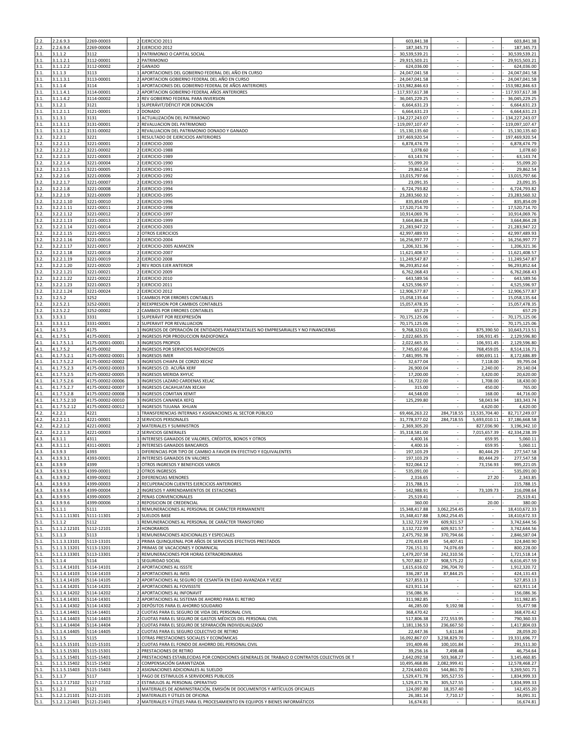| | | | | | | | | |
|---|---|---|---|---|---|---|---|---|
| 2.2. | 2.2.6.9.3 | 2269-00003 | 2 | EJERCICIO 2011 | 603,841.38 | - | - | 603,841.38 |
| 2.2. | 2.2.6.9.4 | 2269-00004 | 2 | EJERCICIO 2012 | - 187,345.73 | - | - | - 187,345.73 |
| 3.1. | 3.1.1.2 | 3112 | 1 | PATRIMONIO O CAPITAL SOCIAL | - 30,539,539.21 | - | - | - 30,539,539.21 |
| 3.1. | 3.1.1.2.1 | 3112-00001 | 2 | PATRIMONIO | - 29,915,503.21 | - | - | - 29,915,503.21 |
| 3.1. | 3.1.1.2.2 | 3112-00002 | 2 | GANADO | - 624,036.00 | - | - | - 624,036.00 |
| 3.1. | 3.1.1.3 | 3113 | 1 | APORTACIONES DEL GOBIERNO FEDERAL DEL AÑO EN CURSO | - 24,047,041.58 | - | - | - 24,047,041.58 |
| 3.1. | 3.1.1.3.1 | 3113-00001 | 2 | APORTACION GOBIERNO FEDERAL DEL AÑO EN CURSO | - 24,047,041.58 | - | - | - 24,047,041.58 |
| 3.1. | 3.1.1.4 | 3114 | 1 | APORTACIONES DEL GOBIERNO FEDERAL DE AÑOS ANTERIORES | - 153,982,846.63 | - | - | - 153,982,846.63 |
| 3.1. | 3.1.1.4.1 | 3114-00001 | 2 | APORTACION GOBIERNO FEDERAL AÑOS ANTERIORES | - 117,937,617.38 | - | - | - 117,937,617.38 |
| 3.1. | 3.1.1.4.2 | 3114-00002 | 2 | REV GOBIERNO FEDERAL PARA INVERSION | - 36,045,229.25 | - | - | - 36,045,229.25 |
| 3.1. | 3.1.2.1 | 3121 | 1 | SUPERÁVIT/DÉFICIT POR DONACIÓN | - 6,664,631.23 | - | - | - 6,664,631.23 |
| 3.1. | 3.1.2.1.1 | 3121-00001 | 2 | DONADO | - 6,664,631.23 | - | - | - 6,664,631.23 |
| 3.1. | 3.1.3.1 | 3131 | 1 | ACTUALIZACIÓN DEL PATRIMONIO | - 134,227,243.07 | - | - | - 134,227,243.07 |
| 3.1. | 3.1.3.1.1 | 3131-00001 | 2 | REVALUACION DEL PATRIMONIO | - 119,097,107.47 | - | - | - 119,097,107.47 |
| 3.1. | 3.1.3.1.2 | 3131-00002 | 2 | REVALUACION DEL PATRIMONIO DONADO Y GANADO | - 15,130,135.60 | - | - | - 15,130,135.60 |
| 3.2. | 3.2.2.1 | 3221 | 1 | RESULTADO DE EJERCICIOS ANTERIORES | 197,469,920.54 | - | - | 197,469,920.54 |
| 3.2. | 3.2.2.1.1 | 3221-00001 | 2 | EJERCICIO-2000 | - 6,878,474.79 | - | - | - 6,878,474.79 |
| 3.2. | 3.2.2.1.2 | 3221-00002 | 2 | EJERCICIO-1988 | 1,078.60 | - | - | 1,078.60 |
| 3.2. | 3.2.2.1.3 | 3221-00003 | 2 | EJERCICIO-1989 | - 63,143.74 | - | - | - 63,143.74 |
| 3.2. | 3.2.2.1.4 | 3221-00004 | 2 | EJERCICIO-1990 | - 55,099.20 | - | - | - 55,099.20 |
| 3.2. | 3.2.2.1.5 | 3221-00005 | 2 | EJERCICIO-1991 | - 29,862.54 | - | - | - 29,862.54 |
| 3.2. | 3.2.2.1.6 | 3221-00006 | 2 | EJERCICIO-1992 | 13,015,797.66 | - | - | 13,015,797.66 |
| 3.2. | 3.2.2.1.7 | 3221-00007 | 2 | EJERCICIO-1993 | - 23,091.35 | - | - | - 23,091.35 |
| 3.2. | 3.2.2.1.8 | 3221-00008 | 2 | EJERCICIO-1994 | - 6,724,793.82 | - | - | - 6,724,793.82 |
| 3.2. | 3.2.2.1.9 | 3221-00009 | 2 | EJERCICIO-1995 | 23,283,560.32 | - | - | 23,283,560.32 |
| 3.2. | 3.2.2.1.10 | 3221-00010 | 2 | EJERCICIO-1996 | - 835,854.09 | - | - | - 835,854.09 |
| 3.2. | 3.2.2.1.11 | 3221-00011 | 2 | EJERCICIO-1998 | 17,520,714.70 | - | - | 17,520,714.70 |
| 3.2. | 3.2.2.1.12 | 3221-00012 | 2 | EJERCICIO-1997 | 10,914,069.76 | - | - | 10,914,069.76 |
| 3.2. | 3.2.2.1.13 | 3221-00013 | 2 | EJERCICIO-1999 | - 3,664,864.28 | - | - | - 3,664,864.28 |
| 3.2. | 3.2.2.1.14 | 3221-00014 | 2 | EJERCICIO-2003 | 21,283,947.22 | - | - | 21,283,947.22 |
| 3.2. | 3.2.2.1.15 | 3221-00015 | 2 | OTROS EJERCICIOS | 42,997,489.93 | - | - | 42,997,489.93 |
| 3.2. | 3.2.2.1.16 | 3221-00016 | 2 | EJERCICIO-2004 | - 16,256,997.77 | - | - | - 16,256,997.77 |
| 3.2. | 3.2.2.1.17 | 3221-00017 | 2 | EJERCICIO-2005 ALMACEN | 1,206,321.36 | - | - | 1,206,321.36 |
| 3.2. | 3.2.2.1.18 | 3221-00018 | 2 | EJERCICIO-2007 | 11,621,408.57 | - | - | 11,621,408.57 |
| 3.2. | 3.2.2.1.19 | 3221-00019 | 2 | EJERCICIO 2008 | - 11,249,547.87 | - | - | - 11,249,547.87 |
| 3.2. | 3.2.2.1.20 | 3221-00020 | 2 | REV RDOS EJER ANTERIOR | 96,293,852.64 | - | - | 96,293,852.64 |
| 3.2. | 3.2.2.1.21 | 3221-00021 | 2 | EJERCICIO 2009 | 6,762,068.43 | - | - | 6,762,068.43 |
| 3.2. | 3.2.2.1.22 | 3221-00022 | 2 | EJERCICIO 2010 | - 643,589.56 | - | - | - 643,589.56 |
| 3.2. | 3.2.2.1.23 | 3221-00023 | 2 | EJERCICIO 2011 | 4,525,596.97 | - | - | 4,525,596.97 |
| 3.2. | 3.2.2.1.24 | 3221-00024 | 2 | EJERCICIO 2012 | - 12,906,577.87 | - | - | - 12,906,577.87 |
| 3.2. | 3.2.5.2 | 3252 | 1 | CAMBIOS POR ERRORES CONTABLES | - 15,058,135.64 | - | - | - 15,058,135.64 |
| 3.2. | 3.2.5.2.1 | 3252-00001 | 2 | REEXPRESION POR CAMBIOS CONTABLES | - 15,057,478.35 | - | - | - 15,057,478.35 |
| 3.2. | 3.2.5.2.2 | 3252-00002 | 2 | CAMBIOS POR ERRORES CONTABLES | - 657.29 | - | - | - 657.29 |
| 3.3. | 3.3.3.1 | 3331 | 1 | SUPERÁVIT POR REEXPRESIÓN | - 70,175,125.06 | - | - | - 70,175,125.06 |
| 3.3. | 3.3.3.1.1 | 3331-00001 | 2 | SUPERAVIT POR REVALUACION | - 70,175,125.06 | - | - | - 70,175,125.06 |
| 4.1. | 4.1.7.5 | 4175 | 1 | INGRESOS DE OPERACIÓN DE ENTIDADES PARAESTATALES NO EMPRESARIALES Y NO FINANCIERAS | - 9,768,323.01 | - | 875,390.50 | - 10,643,713.51 |
| 4.1. | 4.1.7.5.1 | 4175-00001 | 2 | INGRESOS POR PRODUCCION RADIOFONICA | - 2,022,665.35 | - | 106,931.45 | - 2,129,596.80 |
| 4.1. | 4.1.7.5.1.1 | 4175-00001-00001 | 3 | INGRESOS PROPIOS | - 2,022,665.35 | - | 106,931.45 | - 2,129,596.80 |
| 4.1. | 4.1.7.5.2 | 4175-00002 | 2 | INGRESOS POR SERVICIOS RADIOFONICOS | - 7,745,657.66 | - | 768,459.05 | - 8,514,116.71 |
| 4.1. | 4.1.7.5.2.1 | 4175-00002-00001 | 3 | INGRESOS IMER | - 7,481,995.78 | - | 690,691.11 | - 8,172,686.89 |
| 4.1. | 4.1.7.5.2.2 | 4175-00002-00002 | 3 | INGRESOS CHIAPA DE CORZO XECHZ | - 32,677.04 | - | 7,118.00 | - 39,795.04 |
| 4.1. | 4.1.7.5.2.3 | 4175-00002-00003 | 3 | INGRESOS CD. ACUÑA XERF | - 26,900.04 | - | 2,240.00 | - 29,140.04 |
| 4.1. | 4.1.7.5.2.5 | 4175-00002-00005 | 3 | INGRESOS MERIDA XHYUC | - 17,200.00 | - | 3,420.00 | - 20,620.00 |
| 4.1. | 4.1.7.5.2.6 | 4175-00002-00006 | 3 | INGRESOS LAZARO CARDENAS XELAC | - 16,722.00 | - | 1,708.00 | - 18,430.00 |
| 4.1. | 4.1.7.5.2.7 | 4175-00002-00007 | 3 | INGRESOS CACAHUATAN XECAH | - 315.00 | - | 450.00 | - 765.00 |
| 4.1. | 4.1.7.5.2.8 | 4175-00002-00008 | 3 | INGRESOS COMITAN XEMIT | - 44,548.00 | - | 168.00 | - 44,716.00 |
| 4.1. | 4.1.7.5.2.10 | 4175-00002-00010 | 3 | INGRESOS CANANEA XEFQ | - 125,299.80 | - | 58,043.94 | - 183,343.74 |
| 4.1. | 4.1.7.5.2.12 | 4175-00002-00012 | 3 | INGRESOS TIJUANA XHUAN | - | - | 4,620.00 | - 4,620.00 |
| 4.2. | 4.2.2.1 | 4221 | 1 | TRANSFERENCIAS INTERNAS Y ASIGNACIONES AL SECTOR PÚBLICO | - 69,466,263.22 | 284,718.55 | 13,535,704.40 | - 82,717,249.07 |
| 4.2. | 4.2.2.1.1 | 4221-00001 | 2 | SERVICIOS PERSONALES | - 31,778,377.02 | 284,718.55 | 5,693,010.11 | - 37,186,668.58 |
| 4.2. | 4.2.2.1.2 | 4221-00002 | 2 | MATERIALES Y SUMINISTROS | - 2,369,305.20 | - | 827,036.90 | - 3,196,342.10 |
| 4.2. | 4.2.2.1.3 | 4221-00003 | 2 | SERVICIOS GENERALES | - 35,318,581.00 | - | 7,015,657.39 | - 42,334,238.39 |
| 4.3. | 4.3.1.1 | 4311 | 1 | INTERESES GANADOS DE VALORES, CRÉDITOS, BONOS Y OTROS | - 4,400.16 | - | 659.95 | - 5,060.11 |
| 4.3. | 4.3.1.1.1 | 4311-00001 | 2 | INTERESES GANADOS BANCARIOS | - 4,400.16 | - | 659.95 | - 5,060.11 |
| 4.3. | 4.3.9.3 | 4393 | 1 | DIFERENCIAS POR TIPO DE CAMBIO A FAVOR EN EFECTIVO Y EQUIVALENTES | - 197,103.29 | - | 80,444.29 | - 277,547.58 |
| 4.3. | 4.3.9.3.1 | 4393-00001 | 2 | INTERESES GANADOS EN VALORES | - 197,103.29 | - | 80,444.29 | - 277,547.58 |
| 4.3. | 4.3.9.9 | 4399 | 1 | OTROS INGRESOS Y BENEFICIOS VARIOS | - 922,064.12 | - | 73,156.93 | - 995,221.05 |
| 4.3. | 4.3.9.9.1 | 4399-00001 | 2 | OTROS INGRESOS | - 535,091.00 | - | - | - 535,091.00 |
| 4.3. | 4.3.9.9.2 | 4399-00002 | 2 | DIFERENCIAS MENORES | - 2,316.65 | - | 27.20 | - 2,343.85 |
| 4.3. | 4.3.9.9.3 | 4399-00003 | 2 | RECUPERACION CLIENTES EJERCICIOS ANTERIORES | - 215,788.15 | - | - | - 215,788.15 |
| 4.3. | 4.3.9.9.4 | 4399-00004 | 2 | INGRESOS Y ARRENDAMIENTOS DE ESTACIONES | - 142,988.91 | - | 73,109.73 | - 216,098.64 |
| 4.3. | 4.3.9.9.5 | 4399-00005 | 2 | PENAS CONVENCIONALES | - 25,519.41 | - | - | - 25,519.41 |
| 4.3. | 4.3.9.9.6 | 4399-00006 | 2 | REPOSICION DE CREDENCIAL | - 360.00 | - | 20.00 | - 380.00 |
| 5.1. | 5.1.1.1 | 5111 | 1 | REMUNERACIONES AL PERSONAL DE CARÁCTER PERMANENTE | 15,348,417.88 | 3,062,254.45 | - | 18,410,672.33 |
| 5.1. | 5.1.1.1.11301 | 5111-11301 | 2 | SUELDOS BASE | 15,348,417.88 | 3,062,254.45 | - | 18,410,672.33 |
| 5.1. | 5.1.1.2 | 5112 | 1 | REMUNERACIONES AL PERSONAL DE CARÁCTER TRANSITORIO | 3,132,722.99 | 609,921.57 | - | 3,742,644.56 |
| 5.1. | 5.1.1.2.12101 | 5112-12101 | 2 | HONORARIOS | 3,132,722.99 | 609,921.57 | - | 3,742,644.56 |
| 5.1. | 5.1.1.3 | 5113 | 1 | REMUNERACIONES ADICIONALES Y ESPECIALES | 2,475,792.38 | 370,794.66 | - | 2,846,587.04 |
| 5.1. | 5.1.1.3.13101 | 5113-13101 | 2 | PRIMA QUINQUENAL POR AÑOS DE SERVICIOS EFECTIVOS PRESTADOS | 270,433.49 | 54,407.41 | - | 324,840.90 |
| 5.1. | 5.1.1.3.13201 | 5113-13201 | 2 | PRIMAS DE VACACIONES Y DOMINICAL | 726,151.31 | 74,076.69 | - | 800,228.00 |
| 5.1. | 5.1.1.3.13301 | 5113-13301 | 2 | REMUNERACIONES POR HORAS EXTRAORDINARIAS | 1,479,207.58 | 242,310.56 | - | 1,721,518.14 |
| 5.1. | 5.1.1.4 | 5114 | 1 | SEGURIDAD SOCIAL | 5,707,882.37 | 908,575.22 | - | 6,616,457.59 |
| 5.1. | 5.1.1.4.14101 | 5114-14101 | 2 | APORTACIONES AL ISSSTE | 1,615,616.02 | 296,704.70 | - | 1,912,320.72 |
| 5.1. | 5.1.1.4.14103 | 5114-14103 | 2 | APORTACIONES AL IMSS | 336,287.18 | 87,844.25 | - | 424,131.43 |
| 5.1. | 5.1.1.4.14105 | 5114-14105 | 2 | APORTACIONES AL SEGURO DE CESANTÍA EN EDAD AVANZADA Y VEJEZ | 527,853.13 | - | - | 527,853.13 |
| 5.1. | 5.1.1.4.14201 | 5114-14201 | 2 | APORTACIONES AL FOVISSSTE | 623,911.14 | - | - | 623,911.14 |
| 5.1. | 5.1.1.4.14202 | 5114-14202 | 2 | APORTACIONES AL INFONAVIT | 156,086.36 | - | - | 156,086.36 |
| 5.1. | 5.1.1.4.14301 | 5114-14301 | 2 | APORTACIONES AL SISTEMA DE AHORRO PARA EL RETIRO | 311,982.85 | - | - | 311,982.85 |
| 5.1. | 5.1.1.4.14302 | 5114-14302 | 2 | DEPÓSITOS PARA EL AHORRO SOLIDARIO | 46,285.00 | 9,192.98 | - | 55,477.98 |
| 5.1. | 5.1.1.4.14401 | 5114-14401 | 2 | CUOTAS PARA EL SEGURO DE VIDA DEL PERSONAL CIVIL | 368,470.42 | - | - | 368,470.42 |
| 5.1. | 5.1.1.4.14403 | 5114-14403 | 2 | CUOTAS PARA EL SEGURO DE GASTOS MÉDICOS DEL PERSONAL CIVIL | 517,806.38 | 272,553.95 | - | 790,360.33 |
| 5.1. | 5.1.1.4.14404 | 5114-14404 | 2 | CUOTAS PARA EL SEGURO DE SEPARACIÓN INDIVIDUALIZADO | 1,181,136.53 | 236,667.50 | - | 1,417,804.03 |
| 5.1. | 5.1.1.4.14405 | 5114-14405 | 2 | CUOTAS PARA EL SEGURO COLECTIVO DE RETIRO | 22,447.36 | 5,611.84 | - | 28,059.20 |
| 5.1. | 5.1.1.5 | 5115 | 1 | OTRAS PRESTACIONES SOCIALES Y ECONÓMICAS | 16,092,867.07 | 3,238,829.70 | - | 19,331,696.77 |
| 5.1. | 5.1.1.5.15101 | 5115-15101 | 2 | CUOTAS PARA EL FONDO DE AHORRO DEL PERSONAL CIVIL | 191,409.46 | 100,101.84 | - | 291,511.30 |
| 5.1. | 5.1.1.5.15301 | 5115-15301 | 2 | PRESTACIONES DE RETIRO | 39,256.16 | 7,498.48 | - | 46,754.64 |
| 5.1. | 5.1.1.5.15401 | 5115-15401 | 2 | PRESTACIONES ESTABLECIDAS POR CONDICIONES GENERALES DE TRABAJO O CONTRATOS COLECTIVOS DE T | 2,642,092.58 | 503,368.27 | - | 3,145,460.85 |
| 5.1. | 5.1.1.5.15402 | 5115-15402 | 2 | COMPENSACIÓN GARANTIZADA | 10,495,468.86 | 2,082,999.41 | - | 12,578,468.27 |
| 5.1. | 5.1.1.5.15403 | 5115-15403 | 2 | ASIGNACIONES ADICIONALES AL SUELDO | 2,724,640.01 | 544,861.70 | - | 3,269,501.71 |
| 5.1. | 5.1.1.7 | 5117 | 1 | PAGO DE ESTIMULOS A SERVIDORES PUBLICOS | 1,529,471.78 | 305,527.55 | - | 1,834,999.33 |
| 5.1. | 5.1.1.7.17102 | 5117-17102 | 2 | ESTIMULOS AL PERSONAL OPERATIVO | 1,529,471.78 | 305,527.55 | - | 1,834,999.33 |
| 5.1. | 5.1.2.1 | 5121 | 1 | MATERIALES DE ADMINISTRACIÓN, EMISIÓN DE DOCUMENTOS Y ARTÍCULOS OFICIALES | 124,097.80 | 18,357.40 | - | 142,455.20 |
| 5.1. | 5.1.2.1.21101 | 5121-21101 | 2 | MATERIALES Y ÚTILES DE OFICINA | 26,381.14 | 7,710.17 | - | 34,091.31 |
| 5.1. | 5.1.2.1.21401 | 5121-21401 | 2 | MATERIALES Y ÚTILES PARA EL PROCESAMIENTO EN EQUIPOS Y BIENES INFORMÁTICOS | 16,674.81 | - | - | 16,674.81 |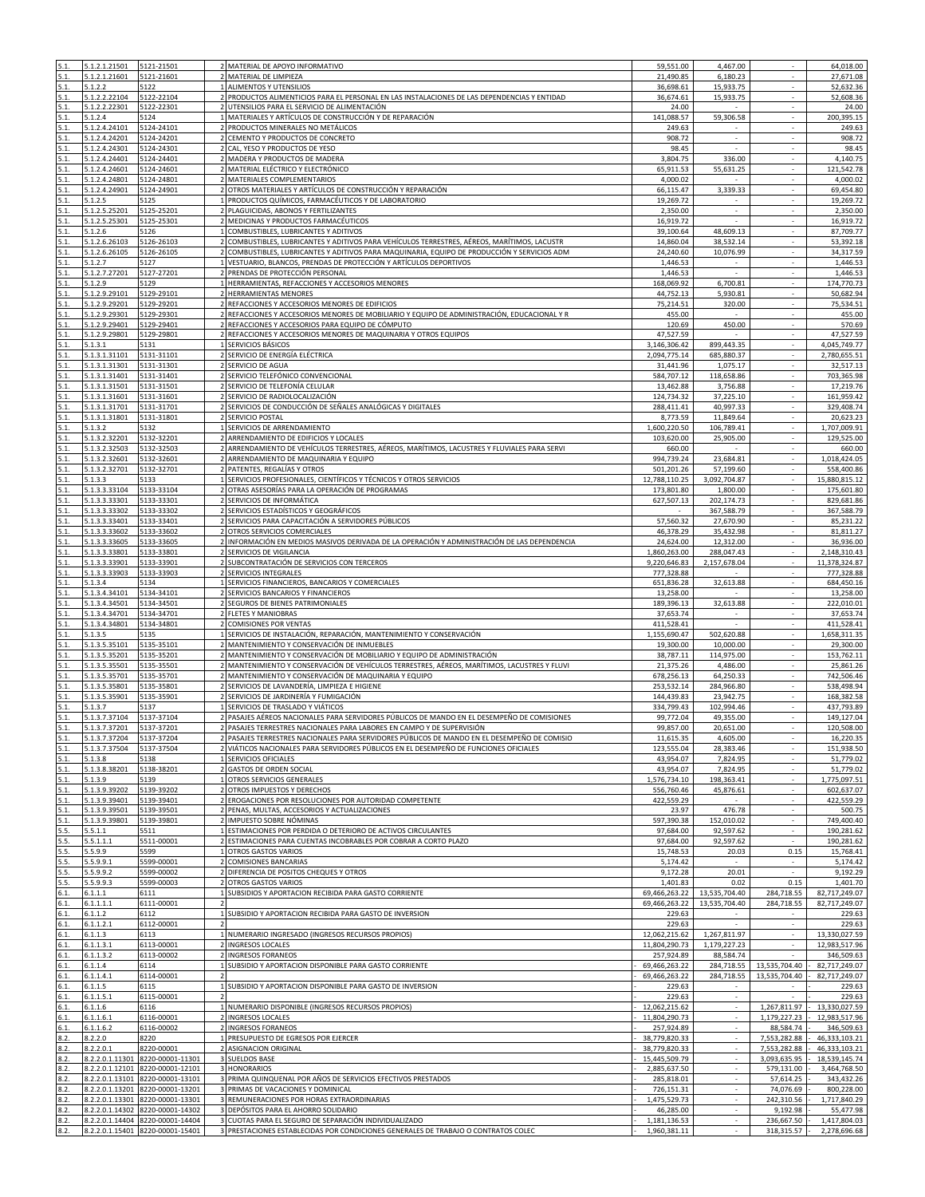| | | | | | | | |
|---|---|---|---|---|---|---|---|
| 5.1. | 5.1.2.1.21501 | 5121-21501 | 2 MATERIAL DE APOYO INFORMATIVO | 59,551.00 | 4,467.00 | - | 64,018.00 |
| 5.1. | 5.1.2.1.21601 | 5121-21601 | 2 MATERIAL DE LIMPIEZA | 21,490.85 | 6,180.23 | - | 27,671.08 |
| 5.1. | 5.1.2.2 | 5122 | 1 ALIMENTOS Y UTENSILIOS | 36,698.61 | 15,933.75 | - | 52,632.36 |
| 5.1. | 5.1.2.2.22104 | 5122-22104 | 2 PRODUCTOS ALIMENTICIOS PARA EL PERSONAL EN LAS INSTALACIONES DE LAS DEPENDENCIAS Y ENTIDAD | 36,674.61 | 15,933.75 | - | 52,608.36 |
| 5.1. | 5.1.2.2.22301 | 5122-22301 | 2 UTENSILIOS PARA EL SERVICIO DE ALIMENTACIÓN | 24.00 | - | - | 24.00 |
| 5.1. | 5.1.2.4 | 5124 | 1 MATERIALES Y ARTÍCULOS DE CONSTRUCCIÓN Y DE REPARACIÓN | 141,088.57 | 59,306.58 | - | 200,395.15 |
| 5.1. | 5.1.2.4.24101 | 5124-24101 | 2 PRODUCTOS MINERALES NO METÁLICOS | 249.63 | - | - | 249.63 |
| 5.1. | 5.1.2.4.24201 | 5124-24201 | 2 CEMENTO Y PRODUCTOS DE CONCRETO | 908.72 | - | - | 908.72 |
| 5.1. | 5.1.2.4.24301 | 5124-24301 | 2 CAL, YESO Y PRODUCTOS DE YESO | 98.45 | - | - | 98.45 |
| 5.1. | 5.1.2.4.24401 | 5124-24401 | 2 MADERA Y PRODUCTOS DE MADERA | 3,804.75 | 336.00 | - | 4,140.75 |
| 5.1. | 5.1.2.4.24601 | 5124-24601 | 2 MATERIAL ELÉCTRICO Y ELECTRÓNICO | 65,911.53 | 55,631.25 | - | 121,542.78 |
| 5.1. | 5.1.2.4.24801 | 5124-24801 | 2 MATERIALES COMPLEMENTARIOS | 4,000.02 | - | - | 4,000.02 |
| 5.1. | 5.1.2.4.24901 | 5124-24901 | 2 OTROS MATERIALES Y ARTÍCULOS DE CONSTRUCCIÓN Y REPARACIÓN | 66,115.47 | 3,339.33 | - | 69,454.80 |
| 5.1. | 5.1.2.5 | 5125 | 1 PRODUCTOS QUÍMICOS, FARMACÉUTICOS Y DE LABORATORIO | 19,269.72 | - | - | 19,269.72 |
| 5.1. | 5.1.2.5.25201 | 5125-25201 | 2 PLAGUICIDAS, ABONOS Y FERTILIZANTES | 2,350.00 | - | - | 2,350.00 |
| 5.1. | 5.1.2.5.25301 | 5125-25301 | 2 MEDICINAS Y PRODUCTOS FARMACÉUTICOS | 16,919.72 | - | - | 16,919.72 |
| 5.1. | 5.1.2.6 | 5126 | 1 COMBUSTIBLES, LUBRICANTES Y ADITIVOS | 39,100.64 | 48,609.13 | - | 87,709.77 |
| 5.1. | 5.1.2.6.26103 | 5126-26103 | 2 COMBUSTIBLES, LUBRICANTES Y ADITIVOS PARA VEHÍCULOS TERRESTRES, AÉREOS, MARÍTIMOS, LACUSTR | 14,860.04 | 38,532.14 | - | 53,392.18 |
| 5.1. | 5.1.2.6.26105 | 5126-26105 | 2 COMBUSTIBLES, LUBRICANTES Y ADITIVOS PARA MAQUINARIA, EQUIPO DE PRODUCCIÓN Y SERVICIOS ADM | 24,240.60 | 10,076.99 | - | 34,317.59 |
| 5.1. | 5.1.2.7 | 5127 | 1 VESTUARIO, BLANCOS, PRENDAS DE PROTECCIÓN Y ARTÍCULOS DEPORTIVOS | 1,446.53 | - | - | 1,446.53 |
| 5.1. | 5.1.2.7.27201 | 5127-27201 | 2 PRENDAS DE PROTECCIÓN PERSONAL | 1,446.53 | - | - | 1,446.53 |
| 5.1. | 5.1.2.9 | 5129 | 1 HERRAMIENTAS, REFACCIONES Y ACCESORIOS MENORES | 168,069.92 | 6,700.81 | - | 174,770.73 |
| 5.1. | 5.1.2.9.29101 | 5129-29101 | 2 HERRAMIENTAS MENORES | 44,752.13 | 5,930.81 | - | 50,682.94 |
| 5.1. | 5.1.2.9.29201 | 5129-29201 | 2 REFACCIONES Y ACCESORIOS MENORES DE EDIFICIOS | 75,214.51 | 320.00 | - | 75,534.51 |
| 5.1. | 5.1.2.9.29301 | 5129-29301 | 2 REFACCIONES Y ACCESORIOS MENORES DE MOBILIARIO Y EQUIPO DE ADMINISTRACIÓN, EDUCACIONAL Y R | 455.00 | - | - | 455.00 |
| 5.1. | 5.1.2.9.29401 | 5129-29401 | 2 REFACCIONES Y ACCESORIOS PARA EQUIPO DE CÓMPUTO | 120.69 | 450.00 | - | 570.69 |
| 5.1. | 5.1.2.9.29801 | 5129-29801 | 2 REFACCIONES Y ACCESORIOS MENORES DE MAQUINARIA Y OTROS EQUIPOS | 47,527.59 | - | - | 47,527.59 |
| 5.1. | 5.1.3.1 | 5131 | 1 SERVICIOS BÁSICOS | 3,146,306.42 | 899,443.35 | - | 4,045,749.77 |
| 5.1. | 5.1.3.1.31101 | 5131-31101 | 2 SERVICIO DE ENERGÍA ELÉCTRICA | 2,094,775.14 | 685,880.37 | - | 2,780,655.51 |
| 5.1. | 5.1.3.1.31301 | 5131-31301 | 2 SERVICIO DE AGUA | 31,441.96 | 1,075.17 | - | 32,517.13 |
| 5.1. | 5.1.3.1.31401 | 5131-31401 | 2 SERVICIO TELEFÓNICO CONVENCIONAL | 584,707.12 | 118,658.86 | - | 703,365.98 |
| 5.1. | 5.1.3.1.31501 | 5131-31501 | 2 SERVICIO DE TELEFONÍA CELULAR | 13,462.88 | 3,756.88 | - | 17,219.76 |
| 5.1. | 5.1.3.1.31601 | 5131-31601 | 2 SERVICIO DE RADIOLOCALIZACIÓN | 124,734.32 | 37,225.10 | - | 161,959.42 |
| 5.1. | 5.1.3.1.31701 | 5131-31701 | 2 SERVICIOS DE CONDUCCIÓN DE SEÑALES ANALÓGICAS Y DIGITALES | 288,411.41 | 40,997.33 | - | 329,408.74 |
| 5.1. | 5.1.3.1.31801 | 5131-31801 | 2 SERVICIO POSTAL | 8,773.59 | 11,849.64 | - | 20,623.23 |
| 5.1. | 5.1.3.2 | 5132 | 1 SERVICIOS DE ARRENDAMIENTO | 1,600,220.50 | 106,789.41 | - | 1,707,009.91 |
| 5.1. | 5.1.3.2.32201 | 5132-32201 | 2 ARRENDAMIENTO DE EDIFICIOS Y LOCALES | 103,620.00 | 25,905.00 | - | 129,525.00 |
| 5.1. | 5.1.3.2.32503 | 5132-32503 | 2 ARRENDAMIENTO DE VEHÍCULOS TERRESTRES, AÉREOS, MARÍTIMOS, LACUSTRES Y FLUVIALES PARA SERVI | 660.00 | - | - | 660.00 |
| 5.1. | 5.1.3.2.32601 | 5132-32601 | 2 ARRENDAMIENTO DE MAQUINARIA Y EQUIPO | 994,739.24 | 23,684.81 | - | 1,018,424.05 |
| 5.1. | 5.1.3.2.32701 | 5132-32701 | 2 PATENTES, REGALÍAS Y OTROS | 501,201.26 | 57,199.60 | - | 558,400.86 |
| 5.1. | 5.1.3.3 | 5133 | 1 SERVICIOS PROFESIONALES, CIENTÍFICOS Y TÉCNICOS Y OTROS SERVICIOS | 12,788,110.25 | 3,092,704.87 | - | 15,880,815.12 |
| 5.1. | 5.1.3.3.33104 | 5133-33104 | 2 OTRAS ASESORÍAS PARA LA OPERACIÓN DE PROGRAMAS | 173,801.80 | 1,800.00 | - | 175,601.80 |
| 5.1. | 5.1.3.3.33301 | 5133-33301 | 2 SERVICIOS DE INFORMÁTICA | 627,507.13 | 202,174.73 | - | 829,681.86 |
| 5.1. | 5.1.3.3.33302 | 5133-33302 | 2 SERVICIOS ESTADÍSTICOS Y GEOGRÁFICOS | - | 367,588.79 | - | 367,588.79 |
| 5.1. | 5.1.3.3.33401 | 5133-33401 | 2 SERVICIOS PARA CAPACITACIÓN A SERVIDORES PÚBLICOS | 57,560.32 | 27,670.90 | - | 85,231.22 |
| 5.1. | 5.1.3.3.33602 | 5133-33602 | 2 OTROS SERVICIOS COMERCIALES | 46,378.29 | 35,432.98 | - | 81,811.27 |
| 5.1. | 5.1.3.3.33605 | 5133-33605 | 2 INFORMACIÓN EN MEDIOS MASIVOS DERIVADA DE LA OPERACIÓN Y ADMINISTRACIÓN DE LAS DEPENDENCIA | 24,624.00 | 12,312.00 | - | 36,936.00 |
| 5.1. | 5.1.3.3.33801 | 5133-33801 | 2 SERVICIOS DE VIGILANCIA | 1,860,263.00 | 288,047.43 | - | 2,148,310.43 |
| 5.1. | 5.1.3.3.33901 | 5133-33901 | 2 SUBCONTRATACIÓN DE SERVICIOS CON TERCEROS | 9,220,646.83 | 2,157,678.04 | - | 11,378,324.87 |
| 5.1. | 5.1.3.3.33903 | 5133-33903 | 2 SERVICIOS INTEGRALES | 777,328.88 | - | - | 777,328.88 |
| 5.1. | 5.1.3.4 | 5134 | 1 SERVICIOS FINANCIEROS, BANCARIOS Y COMERCIALES | 651,836.28 | 32,613.88 | - | 684,450.16 |
| 5.1. | 5.1.3.4.34101 | 5134-34101 | 2 SERVICIOS BANCARIOS Y FINANCIEROS | 13,258.00 | - | - | 13,258.00 |
| 5.1. | 5.1.3.4.34501 | 5134-34501 | 2 SEGUROS DE BIENES PATRIMONIALES | 189,396.13 | 32,613.88 | - | 222,010.01 |
| 5.1. | 5.1.3.4.34701 | 5134-34701 | 2 FLETES Y MANIOBRAS | 37,653.74 | - | - | 37,653.74 |
| 5.1. | 5.1.3.4.34801 | 5134-34801 | 2 COMISIONES POR VENTAS | 411,528.41 | - | - | 411,528.41 |
| 5.1. | 5.1.3.5 | 5135 | 1 SERVICIOS DE INSTALACIÓN, REPARACIÓN, MANTENIMIENTO Y CONSERVACIÓN | 1,155,690.47 | 502,620.88 | - | 1,658,311.35 |
| 5.1. | 5.1.3.5.35101 | 5135-35101 | 2 MANTENIMIENTO Y CONSERVACIÓN DE INMUEBLES | 19,300.00 | 10,000.00 | - | 29,300.00 |
| 5.1. | 5.1.3.5.35201 | 5135-35201 | 2 MANTENIMIENTO Y CONSERVACIÓN DE MOBILIARIO Y EQUIPO DE ADMINISTRACIÓN | 38,787.11 | 114,975.00 | - | 153,762.11 |
| 5.1. | 5.1.3.5.35501 | 5135-35501 | 2 MANTENIMIENTO Y CONSERVACIÓN DE VEHÍCULOS TERRESTRES, AÉREOS, MARÍTIMOS, LACUSTRES Y FLUVI | 21,375.26 | 4,486.00 | - | 25,861.26 |
| 5.1. | 5.1.3.5.35701 | 5135-35701 | 2 MANTENIMIENTO Y CONSERVACIÓN DE MAQUINARIA Y EQUIPO | 678,256.13 | 64,250.33 | - | 742,506.46 |
| 5.1. | 5.1.3.5.35801 | 5135-35801 | 2 SERVICIOS DE LAVANDERÍA, LIMPIEZA E HIGIENE | 253,532.14 | 284,966.80 | - | 538,498.94 |
| 5.1. | 5.1.3.5.35901 | 5135-35901 | 2 SERVICIOS DE JARDINERÍA Y FUMIGACIÓN | 144,439.83 | 23,942.75 | - | 168,382.58 |
| 5.1. | 5.1.3.7 | 5137 | 1 SERVICIOS DE TRASLADO Y VIÁTICOS | 334,799.43 | 102,994.46 | - | 437,793.89 |
| 5.1. | 5.1.3.7.37104 | 5137-37104 | 2 PASAJES AÉREOS NACIONALES PARA SERVIDORES PÚBLICOS DE MANDO EN EL DESEMPEÑO DE COMISIONES | 99,772.04 | 49,355.00 | - | 149,127.04 |
| 5.1. | 5.1.3.7.37201 | 5137-37201 | 2 PASAJES TERRESTRES NACIONALES PARA LABORES EN CAMPO Y DE SUPERVISIÓN | 99,857.00 | 20,651.00 | - | 120,508.00 |
| 5.1. | 5.1.3.7.37204 | 5137-37204 | 2 PASAJES TERRESTRES NACIONALES PARA SERVIDORES PÚBLICOS DE MANDO EN EL DESEMPEÑO DE COMISIO | 11,615.35 | 4,605.00 | - | 16,220.35 |
| 5.1. | 5.1.3.7.37504 | 5137-37504 | 2 VIÁTICOS NACIONALES PARA SERVIDORES PÚBLICOS EN EL DESEMPEÑO DE FUNCIONES OFICIALES | 123,555.04 | 28,383.46 | - | 151,938.50 |
| 5.1. | 5.1.3.8 | 5138 | 1 SERVICIOS OFICIALES | 43,954.07 | 7,824.95 | - | 51,779.02 |
| 5.1. | 5.1.3.8.38201 | 5138-38201 | 2 GASTOS DE ORDEN SOCIAL | 43,954.07 | 7,824.95 | - | 51,779.02 |
| 5.1. | 5.1.3.9 | 5139 | 1 OTROS SERVICIOS GENERALES | 1,576,734.10 | 198,363.41 | - | 1,775,097.51 |
| 5.1. | 5.1.3.9.39202 | 5139-39202 | 2 OTROS IMPUESTOS Y DERECHOS | 556,760.46 | 45,876.61 | - | 602,637.07 |
| 5.1. | 5.1.3.9.39401 | 5139-39401 | 2 EROGACIONES POR RESOLUCIONES POR AUTORIDAD COMPETENTE | 422,559.29 | - | - | 422,559.29 |
| 5.1. | 5.1.3.9.39501 | 5139-39501 | 2 PENAS, MULTAS, ACCESORIOS Y ACTUALIZACIONES | 23.97 | 476.78 | - | 500.75 |
| 5.1. | 5.1.3.9.39801 | 5139-39801 | 2 IMPUESTO SOBRE NÓMINAS | 597,390.38 | 152,010.02 | - | 749,400.40 |
| 5.5. | 5.5.1.1 | 5511 | 1 ESTIMACIONES POR PERDIDA O DETERIORO DE ACTIVOS CIRCULANTES | 97,684.00 | 92,597.62 | - | 190,281.62 |
| 5.5. | 5.5.1.1.1 | 5511-00001 | 2 ESTIMACIONES PARA CUENTAS INCOBRABLES POR COBRAR A CORTO PLAZO | 97,684.00 | 92,597.62 | - | 190,281.62 |
| 5.5. | 5.5.9.9 | 5599 | 1 OTROS GASTOS VARIOS | 15,748.53 | 20.03 | 0.15 | 15,768.41 |
| 5.5. | 5.5.9.9.1 | 5599-00001 | 2 COMISIONES BANCARIAS | 5,174.42 | - | - | 5,174.42 |
| 5.5. | 5.5.9.9.2 | 5599-00002 | 2 DIFERENCIA DE POSITOS CHEQUES Y OTROS | 9,172.28 | 20.01 | - | 9,192.29 |
| 5.5. | 5.5.9.9.3 | 5599-00003 | 2 OTROS GASTOS VARIOS | 1,401.83 | 0.02 | 0.15 | 1,401.70 |
| 6.1. | 6.1.1.1 | 6111 | 1 SUBSIDIOS Y APORTACION RECIBIDA PARA GASTO CORRIENTE | 69,466,263.22 | 13,535,704.40 | 284,718.55 | 82,717,249.07 |
| 6.1. | 6.1.1.1.1 | 6111-00001 | 2 | 69,466,263.22 | 13,535,704.40 | 284,718.55 | 82,717,249.07 |
| 6.1. | 6.1.1.2 | 6112 | 1 SUBSIDIO Y APORTACION RECIBIDA PARA GASTO DE INVERSION | 229.63 | - | - | 229.63 |
| 6.1. | 6.1.1.2.1 | 6112-00001 | 2 | 229.63 | - | - | 229.63 |
| 6.1. | 6.1.1.3 | 6113 | 1 NUMERARIO INGRESADO (INGRESOS RECURSOS PROPIOS) | 12,062,215.62 | 1,267,811.97 | - | 13,330,027.59 |
| 6.1. | 6.1.1.3.1 | 6113-00001 | 2 INGRESOS LOCALES | 11,804,290.73 | 1,179,227.23 | - | 12,983,517.96 |
| 6.1. | 6.1.1.3.2 | 6113-00002 | 2 INGRESOS FORANEOS | 257,924.89 | 88,584.74 | - | 346,509.63 |
| 6.1. | 6.1.1.4 | 6114 | 1 SUBSIDIO Y APORTACION DISPONIBLE PARA GASTO CORRIENTE | - 69,466,263.22 | 284,718.55 | 13,535,704.40 | - 82,717,249.07 |
| 6.1. | 6.1.1.4.1 | 6114-00001 | 2 | - 69,466,263.22 | 284,718.55 | 13,535,704.40 | - 82,717,249.07 |
| 6.1. | 6.1.1.5 | 6115 | 1 SUBSIDIO Y APORTACION DISPONIBLE PARA GASTO DE INVERSION | - 229.63 | - | - | - 229.63 |
| 6.1. | 6.1.1.5.1 | 6115-00001 | 2 | - 229.63 | - | - | - 229.63 |
| 6.1. | 6.1.1.6 | 6116 | 1 NUMERARIO DISPONIBLE (INGRESOS RECURSOS PROPIOS) | - 12,062,215.62 | - | 1,267,811.97 | - 13,330,027.59 |
| 6.1. | 6.1.1.6.1 | 6116-00001 | 2 INGRESOS LOCALES | - 11,804,290.73 | - | 1,179,227.23 | - 12,983,517.96 |
| 6.1. | 6.1.1.6.2 | 6116-00002 | 2 INGRESOS FORANEOS | - 257,924.89 | - | 88,584.74 | - 346,509.63 |
| 8.2. | 8.2.2.0 | 8220 | 1 PRESUPUESTO DE EGRESOS POR EJERCER | - 38,779,820.33 | - | 7,553,282.88 | - 46,333,103.21 |
| 8.2. | 8.2.2.0.1 | 8220-00001 | 2 ASIGNACION ORIGINAL | - 38,779,820.33 | - | 7,553,282.88 | - 46,333,103.21 |
| 8.2. | 8.2.2.0.1.11301 | 8220-00001-11301 | 3 SUELDOS BASE | - 15,445,509.79 | - | 3,093,635.95 | - 18,539,145.74 |
| 8.2. | 8.2.2.0.1.12101 | 8220-00001-12101 | 3 HONORARIOS | - 2,885,637.50 | - | 579,131.00 | - 3,464,768.50 |
| 8.2. | 8.2.2.0.1.13101 | 8220-00001-13101 | 3 PRIMA QUINQUENAL POR AÑOS DE SERVICIOS EFECTIVOS PRESTADOS | - 285,818.01 | - | 57,614.25 | - 343,432.26 |
| 8.2. | 8.2.2.0.1.13201 | 8220-00001-13201 | 3 PRIMAS DE VACACIONES Y DOMINICAL | - 726,151.31 | - | 74,076.69 | - 800,228.00 |
| 8.2. | 8.2.2.0.1.13301 | 8220-00001-13301 | 3 REMUNERACIONES POR HORAS EXTRAORDINARIAS | - 1,475,529.73 | - | 242,310.56 | - 1,717,840.29 |
| 8.2. | 8.2.2.0.1.14302 | 8220-00001-14302 | 3 DEPÓSITOS PARA EL AHORRO SOLIDARIO | - 46,285.00 | - | 9,192.98 | - 55,477.98 |
| 8.2. | 8.2.2.0.1.14404 | 8220-00001-14404 | 3 CUOTAS PARA EL SEGURO DE SEPARACIÓN INDIVIDUALIZADO | - 1,181,136.53 | - | 236,667.50 | - 1,417,804.03 |
| 8.2. | 8.2.2.0.1.15401 | 8220-00001-15401 | 3 PRESTACIONES ESTABLECIDAS POR CONDICIONES GENERALES DE TRABAJO O CONTRATOS COLEC | - 1,960,381.11 | - | 318,315.57 | - 2,278,696.68 |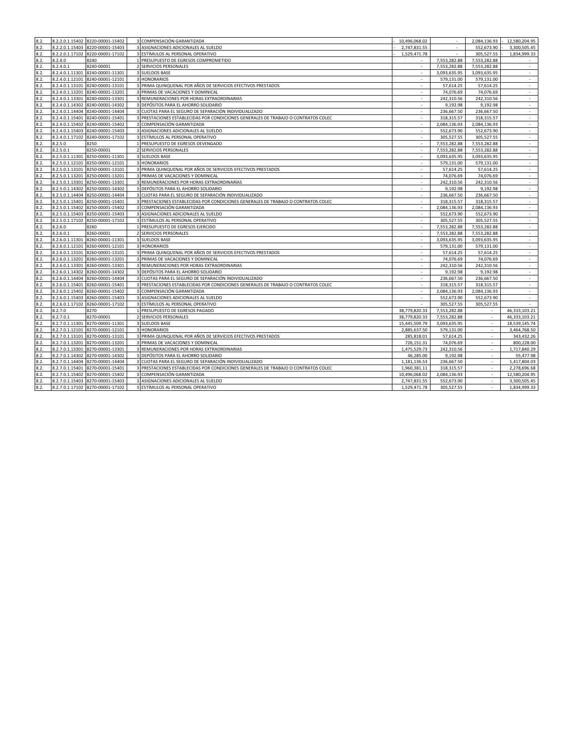| | | | | | | | | |
|---|---|---|---|---|---|---|---|---|
| 8.2. | 8.2.2.0.1.15402 | 8220-00001-15402 | 3 | COMPENSACIÓN GARANTIZADA | - 10,496,068.02 | - | 2,084,136.93 | - 12,580,204.95 |
| 8.2. | 8.2.2.0.1.15403 | 8220-00001-15403 | 3 | ASIGNACIONES ADICIONALES AL SUELDO | - 2,747,831.55 | - | 552,673.90 | - 3,300,505.45 |
| 8.2. | 8.2.2.0.1.17102 | 8220-00001-17102 | 3 | ESTÍMULOS AL PERSONAL OPERATIVO | - 1,529,471.78 | - | 305,527.55 | - 1,834,999.33 |
| 8.2. | 8.2.4.0 | 8240 | 1 | PRESUPUESTO DE EGRESOS COMPROMETIDO | - | 7,553,282.88 | 7,553,282.88 | - |
| 8.2. | 8.2.4.0.1 | 8240-00001 | 2 | SERVICIOS PERSONALES | - | 7,553,282.88 | 7,553,282.88 | - |
| 8.2. | 8.2.4.0.1.11301 | 8240-00001-11301 | 3 | SUELDOS BASE | - | 3,093,635.95 | 3,093,635.95 | - |
| 8.2. | 8.2.4.0.1.12101 | 8240-00001-12101 | 3 | HONORARIOS | - | 579,131.00 | 579,131.00 | - |
| 8.2. | 8.2.4.0.1.13101 | 8240-00001-13101 | 3 | PRIMA QUINQUENAL POR AÑOS DE SERVICIOS EFECTIVOS PRESTADOS | - | 57,614.25 | 57,614.25 | - |
| 8.2. | 8.2.4.0.1.13201 | 8240-00001-13201 | 3 | PRIMAS DE VACACIONES Y DOMINICAL | - | 74,076.69 | 74,076.69 | - |
| 8.2. | 8.2.4.0.1.13301 | 8240-00001-13301 | 3 | REMUNERACIONES POR HORAS EXTRAORDINARIAS | - | 242,310.56 | 242,310.56 | - |
| 8.2. | 8.2.4.0.1.14302 | 8240-00001-14302 | 3 | DEPÓSITOS PARA EL AHORRO SOLIDARIO | - | 9,192.98 | 9,192.98 | - |
| 8.2. | 8.2.4.0.1.14404 | 8240-00001-14404 | 3 | CUOTAS PARA EL SEGURO DE SEPARACIÓN INDIVIDUALIZADO | - | 236,667.50 | 236,667.50 | - |
| 8.2. | 8.2.4.0.1.15401 | 8240-00001-15401 | 3 | PRESTACIONES ESTABLECIDAS POR CONDICIONES GENERALES DE TRABAJO O CONTRATOS COLEC | - | 318,315.57 | 318,315.57 | - |
| 8.2. | 8.2.4.0.1.15402 | 8240-00001-15402 | 3 | COMPENSACIÓN GARANTIZADA | - | 2,084,136.93 | 2,084,136.93 | - |
| 8.2. | 8.2.4.0.1.15403 | 8240-00001-15403 | 3 | ASIGNACIONES ADICIONALES AL SUELDO | - | 552,673.90 | 552,673.90 | - |
| 8.2. | 8.2.4.0.1.17102 | 8240-00001-17102 | 3 | ESTÍMULOS AL PERSONAL OPERATIVO | - | 305,527.55 | 305,527.55 | - |
| 8.2. | 8.2.5.0 | 8250 | 1 | PRESUPUESTO DE EGRESOS DEVENGADO | - | 7,553,282.88 | 7,553,282.88 | - |
| 8.2. | 8.2.5.0.1 | 8250-00001 | 2 | SERVICIOS PERSONALES | - | 7,553,282.88 | 7,553,282.88 | - |
| 8.2. | 8.2.5.0.1.11301 | 8250-00001-11301 | 3 | SUELDOS BASE | - | 3,093,635.95 | 3,093,635.95 | - |
| 8.2. | 8.2.5.0.1.12101 | 8250-00001-12101 | 3 | HONORARIOS | - | 579,131.00 | 579,131.00 | - |
| 8.2. | 8.2.5.0.1.13101 | 8250-00001-13101 | 3 | PRIMA QUINQUENAL POR AÑOS DE SERVICIOS EFECTIVOS PRESTADOS | - | 57,614.25 | 57,614.25 | - |
| 8.2. | 8.2.5.0.1.13201 | 8250-00001-13201 | 3 | PRIMAS DE VACACIONES Y DOMINICAL | - | 74,076.69 | 74,076.69 | - |
| 8.2. | 8.2.5.0.1.13301 | 8250-00001-13301 | 3 | REMUNERACIONES POR HORAS EXTRAORDINARIAS | - | 242,310.56 | 242,310.56 | - |
| 8.2. | 8.2.5.0.1.14302 | 8250-00001-14302 | 3 | DEPÓSITOS PARA EL AHORRO SOLIDARIO | - | 9,192.98 | 9,192.98 | - |
| 8.2. | 8.2.5.0.1.14404 | 8250-00001-14404 | 3 | CUOTAS PARA EL SEGURO DE SEPARACIÓN INDIVIDUALIZADO | - | 236,667.50 | 236,667.50 | - |
| 8.2. | 8.2.5.0.1.15401 | 8250-00001-15401 | 3 | PRESTACIONES ESTABLECIDAS POR CONDICIONES GENERALES DE TRABAJO O CONTRATOS COLEC | - | 318,315.57 | 318,315.57 | - |
| 8.2. | 8.2.5.0.1.15402 | 8250-00001-15402 | 3 | COMPENSACIÓN GARANTIZADA | - | 2,084,136.93 | 2,084,136.93 | - |
| 8.2. | 8.2.5.0.1.15403 | 8250-00001-15403 | 3 | ASIGNACIONES ADICIONALES AL SUELDO | - | 552,673.90 | 552,673.90 | - |
| 8.2. | 8.2.5.0.1.17102 | 8250-00001-17102 | 3 | ESTÍMULOS AL PERSONAL OPERATIVO | - | 305,527.55 | 305,527.55 | - |
| 8.2. | 8.2.6.0 | 8260 | 1 | PRESUPUESTO DE EGRESOS EJERCIDO | - | 7,553,282.88 | 7,553,282.88 | - |
| 8.2. | 8.2.6.0.1 | 8260-00001 | 2 | SERVICIOS PERSONALES | - | 7,553,282.88 | 7,553,282.88 | - |
| 8.2. | 8.2.6.0.1.11301 | 8260-00001-11301 | 3 | SUELDOS BASE | - | 3,093,635.95 | 3,093,635.95 | - |
| 8.2. | 8.2.6.0.1.12101 | 8260-00001-12101 | 3 | HONORARIOS | - | 579,131.00 | 579,131.00 | - |
| 8.2. | 8.2.6.0.1.13101 | 8260-00001-13101 | 3 | PRIMA QUINQUENAL POR AÑOS DE SERVICIOS EFECTIVOS PRESTADOS | - | 57,614.25 | 57,614.25 | - |
| 8.2. | 8.2.6.0.1.13201 | 8260-00001-13201 | 3 | PRIMAS DE VACACIONES Y DOMINICAL | - | 74,076.69 | 74,076.69 | - |
| 8.2. | 8.2.6.0.1.13301 | 8260-00001-13301 | 3 | REMUNERACIONES POR HORAS EXTRAORDINARIAS | - | 242,310.56 | 242,310.56 | - |
| 8.2. | 8.2.6.0.1.14302 | 8260-00001-14302 | 3 | DEPÓSITOS PARA EL AHORRO SOLIDARIO | - | 9,192.98 | 9,192.98 | - |
| 8.2. | 8.2.6.0.1.14404 | 8260-00001-14404 | 3 | CUOTAS PARA EL SEGURO DE SEPARACIÓN INDIVIDUALIZADO | - | 236,667.50 | 236,667.50 | - |
| 8.2. | 8.2.6.0.1.15401 | 8260-00001-15401 | 3 | PRESTACIONES ESTABLECIDAS POR CONDICIONES GENERALES DE TRABAJO O CONTRATOS COLEC | - | 318,315.57 | 318,315.57 | - |
| 8.2. | 8.2.6.0.1.15402 | 8260-00001-15402 | 3 | COMPENSACIÓN GARANTIZADA | - | 2,084,136.93 | 2,084,136.93 | - |
| 8.2. | 8.2.6.0.1.15403 | 8260-00001-15403 | 3 | ASIGNACIONES ADICIONALES AL SUELDO | - | 552,673.90 | 552,673.90 | - |
| 8.2. | 8.2.6.0.1.17102 | 8260-00001-17102 | 3 | ESTÍMULOS AL PERSONAL OPERATIVO | - | 305,527.55 | 305,527.55 | - |
| 8.2. | 8.2.7.0 | 8270 | 1 | PRESUPUESTO DE EGRESOS PAGADO | 38,779,820.33 | 7,553,282.88 | - | 46,333,103.21 |
| 8.2. | 8.2.7.0.1 | 8270-00001 | 2 | SERVICIOS PERSONALES | 38,779,820.33 | 7,553,282.88 | - | 46,333,103.21 |
| 8.2. | 8.2.7.0.1.11301 | 8270-00001-11301 | 3 | SUELDOS BASE | 15,445,509.79 | 3,093,635.95 | - | 18,539,145.74 |
| 8.2. | 8.2.7.0.1.12101 | 8270-00001-12101 | 3 | HONORARIOS | 2,885,637.50 | 579,131.00 | - | 3,464,768.50 |
| 8.2. | 8.2.7.0.1.13101 | 8270-00001-13101 | 3 | PRIMA QUINQUENAL POR AÑOS DE SERVICIOS EFECTIVOS PRESTADOS | 285,818.01 | 57,614.25 | - | 343,432.26 |
| 8.2. | 8.2.7.0.1.13201 | 8270-00001-13201 | 3 | PRIMAS DE VACACIONES Y DOMINICAL | 726,151.31 | 74,076.69 | - | 800,228.00 |
| 8.2. | 8.2.7.0.1.13301 | 8270-00001-13301 | 3 | REMUNERACIONES POR HORAS EXTRAORDINARIAS | 1,475,529.73 | 242,310.56 | - | 1,717,840.29 |
| 8.2. | 8.2.7.0.1.14302 | 8270-00001-14302 | 3 | DEPÓSITOS PARA EL AHORRO SOLIDARIO | 46,285.00 | 9,192.98 | - | 55,477.98 |
| 8.2. | 8.2.7.0.1.14404 | 8270-00001-14404 | 3 | CUOTAS PARA EL SEGURO DE SEPARACIÓN INDIVIDUALIZADO | 1,181,136.53 | 236,667.50 | - | 1,417,804.03 |
| 8.2. | 8.2.7.0.1.15401 | 8270-00001-15401 | 3 | PRESTACIONES ESTABLECIDAS POR CONDICIONES GENERALES DE TRABAJO O CONTRATOS COLEC | 1,960,381.11 | 318,315.57 | - | 2,278,696.68 |
| 8.2. | 8.2.7.0.1.15402 | 8270-00001-15402 | 3 | COMPENSACIÓN GARANTIZADA | 10,496,068.02 | 2,084,136.93 | - | 12,580,204.95 |
| 8.2. | 8.2.7.0.1.15403 | 8270-00001-15403 | 3 | ASIGNACIONES ADICIONALES AL SUELDO | 2,747,831.55 | 552,673.90 | - | 3,300,505.45 |
| 8.2. | 8.2.7.0.1.17102 | 8270-00001-17102 | 3 | ESTÍMULOS AL PERSONAL OPERATIVO | 1,529,471.78 | 305,527.55 | - | 1,834,999.33 |